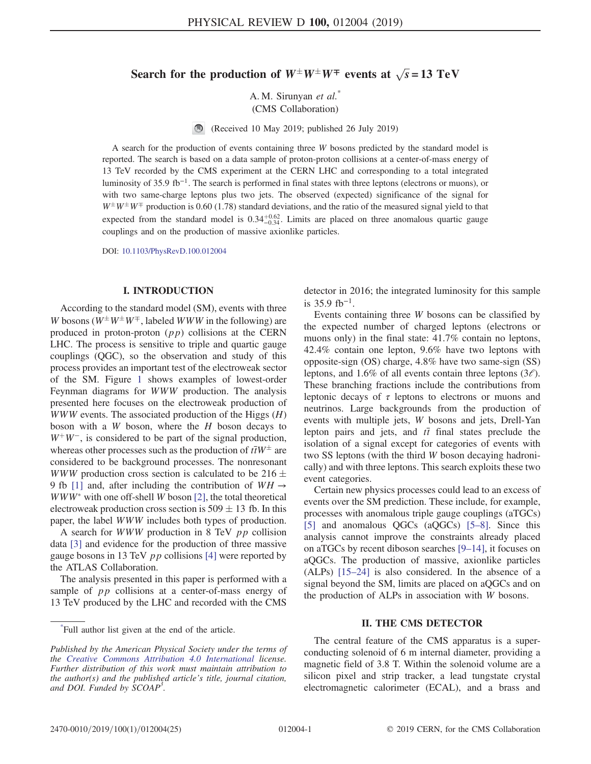# Search for the production of $W^{\pm}W^{\pm}W^{\mp}$ events at $\sqrt{s} = 13$ TeV

A. M. Sirunyan *et al.*[*]
(CMS Collaboration)

(Received 10 May 2019; published 26 July 2019)

A search for the production of events containing three $W$ bosons predicted by the standard model is reported. The search is based on a data sample of proton-proton collisions at a center-of-mass energy of 13 TeV recorded by the CMS experiment at the CERN LHC and corresponding to a total integrated luminosity of 35.9 $\mathrm{fb}^{-1}$. The search is performed in final states with three leptons (electrons or muons), or with two same-charge leptons plus two jets. The observed (expected) significance of the signal for $W^{\pm}W^{\pm}W^{\mp}$ production is 0.60 (1.78) standard deviations, and the ratio of the measured signal yield to that expected from the standard model is $0.34^{+0.62}_{-0.34}$. Limits are placed on three anomalous quartic gauge couplings and on the production of massive axionlike particles.

DOI: 10.1103/PhysRevD.100.012004

## I. INTRODUCTION

According to the standard model (SM), events with three $W$ bosons ($W^{\pm}W^{\pm}W^{\mp}$, labeled $WWW$ in the following) are produced in proton-proton ($pp$) collisions at the CERN LHC. The process is sensitive to triple and quartic gauge couplings (QGC), so the observation and study of this process provides an important test of the electroweak sector of the SM. Figure 1 shows examples of lowest-order Feynman diagrams for $WWW$ production. The analysis presented here focuses on the electroweak production of $WWW$ events. The associated production of the Higgs ($H$) boson with a $W$ boson, where the $H$ boson decays to $W^{+}W^{-}$, is considered to be part of the signal production, whereas other processes such as the production of $t\bar{t}W^{\pm}$ are considered to be background processes. The nonresonant $WWW$ production cross section is calculated to be $216 \pm 9$ fb [1] and, after including the contribution of $WH \rightarrow WWW^{*}$ with one off-shell $W$ boson [2], the total theoretical electroweak production cross section is $509 \pm 13$ fb. In this paper, the label $WWW$ includes both types of production.

A search for $WWW$ production in 8 TeV $pp$ collision data [3] and evidence for the production of three massive gauge bosons in 13 TeV $pp$ collisions [4] were reported by the ATLAS Collaboration.

The analysis presented in this paper is performed with a sample of $pp$ collisions at a center-of-mass energy of 13 TeV produced by the LHC and recorded with the CMS detector in 2016; the integrated luminosity for this sample is 35.9 $\mathrm{fb}^{-1}$.

Events containing three $W$ bosons can be classified by the expected number of charged leptons (electrons or muons only) in the final state: 41.7% contain no leptons, 42.4% contain one lepton, 9.6% have two leptons with opposite-sign (OS) charge, 4.8% have two same-sign (SS) leptons, and 1.6% of all events contain three leptons ($3\ell$). These branching fractions include the contributions from leptonic decays of $\tau$ leptons to electrons or muons and neutrinos. Large backgrounds from the production of events with multiple jets, $W$ bosons and jets, Drell-Yan lepton pairs and jets, and $t\bar{t}$ final states preclude the isolation of a signal except for categories of events with two SS leptons (with the third $W$ boson decaying hadronically) and with three leptons. This search exploits these two event categories.

Certain new physics processes could lead to an excess of events over the SM prediction. These include, for example, processes with anomalous triple gauge couplings (aTGCs) [5] and anomalous QGCs (aQGCs) [5–8]. Since this analysis cannot improve the constraints already placed on aTGCs by recent diboson searches [9–14], it focuses on aQGCs. The production of massive, axionlike particles (ALPs) [15–24] is also considered. In the absence of a signal beyond the SM, limits are placed on aQGCs and on the production of ALPs in association with $W$ bosons.

## II. THE CMS DETECTOR

The central feature of the CMS apparatus is a superconducting solenoid of 6 m internal diameter, providing a magnetic field of 3.8 T. Within the solenoid volume are a silicon pixel and strip tracker, a lead tungstate crystal electromagnetic calorimeter (ECAL), and a brass and

---

[*] Full author list given at the end of the article.

*Published by the American Physical Society under the terms of the Creative Commons Attribution 4.0 International license. Further distribution of this work must maintain attribution to the author(s) and the published article's title, journal citation, and DOI. Funded by SCOAP[3].*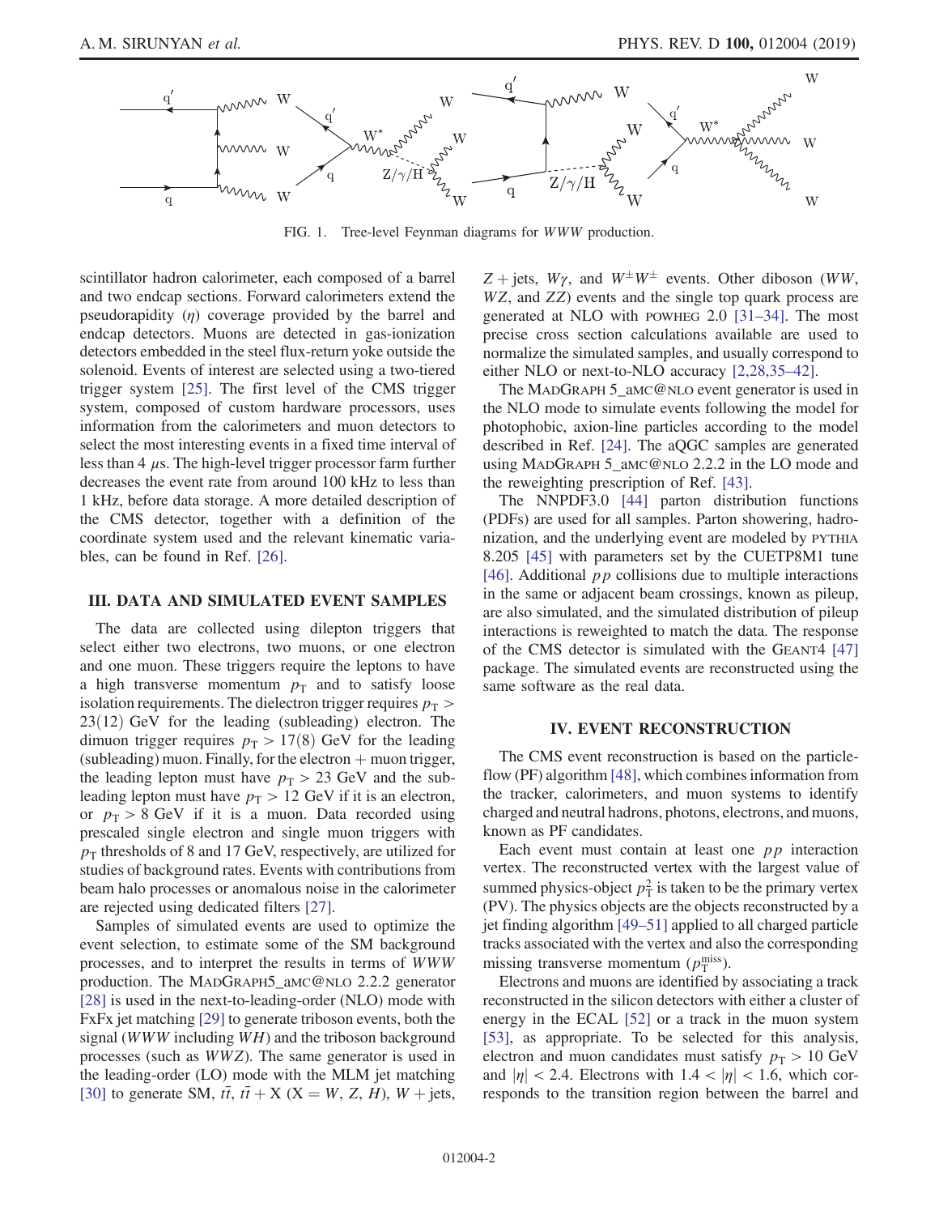FIG. 1. Tree-level Feynman diagrams for $WWW$ production.

scintillator hadron calorimeter, each composed of a barrel and two endcap sections. Forward calorimeters extend the pseudorapidity ($\eta$) coverage provided by the barrel and endcap detectors. Muons are detected in gas-ionization detectors embedded in the steel flux-return yoke outside the solenoid. Events of interest are selected using a two-tiered trigger system [25]. The first level of the CMS trigger system, composed of custom hardware processors, uses information from the calorimeters and muon detectors to select the most interesting events in a fixed time interval of less than 4 $\mu$s. The high-level trigger processor farm further decreases the event rate from around 100 kHz to less than 1 kHz, before data storage. A more detailed description of the CMS detector, together with a definition of the coordinate system used and the relevant kinematic variables, can be found in Ref. [26].

## III. DATA AND SIMULATED EVENT SAMPLES

The data are collected using dilepton triggers that select either two electrons, two muons, or one electron and one muon. These triggers require the leptons to have a high transverse momentum $p_T$ and to satisfy loose isolation requirements. The dielectron trigger requires $p_T > 23(12)$ GeV for the leading (subleading) electron. The dimuon trigger requires $p_T > 17(8)$ GeV for the leading (subleading) muon. Finally, for the electron + muon trigger, the leading lepton must have $p_T > 23$ GeV and the subleading lepton must have $p_T > 12$ GeV if it is an electron, or $p_T > 8$ GeV if it is a muon. Data recorded using prescaled single electron and single muon triggers with $p_T$ thresholds of 8 and 17 GeV, respectively, are utilized for studies of background rates. Events with contributions from beam halo processes or anomalous noise in the calorimeter are rejected using dedicated filters [27].

Samples of simulated events are used to optimize the event selection, to estimate some of the SM background processes, and to interpret the results in terms of $WWW$ production. The MadGraph5_aMC@NLO 2.2.2 generator [28] is used in the next-to-leading-order (NLO) mode with FxFx jet matching [29] to generate triboson events, both the signal ($WWW$ including $WH$) and the triboson background processes (such as $WWZ$). The same generator is used in the leading-order (LO) mode with the MLM jet matching [30] to generate SM, $t\bar{t}$, $t\bar{t}+\mathrm{X}$ (X = $W$, $Z$, $H$), $W$ + jets, $Z$ + jets, $W\gamma$, and $W^{\pm}W^{\pm}$ events. Other diboson ($WW$, $WZ$, and $ZZ$) events and the single top quark process are generated at NLO with POWHEG 2.0 [31–34]. The most precise cross section calculations available are used to normalize the simulated samples, and usually correspond to either NLO or next-to-NLO accuracy [2,28,35–42].

The MadGraph 5_aMC@NLO event generator is used in the NLO mode to simulate events following the model for photophobic, axion-line particles according to the model described in Ref. [24]. The aQGC samples are generated using MadGraph 5_aMC@NLO 2.2.2 in the LO mode and the reweighting prescription of Ref. [43].

The NNPDF3.0 [44] parton distribution functions (PDFs) are used for all samples. Parton showering, hadronization, and the underlying event are modeled by PYTHIA 8.205 [45] with parameters set by the CUETP8M1 tune [46]. Additional $pp$ collisions due to multiple interactions in the same or adjacent beam crossings, known as pileup, are also simulated, and the simulated distribution of pileup interactions is reweighted to match the data. The response of the CMS detector is simulated with the GEANT4 [47] package. The simulated events are reconstructed using the same software as the real data.

## IV. EVENT RECONSTRUCTION

The CMS event reconstruction is based on the particle-flow (PF) algorithm [48], which combines information from the tracker, calorimeters, and muon systems to identify charged and neutral hadrons, photons, electrons, and muons, known as PF candidates.

Each event must contain at least one $pp$ interaction vertex. The reconstructed vertex with the largest value of summed physics-object $p_T^2$ is taken to be the primary vertex (PV). The physics objects are the objects reconstructed by a jet finding algorithm [49–51] applied to all charged particle tracks associated with the vertex and also the corresponding missing transverse momentum ($p_T^{\mathrm{miss}}$).

Electrons and muons are identified by associating a track reconstructed in the silicon detectors with either a cluster of energy in the ECAL [52] or a track in the muon system [53], as appropriate. To be selected for this analysis, electron and muon candidates must satisfy $p_T > 10$ GeV and $|\eta| < 2.4$. Electrons with $1.4 < |\eta| < 1.6$, which corresponds to the transition region between the barrel and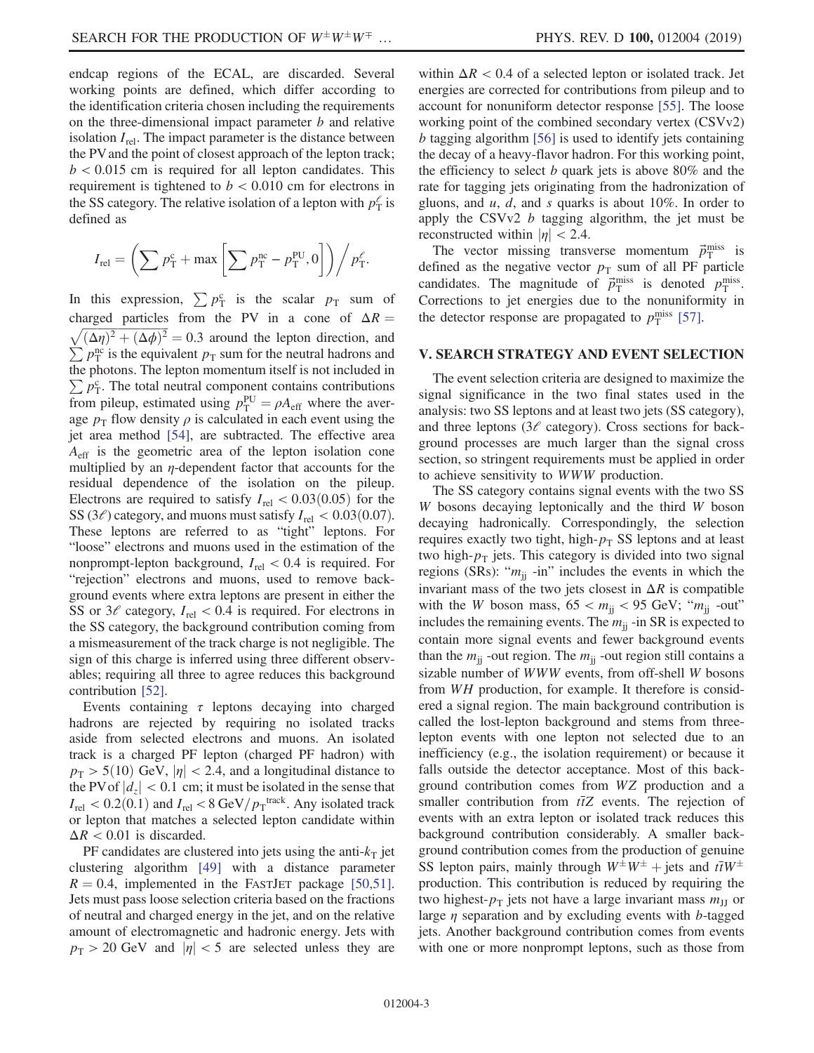endcap regions of the ECAL, are discarded. Several working points are defined, which differ according to the identification criteria chosen including the requirements on the three-dimensional impact parameter $b$ and relative isolation $I_{\mathrm{rel}}$. The impact parameter is the distance between the PV and the point of closest approach of the lepton track; $b < 0.015$ cm is required for all lepton candidates. This requirement is tightened to $b < 0.010$ cm for electrons in the SS category. The relative isolation of a lepton with $p_{\mathrm{T}}^{\ell}$ is defined as

$$I_{\mathrm{rel}} = \left( \sum p_{\mathrm{T}}^{\mathrm{c}} + \max\left[ \sum p_{\mathrm{T}}^{\mathrm{nc}} - p_{\mathrm{T}}^{\mathrm{PU}}, 0 \right] \right) \Big/ p_{\mathrm{T}}^{\ell}.$$

In this expression, $\sum p_{\mathrm{T}}^{\mathrm{c}}$ is the scalar $p_{\mathrm{T}}$ sum of charged particles from the PV in a cone of $\Delta R = \sqrt{(\Delta\eta)^2 + (\Delta\phi)^2} = 0.3$ around the lepton direction, and $\sum p_{\mathrm{T}}^{\mathrm{nc}}$ is the equivalent $p_{\mathrm{T}}$ sum for the neutral hadrons and the photons. The lepton momentum itself is not included in $\sum p_{\mathrm{T}}^{\mathrm{c}}$. The total neutral component contains contributions from pileup, estimated using $p_{\mathrm{T}}^{\mathrm{PU}} = \rho A_{\mathrm{eff}}$ where the average $p_{\mathrm{T}}$ flow density $\rho$ is calculated in each event using the jet area method [54], are subtracted. The effective area $A_{\mathrm{eff}}$ is the geometric area of the lepton isolation cone multiplied by an $\eta$-dependent factor that accounts for the residual dependence of the isolation on the pileup. Electrons are required to satisfy $I_{\mathrm{rel}} < 0.03(0.05)$ for the SS ($3\ell$) category, and muons must satisfy $I_{\mathrm{rel}} < 0.03(0.07)$. These leptons are referred to as "tight" leptons. For "loose" electrons and muons used in the estimation of the nonprompt-lepton background, $I_{\mathrm{rel}} < 0.4$ is required. For "rejection" electrons and muons, used to remove background events where extra leptons are present in either the SS or $3\ell$ category, $I_{\mathrm{rel}} < 0.4$ is required. For electrons in the SS category, the background contribution coming from a mismeasurement of the track charge is not negligible. The sign of this charge is inferred using three different observables; requiring all three to agree reduces this background contribution [52].

Events containing $\tau$ leptons decaying into charged hadrons are rejected by requiring no isolated tracks aside from selected electrons and muons. An isolated track is a charged PF lepton (charged PF hadron) with $p_{\mathrm{T}} > 5(10)$ GeV, $|\eta| < 2.4$, and a longitudinal distance to the PV of $|d_z| < 0.1$ cm; it must be isolated in the sense that $I_{\mathrm{rel}} < 0.2(0.1)$ and $I_{\mathrm{rel}} < 8\,\mathrm{GeV}/p_{\mathrm{T}}^{\mathrm{track}}$. Any isolated track or lepton that matches a selected lepton candidate within $\Delta R < 0.01$ is discarded.

PF candidates are clustered into jets using the anti-$k_{\mathrm{T}}$ jet clustering algorithm [49] with a distance parameter $R = 0.4$, implemented in the FastJet package [50,51]. Jets must pass loose selection criteria based on the fractions of neutral and charged energy in the jet, and on the relative amount of electromagnetic and hadronic energy. Jets with $p_{\mathrm{T}} > 20$ GeV and $|\eta| < 5$ are selected unless they are within $\Delta R < 0.4$ of a selected lepton or isolated track. Jet energies are corrected for contributions from pileup and to account for nonuniform detector response [55]. The loose working point of the combined secondary vertex (CSVv2) $b$ tagging algorithm [56] is used to identify jets containing the decay of a heavy-flavor hadron. For this working point, the efficiency to select $b$ quark jets is above 80% and the rate for tagging jets originating from the hadronization of gluons, and $u$, $d$, and $s$ quarks is about 10%. In order to apply the CSVv2 $b$ tagging algorithm, the jet must be reconstructed within $|\eta| < 2.4$.

The vector missing transverse momentum $\vec{p}_{\mathrm{T}}^{\mathrm{miss}}$ is defined as the negative vector $p_{\mathrm{T}}$ sum of all PF particle candidates. The magnitude of $\vec{p}_{\mathrm{T}}^{\mathrm{miss}}$ is denoted $p_{\mathrm{T}}^{\mathrm{miss}}$. Corrections to jet energies due to the nonuniformity in the detector response are propagated to $p_{\mathrm{T}}^{\mathrm{miss}}$ [57].

## V. SEARCH STRATEGY AND EVENT SELECTION

The event selection criteria are designed to maximize the signal significance in the two final states used in the analysis: two SS leptons and at least two jets (SS category), and three leptons ($3\ell$ category). Cross sections for background processes are much larger than the signal cross section, so stringent requirements must be applied in order to achieve sensitivity to $WWW$ production.

The SS category contains signal events with the two SS $W$ bosons decaying leptonically and the third $W$ boson decaying hadronically. Correspondingly, the selection requires exactly two tight, high-$p_{\mathrm{T}}$ SS leptons and at least two high-$p_{\mathrm{T}}$ jets. This category is divided into two signal regions (SRs): "$m_{\mathrm{jj}}$ -in" includes the events in which the invariant mass of the two jets closest in $\Delta R$ is compatible with the $W$ boson mass, $65 < m_{\mathrm{jj}} < 95$ GeV; "$m_{\mathrm{jj}}$ -out" includes the remaining events. The $m_{\mathrm{jj}}$ -in SR is expected to contain more signal events and fewer background events than the $m_{\mathrm{jj}}$ -out region. The $m_{\mathrm{jj}}$ -out region still contains a sizable number of $WWW$ events, from off-shell $W$ bosons from $WH$ production, for example. It therefore is considered a signal region. The main background contribution is called the lost-lepton background and stems from three-lepton events with one lepton not selected due to an inefficiency (e.g., the isolation requirement) or because it falls outside the detector acceptance. Most of this background contribution comes from $WZ$ production and a smaller contribution from $t\bar{t}Z$ events. The rejection of events with an extra lepton or isolated track reduces this background contribution considerably. A smaller background contribution comes from the production of genuine SS lepton pairs, mainly through $W^{\pm}W^{\pm}$ + jets and $t\bar{t}W^{\pm}$ production. This contribution is reduced by requiring the two highest-$p_{\mathrm{T}}$ jets not have a large invariant mass $m_{\mathrm{JJ}}$ or large $\eta$ separation and by excluding events with $b$-tagged jets. Another background contribution comes from events with one or more nonprompt leptons, such as those from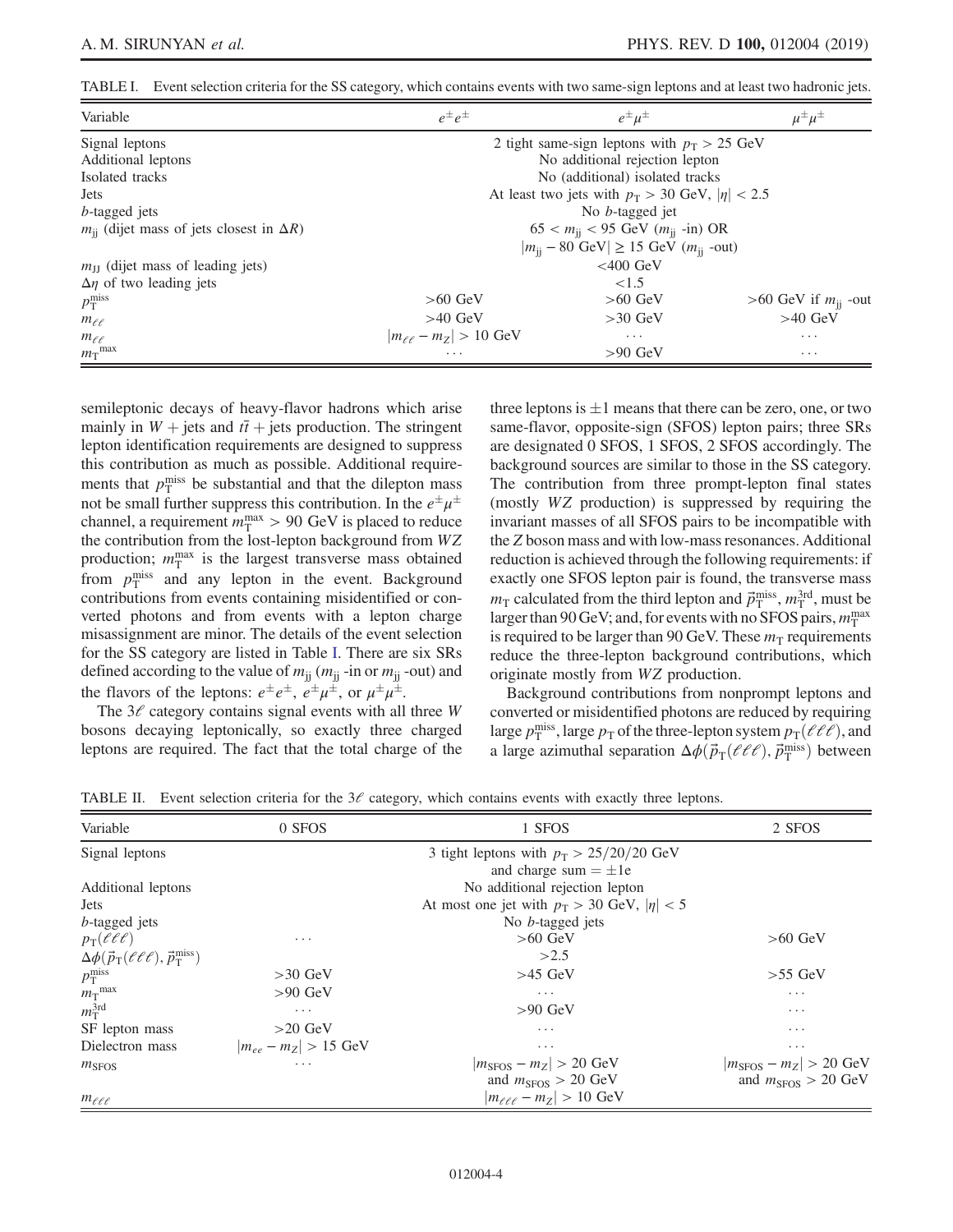TABLE I. Event selection criteria for the SS category, which contains events with two same-sign leptons and at least two hadronic jets.

| Variable | $e^{\pm}e^{\pm}$ | $e^{\pm}\mu^{\pm}$ | $\mu^{\pm}\mu^{\pm}$ |
|---|---|---|---|
| Signal leptons | | 2 tight same-sign leptons with $p_T > 25$ GeV | |
| Additional leptons | | No additional rejection lepton | |
| Isolated tracks | | No (additional) isolated tracks | |
| Jets | | At least two jets with $p_T > 30$ GeV, $\lvert\eta\rvert < 2.5$ | |
| $b$-tagged jets | | No $b$-tagged jet | |
| $m_{jj}$ (dijet mass of jets closest in $\Delta R$) | | $65 < m_{jj} < 95$ GeV ($m_{jj}$ -in) OR $\lvert m_{jj} - 80\ \text{GeV}\rvert \geq 15$ GeV ($m_{jj}$ -out) | |
| $m_{JJ}$ (dijet mass of leading jets) | | $<400$ GeV | |
| $\Delta\eta$ of two leading jets | | $<1.5$ | |
| $p_T^{miss}$ | $>60$ GeV | $>60$ GeV | $>60$ GeV if $m_{jj}$ -out |
| $m_{\ell\ell}$ | $>40$ GeV | $>30$ GeV | $>40$ GeV |
| $m_{\ell\ell}$ | $\lvert m_{\ell\ell} - m_Z\rvert > 10$ GeV | $\cdots$ | $\cdots$ |
| $m_T^{max}$ | $\cdots$ | $>90$ GeV | $\cdots$ |

semileptonic decays of heavy-flavor hadrons which arise mainly in $W$ + jets and $t\bar{t}$ + jets production. The stringent lepton identification requirements are designed to suppress this contribution as much as possible. Additional requirements that $p_T^{miss}$ be substantial and that the dilepton mass not be small further suppress this contribution. In the $e^{\pm}\mu^{\pm}$ channel, a requirement $m_T^{max} > 90$ GeV is placed to reduce the contribution from the lost-lepton background from $WZ$ production; $m_T^{max}$ is the largest transverse mass obtained from $p_T^{miss}$ and any lepton in the event. Background contributions from events containing misidentified or converted photons and from events with a lepton charge misassignment are minor. The details of the event selection for the SS category are listed in Table I. There are six SRs defined according to the value of $m_{jj}$ ($m_{jj}$ -in or $m_{jj}$ -out) and the flavors of the leptons: $e^{\pm}e^{\pm}$, $e^{\pm}\mu^{\pm}$, or $\mu^{\pm}\mu^{\pm}$.

The $3\ell$ category contains signal events with all three $W$ bosons decaying leptonically, so exactly three charged leptons are required. The fact that the total charge of the three leptons is $\pm 1$ means that there can be zero, one, or two same-flavor, opposite-sign (SFOS) lepton pairs; three SRs are designated 0 SFOS, 1 SFOS, 2 SFOS accordingly. The background sources are similar to those in the SS category. The contribution from three prompt-lepton final states (mostly $WZ$ production) is suppressed by requiring the invariant masses of all SFOS pairs to be incompatible with the $Z$ boson mass and with low-mass resonances. Additional reduction is achieved through the following requirements: if exactly one SFOS lepton pair is found, the transverse mass $m_T$ calculated from the third lepton and $\vec{p}_T^{miss}$, $m_T^{3rd}$, must be larger than 90 GeV; and, for events with no SFOS pairs, $m_T^{max}$ is required to be larger than 90 GeV. These $m_T$ requirements reduce the three-lepton background contributions, which originate mostly from $WZ$ production.

Background contributions from nonprompt leptons and converted or misidentified photons are reduced by requiring large $p_T^{miss}$, large $p_T$ of the three-lepton system $p_T(\ell\ell\ell)$, and a large azimuthal separation $\Delta\phi(\vec{p}_T(\ell\ell\ell), \vec{p}_T^{miss})$ between

TABLE II. Event selection criteria for the $3\ell$ category, which contains events with exactly three leptons.

| Variable | 0 SFOS | 1 SFOS | 2 SFOS |
|---|---|---|---|
| Signal leptons | | 3 tight leptons with $p_T > 25/20/20$ GeV and charge sum $= \pm 1e$ | |
| Additional leptons | | No additional rejection lepton | |
| Jets | | At most one jet with $p_T > 30$ GeV, $\lvert\eta\rvert < 5$ | |
| $b$-tagged jets | | No $b$-tagged jets | |
| $p_T(\ell\ell\ell)$ | $\cdots$ | $>60$ GeV | $>60$ GeV |
| $\Delta\phi(\vec{p}_T(\ell\ell\ell), \vec{p}_T^{miss})$ | | $>2.5$ | |
| $p_T^{miss}$ | $>30$ GeV | $>45$ GeV | $>55$ GeV |
| $m_T^{max}$ | $>90$ GeV | $\cdots$ | $\cdots$ |
| $m_T^{3rd}$ | $\cdots$ | $>90$ GeV | $\cdots$ |
| SF lepton mass | $>20$ GeV | $\cdots$ | $\cdots$ |
| Dielectron mass | $\lvert m_{ee} - m_Z\rvert > 15$ GeV | $\cdots$ | $\cdots$ |
| $m_{SFOS}$ | $\cdots$ | $\lvert m_{SFOS} - m_Z\rvert > 20$ GeV and $m_{SFOS} > 20$ GeV | $\lvert m_{SFOS} - m_Z\rvert > 20$ GeV and $m_{SFOS} > 20$ GeV |
| $m_{\ell\ell\ell}$ | | $\lvert m_{\ell\ell\ell} - m_Z\rvert > 10$ GeV | |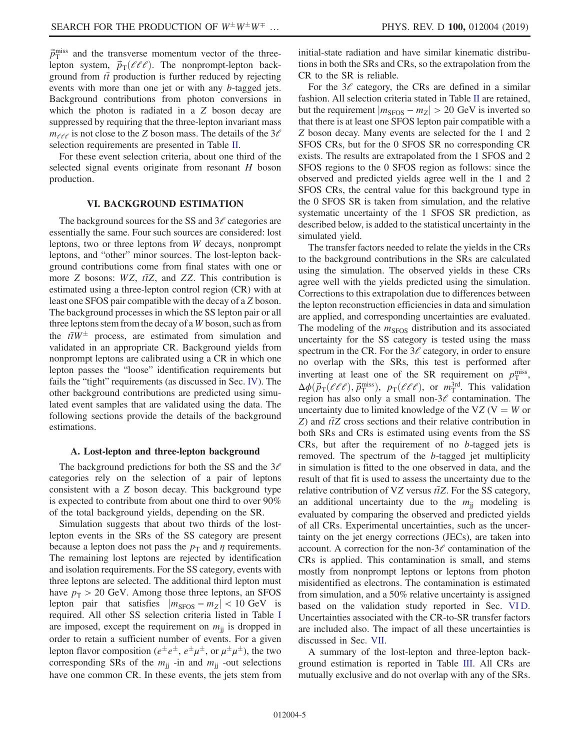$\vec{p}_{\mathrm{T}}^{\mathrm{miss}}$ and the transverse momentum vector of the three-lepton system, $\vec{p}_{\mathrm{T}}(\ell\ell\ell)$. The nonprompt-lepton background from $t\bar{t}$ production is further reduced by rejecting events with more than one jet or with any $b$-tagged jets. Background contributions from photon conversions in which the photon is radiated in a $Z$ boson decay are suppressed by requiring that the three-lepton invariant mass $m_{\ell\ell\ell}$ is not close to the $Z$ boson mass. The details of the $3\ell$ selection requirements are presented in Table II.

For these event selection criteria, about one third of the selected signal events originate from resonant $H$ boson production.

## VI. BACKGROUND ESTIMATION

The background sources for the SS and $3\ell$ categories are essentially the same. Four such sources are considered: lost leptons, two or three leptons from $W$ decays, nonprompt leptons, and "other" minor sources. The lost-lepton background contributions come from final states with one or more $Z$ bosons: $WZ$, $t\bar{t}Z$, and $ZZ$. This contribution is estimated using a three-lepton control region (CR) with at least one SFOS pair compatible with the decay of a $Z$ boson. The background processes in which the SS lepton pair or all three leptons stem from the decay of a $W$ boson, such as from the $t\bar{t}W^{\pm}$ process, are estimated from simulation and validated in an appropriate CR. Background yields from nonprompt leptons are calibrated using a CR in which one lepton passes the "loose" identification requirements but fails the "tight" requirements (as discussed in Sec. IV). The other background contributions are predicted using simulated event samples that are validated using the data. The following sections provide the details of the background estimations.

### A. Lost-lepton and three-lepton background

The background predictions for both the SS and the $3\ell$ categories rely on the selection of a pair of leptons consistent with a $Z$ boson decay. This background type is expected to contribute from about one third to over 90% of the total background yields, depending on the SR.

Simulation suggests that about two thirds of the lost-lepton events in the SRs of the SS category are present because a lepton does not pass the $p_{\mathrm{T}}$ and $\eta$ requirements. The remaining lost leptons are rejected by identification and isolation requirements. For the SS category, events with three leptons are selected. The additional third lepton must have $p_{\mathrm{T}} > 20$ GeV. Among those three leptons, an SFOS lepton pair that satisfies $|m_{\mathrm{SFOS}} - m_Z| < 10$ GeV is required. All other SS selection criteria listed in Table I are imposed, except the requirement on $m_{\mathrm{jj}}$ is dropped in order to retain a sufficient number of events. For a given lepton flavor composition ($e^{\pm}e^{\pm}$, $e^{\pm}\mu^{\pm}$, or $\mu^{\pm}\mu^{\pm}$), the two corresponding SRs of the $m_{\mathrm{jj}}$ -in and $m_{\mathrm{jj}}$ -out selections have one common CR. In these events, the jets stem from initial-state radiation and have similar kinematic distributions in both the SRs and CRs, so the extrapolation from the CR to the SR is reliable.

For the $3\ell$ category, the CRs are defined in a similar fashion. All selection criteria stated in Table II are retained, but the requirement $|m_{\mathrm{SFOS}} - m_Z| > 20$ GeV is inverted so that there is at least one SFOS lepton pair compatible with a $Z$ boson decay. Many events are selected for the 1 and 2 SFOS CRs, but for the 0 SFOS SR no corresponding CR exists. The results are extrapolated from the 1 SFOS and 2 SFOS regions to the 0 SFOS region as follows: since the observed and predicted yields agree well in the 1 and 2 SFOS CRs, the central value for this background type in the 0 SFOS SR is taken from simulation, and the relative systematic uncertainty of the 1 SFOS SR prediction, as described below, is added to the statistical uncertainty in the simulated yield.

The transfer factors needed to relate the yields in the CRs to the background contributions in the SRs are calculated using the simulation. The observed yields in these CRs agree well with the yields predicted using the simulation. Corrections to this extrapolation due to differences between the lepton reconstruction efficiencies in data and simulation are applied, and corresponding uncertainties are evaluated. The modeling of the $m_{\mathrm{SFOS}}$ distribution and its associated uncertainty for the SS category is tested using the mass spectrum in the CR. For the $3\ell$ category, in order to ensure no overlap with the SRs, this test is performed after inverting at least one of the SR requirement on $p_{\mathrm{T}}^{\mathrm{miss}}$, $\Delta\phi(\vec{p}_{\mathrm{T}}(\ell\ell\ell), \vec{p}_{\mathrm{T}}^{\mathrm{miss}})$, $p_{\mathrm{T}}(\ell\ell\ell)$, or $m_{\mathrm{T}}^{\mathrm{3rd}}$. This validation region has also only a small non-$3\ell$ contamination. The uncertainty due to limited knowledge of the V$Z$ (V = $W$ or $Z$) and $t\bar{t}Z$ cross sections and their relative contribution in both SRs and CRs is estimated using events from the SS CRs, but after the requirement of no $b$-tagged jets is removed. The spectrum of the $b$-tagged jet multiplicity in simulation is fitted to the one observed in data, and the result of that fit is used to assess the uncertainty due to the relative contribution of V$Z$ versus $t\bar{t}Z$. For the SS category, an additional uncertainty due to the $m_{\mathrm{jj}}$ modeling is evaluated by comparing the observed and predicted yields of all CRs. Experimental uncertainties, such as the uncertainty on the jet energy corrections (JECs), are taken into account. A correction for the non-$3\ell$ contamination of the CRs is applied. This contamination is small, and stems mostly from nonprompt leptons or leptons from photon misidentified as electrons. The contamination is estimated from simulation, and a 50% relative uncertainty is assigned based on the validation study reported in Sec. VI D. Uncertainties associated with the CR-to-SR transfer factors are included also. The impact of all these uncertainties is discussed in Sec. VII.

A summary of the lost-lepton and three-lepton background estimation is reported in Table III. All CRs are mutually exclusive and do not overlap with any of the SRs.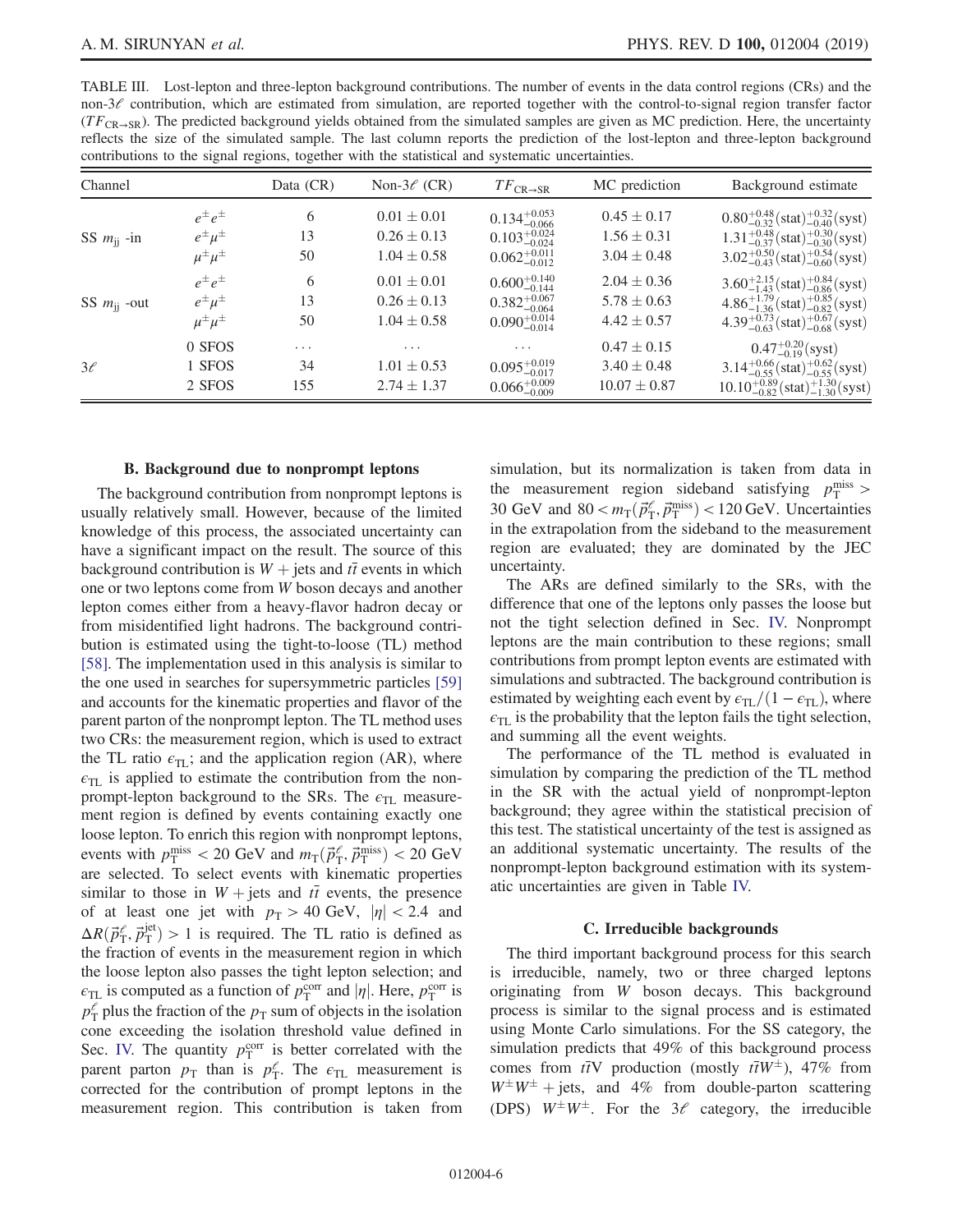TABLE III. Lost-lepton and three-lepton background contributions. The number of events in the data control regions (CRs) and the non-$3\ell$ contribution, which are estimated from simulation, are reported together with the control-to-signal region transfer factor ($TF_{\mathrm{CR}\to\mathrm{SR}}$). The predicted background yields obtained from the simulated samples are given as MC prediction. Here, the uncertainty reflects the size of the simulated sample. The last column reports the prediction of the lost-lepton and three-lepton background contributions to the signal regions, together with the statistical and systematic uncertainties.

| Channel | | Data (CR) | Non-$3\ell$ (CR) | $TF_{\mathrm{CR}\to\mathrm{SR}}$ | MC prediction | Background estimate |
|---|---|---|---|---|---|---|
| SS $m_{\mathrm{jj}}$ -in | $e^{\pm}e^{\pm}$ | 6 | $0.01 \pm 0.01$ | $0.134^{+0.053}_{-0.066}$ | $0.45 \pm 0.17$ | $0.80^{+0.48}_{-0.32}(\mathrm{stat})^{+0.32}_{-0.40}(\mathrm{syst})$ |
| | $e^{\pm}\mu^{\pm}$ | 13 | $0.26 \pm 0.13$ | $0.103^{+0.024}_{-0.024}$ | $1.56 \pm 0.31$ | $1.31^{+0.48}_{-0.37}(\mathrm{stat})^{+0.30}_{-0.30}(\mathrm{syst})$ |
| | $\mu^{\pm}\mu^{\pm}$ | 50 | $1.04 \pm 0.58$ | $0.062^{+0.011}_{-0.012}$ | $3.04 \pm 0.48$ | $3.02^{+0.50}_{-0.43}(\mathrm{stat})^{+0.54}_{-0.60}(\mathrm{syst})$ |
| SS $m_{\mathrm{jj}}$ -out | $e^{\pm}e^{\pm}$ | 6 | $0.01 \pm 0.01$ | $0.600^{+0.140}_{-0.144}$ | $2.04 \pm 0.36$ | $3.60^{+2.15}_{-1.43}(\mathrm{stat})^{+0.84}_{-0.86}(\mathrm{syst})$ |
| | $e^{\pm}\mu^{\pm}$ | 13 | $0.26 \pm 0.13$ | $0.382^{+0.067}_{-0.064}$ | $5.78 \pm 0.63$ | $4.86^{+1.79}_{-1.36}(\mathrm{stat})^{+0.85}_{-0.82}(\mathrm{syst})$ |
| | $\mu^{\pm}\mu^{\pm}$ | 50 | $1.04 \pm 0.58$ | $0.090^{+0.014}_{-0.014}$ | $4.42 \pm 0.57$ | $4.39^{+0.73}_{-0.63}(\mathrm{stat})^{+0.67}_{-0.68}(\mathrm{syst})$ |
| $3\ell$ | 0 SFOS | ... | ... | ... | $0.47 \pm 0.15$ | $0.47^{+0.20}_{-0.19}(\mathrm{syst})$ |
| | 1 SFOS | 34 | $1.01 \pm 0.53$ | $0.095^{+0.019}_{-0.017}$ | $3.40 \pm 0.48$ | $3.14^{+0.66}_{-0.55}(\mathrm{stat})^{+0.62}_{-0.55}(\mathrm{syst})$ |
| | 2 SFOS | 155 | $2.74 \pm 1.37$ | $0.066^{+0.009}_{-0.009}$ | $10.07 \pm 0.87$ | $10.10^{+0.89}_{-0.82}(\mathrm{stat})^{+1.30}_{-1.30}(\mathrm{syst})$ |

### B. Background due to nonprompt leptons

The background contribution from nonprompt leptons is usually relatively small. However, because of the limited knowledge of this process, the associated uncertainty can have a significant impact on the result. The source of this background contribution is $W+\text{jets}$ and $t\bar{t}$ events in which one or two leptons come from $W$ boson decays and another lepton comes either from a heavy-flavor hadron decay or from misidentified light hadrons. The background contribution is estimated using the tight-to-loose (TL) method [58]. The implementation used in this analysis is similar to the one used in searches for supersymmetric particles [59] and accounts for the kinematic properties and flavor of the parent parton of the nonprompt lepton. The TL method uses two CRs: the measurement region, which is used to extract the TL ratio $\epsilon_{\mathrm{TL}}$; and the application region (AR), where $\epsilon_{\mathrm{TL}}$ is applied to estimate the contribution from the nonprompt-lepton background to the SRs. The $\epsilon_{\mathrm{TL}}$ measurement region is defined by events containing exactly one loose lepton. To enrich this region with nonprompt leptons, events with $p_{\mathrm{T}}^{\mathrm{miss}} < 20$ GeV and $m_{\mathrm{T}}(\vec{p}_{\mathrm{T}}^{\ell}, \vec{p}_{\mathrm{T}}^{\mathrm{miss}}) < 20$ GeV are selected. To select events with kinematic properties similar to those in $W+\text{jets}$ and $t\bar{t}$ events, the presence of at least one jet with $p_{\mathrm{T}} > 40$ GeV, $|\eta| < 2.4$ and $\Delta R(\vec{p}_{\mathrm{T}}^{\ell}, \vec{p}_{\mathrm{T}}^{\mathrm{jet}}) > 1$ is required. The TL ratio is defined as the fraction of events in the measurement region in which the loose lepton also passes the tight lepton selection; and $\epsilon_{\mathrm{TL}}$ is computed as a function of $p_{\mathrm{T}}^{\mathrm{corr}}$ and $|\eta|$. Here, $p_{\mathrm{T}}^{\mathrm{corr}}$ is $p_{\mathrm{T}}^{\ell}$ plus the fraction of the $p_{\mathrm{T}}$ sum of objects in the isolation cone exceeding the isolation threshold value defined in Sec. IV. The quantity $p_{\mathrm{T}}^{\mathrm{corr}}$ is better correlated with the parent parton $p_{\mathrm{T}}$ than is $p_{\mathrm{T}}^{\ell}$. The $\epsilon_{\mathrm{TL}}$ measurement is corrected for the contribution of prompt leptons in the measurement region. This contribution is taken from simulation, but its normalization is taken from data in the measurement region sideband satisfying $p_{\mathrm{T}}^{\mathrm{miss}} > 30$ GeV and $80 < m_{\mathrm{T}}(\vec{p}_{\mathrm{T}}^{\ell}, \vec{p}_{\mathrm{T}}^{\mathrm{miss}}) < 120$ GeV. Uncertainties in the extrapolation from the sideband to the measurement region are evaluated; they are dominated by the JEC uncertainty.

The ARs are defined similarly to the SRs, with the difference that one of the leptons only passes the loose but not the tight selection defined in Sec. IV. Nonprompt leptons are the main contribution to these regions; small contributions from prompt lepton events are estimated with simulations and subtracted. The background contribution is estimated by weighting each event by $\epsilon_{\mathrm{TL}}/(1-\epsilon_{\mathrm{TL}})$, where $\epsilon_{\mathrm{TL}}$ is the probability that the lepton fails the tight selection, and summing all the event weights.

The performance of the TL method is evaluated in simulation by comparing the prediction of the TL method in the SR with the actual yield of nonprompt-lepton background; they agree within the statistical precision of this test. The statistical uncertainty of the test is assigned as an additional systematic uncertainty. The results of the nonprompt-lepton background estimation with its systematic uncertainties are given in Table IV.

### C. Irreducible backgrounds

The third important background process for this search is irreducible, namely, two or three charged leptons originating from $W$ boson decays. This background process is similar to the signal process and is estimated using Monte Carlo simulations. For the SS category, the simulation predicts that 49% of this background process comes from $t\bar{t}V$ production (mostly $t\bar{t}W^{\pm}$), 47% from $W^{\pm}W^{\pm}+\text{jets}$, and 4% from double-parton scattering (DPS) $W^{\pm}W^{\pm}$. For the $3\ell$ category, the irreducible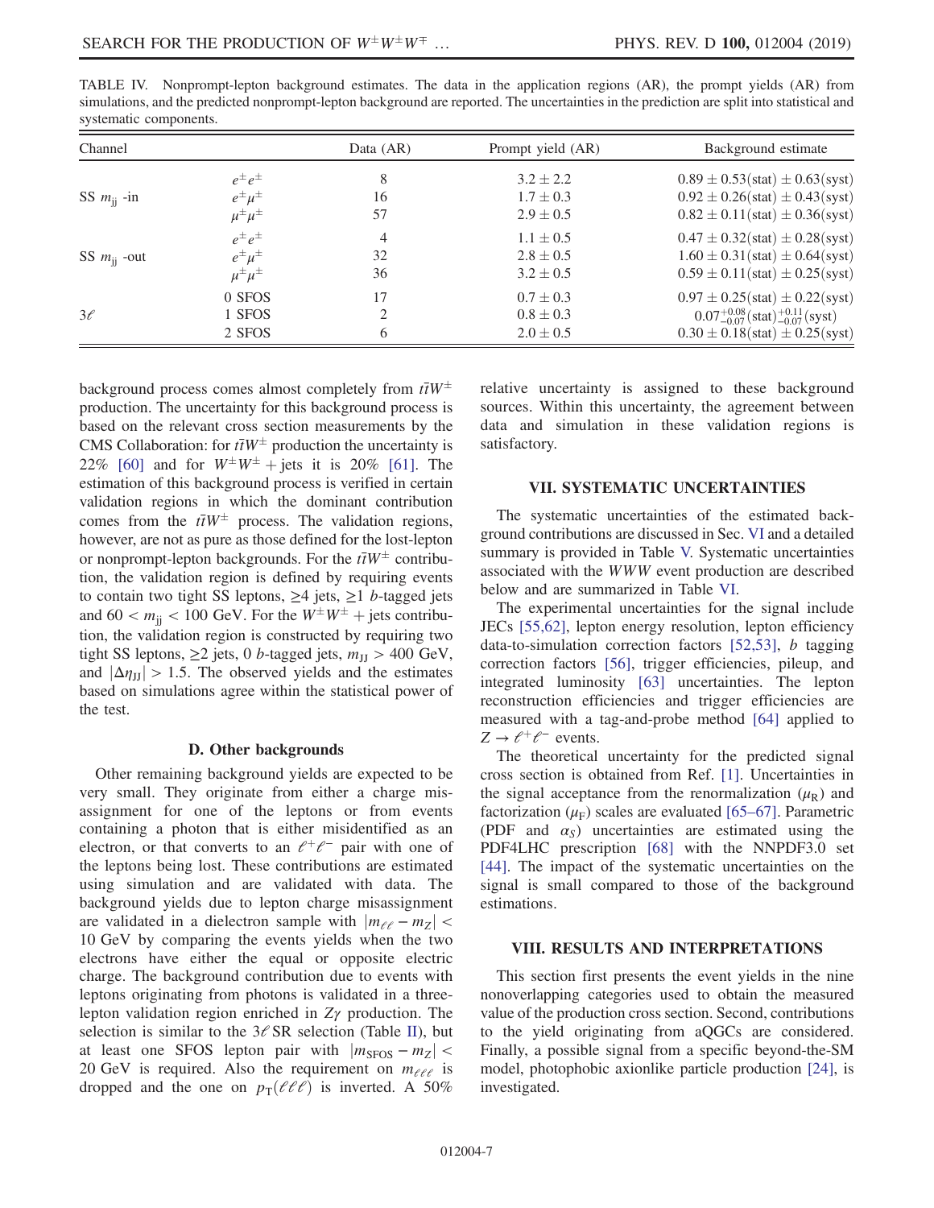TABLE IV. Nonprompt-lepton background estimates. The data in the application regions (AR), the prompt yields (AR) from simulations, and the predicted nonprompt-lepton background are reported. The uncertainties in the prediction are split into statistical and systematic components.

| Channel | | Data (AR) | Prompt yield (AR) | Background estimate |
|---|---|---|---|---|
| SS $m_{jj}$ -in | $e^{\pm}e^{\pm}$ | 8 | $3.2 \pm 2.2$ | $0.89 \pm 0.53(\text{stat}) \pm 0.63(\text{syst})$ |
| | $e^{\pm}\mu^{\pm}$ | 16 | $1.7 \pm 0.3$ | $0.92 \pm 0.26(\text{stat}) \pm 0.43(\text{syst})$ |
| | $\mu^{\pm}\mu^{\pm}$ | 57 | $2.9 \pm 0.5$ | $0.82 \pm 0.11(\text{stat}) \pm 0.36(\text{syst})$ |
| SS $m_{jj}$ -out | $e^{\pm}e^{\pm}$ | 4 | $1.1 \pm 0.5$ | $0.47 \pm 0.32(\text{stat}) \pm 0.28(\text{syst})$ |
| | $e^{\pm}\mu^{\pm}$ | 32 | $2.8 \pm 0.5$ | $1.60 \pm 0.31(\text{stat}) \pm 0.64(\text{syst})$ |
| | $\mu^{\pm}\mu^{\pm}$ | 36 | $3.2 \pm 0.5$ | $0.59 \pm 0.11(\text{stat}) \pm 0.25(\text{syst})$ |
| $3\ell$ | 0 SFOS | 17 | $0.7 \pm 0.3$ | $0.97 \pm 0.25(\text{stat}) \pm 0.22(\text{syst})$ |
| | 1 SFOS | 2 | $0.8 \pm 0.3$ | $0.07^{+0.08}_{-0.07}(\text{stat})^{+0.11}_{-0.07}(\text{syst})$ |
| | 2 SFOS | 6 | $2.0 \pm 0.5$ | $0.30 \pm 0.18(\text{stat}) \pm 0.25(\text{syst})$ |

background process comes almost completely from $t\bar{t}W^{\pm}$ production. The uncertainty for this background process is based on the relevant cross section measurements by the CMS Collaboration: for $t\bar{t}W^{\pm}$ production the uncertainty is 22% [60] and for $W^{\pm}W^{\pm}$ + jets it is 20% [61]. The estimation of this background process is verified in certain validation regions in which the dominant contribution comes from the $t\bar{t}W^{\pm}$ process. The validation regions, however, are not as pure as those defined for the lost-lepton or nonprompt-lepton backgrounds. For the $t\bar{t}W^{\pm}$ contribution, the validation region is defined by requiring events to contain two tight SS leptons, $\geq 4$ jets, $\geq 1$ $b$-tagged jets and $60 < m_{jj} < 100$ GeV. For the $W^{\pm}W^{\pm}$ + jets contribution, the validation region is constructed by requiring two tight SS leptons, $\geq 2$ jets, 0 $b$-tagged jets, $m_{JJ} > 400$ GeV, and $|\Delta\eta_{JJ}| > 1.5$. The observed yields and the estimates based on simulations agree within the statistical power of the test.

### D. Other backgrounds

Other remaining background yields are expected to be very small. They originate from either a charge misassignment for one of the leptons or from events containing a photon that is either misidentified as an electron, or that converts to an $\ell^{+}\ell^{-}$ pair with one of the leptons being lost. These contributions are estimated using simulation and are validated with data. The background yields due to lepton charge misassignment are validated in a dielectron sample with $|m_{\ell\ell} - m_Z| < 10$ GeV by comparing the events yields when the two electrons have either the equal or opposite electric charge. The background contribution due to events with leptons originating from photons is validated in a three-lepton validation region enriched in $Z\gamma$ production. The selection is similar to the $3\ell$ SR selection (Table II), but at least one SFOS lepton pair with $|m_{\text{SFOS}} - m_Z| < 20$ GeV is required. Also the requirement on $m_{\ell\ell\ell}$ is dropped and the one on $p_T(\ell\ell\ell)$ is inverted. A 50% relative uncertainty is assigned to these background sources. Within this uncertainty, the agreement between data and simulation in these validation regions is satisfactory.

## VII. SYSTEMATIC UNCERTAINTIES

The systematic uncertainties of the estimated background contributions are discussed in Sec. VI and a detailed summary is provided in Table V. Systematic uncertainties associated with the $WWW$ event production are described below and are summarized in Table VI.

The experimental uncertainties for the signal include JECs [55,62], lepton energy resolution, lepton efficiency data-to-simulation correction factors [52,53], $b$ tagging correction factors [56], trigger efficiencies, pileup, and integrated luminosity [63] uncertainties. The lepton reconstruction efficiencies and trigger efficiencies are measured with a tag-and-probe method [64] applied to $Z \to \ell^{+}\ell^{-}$ events.

The theoretical uncertainty for the predicted signal cross section is obtained from Ref. [1]. Uncertainties in the signal acceptance from the renormalization ($\mu_R$) and factorization ($\mu_F$) scales are evaluated [65–67]. Parametric (PDF and $\alpha_S$) uncertainties are estimated using the PDF4LHC prescription [68] with the NNPDF3.0 set [44]. The impact of the systematic uncertainties on the signal is small compared to those of the background estimations.

## VIII. RESULTS AND INTERPRETATIONS

This section first presents the event yields in the nine nonoverlapping categories used to obtain the measured value of the production cross section. Second, contributions to the yield originating from aQGCs are considered. Finally, a possible signal from a specific beyond-the-SM model, photophobic axionlike particle production [24], is investigated.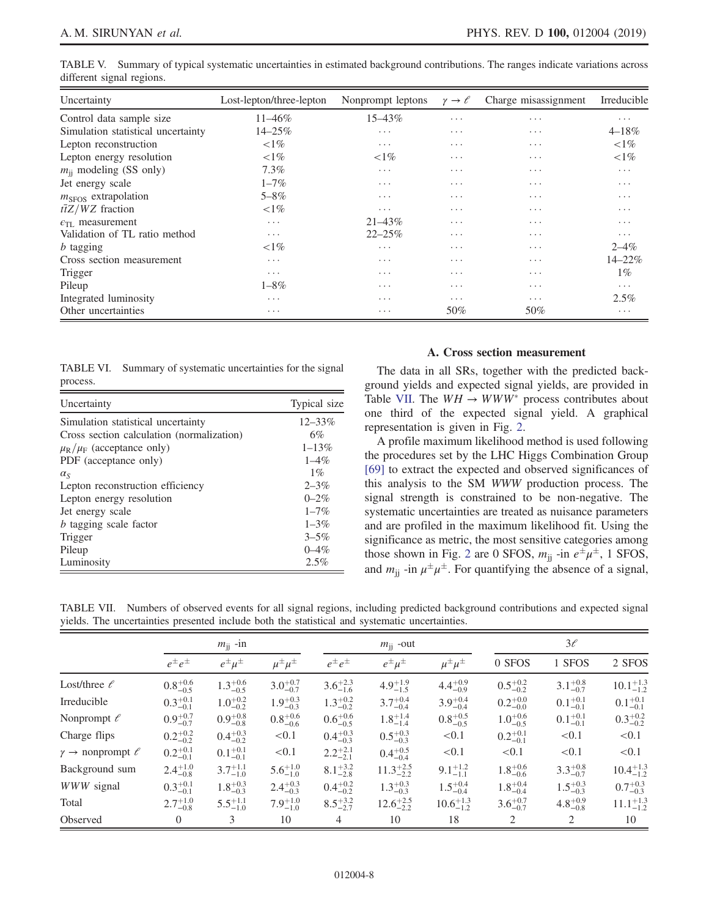TABLE V. Summary of typical systematic uncertainties in estimated background contributions. The ranges indicate variations across different signal regions.

| Uncertainty | Lost-lepton/three-lepton | Nonprompt leptons | $\gamma \to \ell$ | Charge misassignment | Irreducible |
|---|---|---|---|---|---|
| Control data sample size | 11–46% | 15–43% | ⋯ | ⋯ | ⋯ |
| Simulation statistical uncertainty | 14–25% | ⋯ | ⋯ | ⋯ | 4–18% |
| Lepton reconstruction | <1% | ⋯ | ⋯ | ⋯ | <1% |
| Lepton energy resolution | <1% | <1% | ⋯ | ⋯ | <1% |
| $m_{\mathrm{jj}}$ modeling (SS only) | 7.3% | ⋯ | ⋯ | ⋯ | ⋯ |
| Jet energy scale | 1–7% | ⋯ | ⋯ | ⋯ | ⋯ |
| $m_{\mathrm{SFOS}}$ extrapolation | 5–8% | ⋯ | ⋯ | ⋯ | ⋯ |
| $t\bar{t}Z/WZ$ fraction | <1% | ⋯ | ⋯ | ⋯ | ⋯ |
| $\epsilon_{\mathrm{TL}}$ measurement | ⋯ | 21–43% | ⋯ | ⋯ | ⋯ |
| Validation of TL ratio method | ⋯ | 22–25% | ⋯ | ⋯ | ⋯ |
| $b$ tagging | <1% | ⋯ | ⋯ | ⋯ | 2–4% |
| Cross section measurement | ⋯ | ⋯ | ⋯ | ⋯ | 14–22% |
| Trigger | ⋯ | ⋯ | ⋯ | ⋯ | 1% |
| Pileup | 1–8% | ⋯ | ⋯ | ⋯ | ⋯ |
| Integrated luminosity | ⋯ | ⋯ | ⋯ | ⋯ | 2.5% |
| Other uncertainties | ⋯ | ⋯ | 50% | 50% | ⋯ |

TABLE VI. Summary of systematic uncertainties for the signal process.

| Uncertainty | Typical size |
|---|---|
| Simulation statistical uncertainty | 12–33% |
| Cross section calculation (normalization) | 6% |
| $\mu_{\mathrm{R}}/\mu_{\mathrm{F}}$ (acceptance only) | 1–13% |
| PDF (acceptance only) | 1–4% |
| $\alpha_S$ | 1% |
| Lepton reconstruction efficiency | 2–3% |
| Lepton energy resolution | 0–2% |
| Jet energy scale | 1–7% |
| $b$ tagging scale factor | 1–3% |
| Trigger | 3–5% |
| Pileup | 0–4% |
| Luminosity | 2.5% |

### A. Cross section measurement

The data in all SRs, together with the predicted background yields and expected signal yields, are provided in Table VII. The $WH \to WWW^{*}$ process contributes about one third of the expected signal yield. A graphical representation is given in Fig. 2.

A profile maximum likelihood method is used following the procedures set by the LHC Higgs Combination Group [69] to extract the expected and observed significances of this analysis to the SM $WWW$ production process. The signal strength is constrained to be non-negative. The systematic uncertainties are treated as nuisance parameters and are profiled in the maximum likelihood fit. Using the significance as metric, the most sensitive categories among those shown in Fig. 2 are 0 SFOS, $m_{\mathrm{jj}}$ -in $e^{\pm}\mu^{\pm}$, 1 SFOS, and $m_{\mathrm{jj}}$ -in $\mu^{\pm}\mu^{\pm}$. For quantifying the absence of a signal,

TABLE VII. Numbers of observed events for all signal regions, including predicted background contributions and expected signal yields. The uncertainties presented include both the statistical and systematic uncertainties.

| | $m_{\mathrm{jj}}$ -in | | | $m_{\mathrm{jj}}$ -out | | | $3\ell$ | | |
|---|---|---|---|---|---|---|---|---|---|
| | $e^{\pm}e^{\pm}$ | $e^{\pm}\mu^{\pm}$ | $\mu^{\pm}\mu^{\pm}$ | $e^{\pm}e^{\pm}$ | $e^{\pm}\mu^{\pm}$ | $\mu^{\pm}\mu^{\pm}$ | 0 SFOS | 1 SFOS | 2 SFOS |
| Lost/three $\ell$ | $0.8^{+0.6}_{-0.5}$ | $1.3^{+0.6}_{-0.5}$ | $3.0^{+0.7}_{-0.7}$ | $3.6^{+2.3}_{-1.6}$ | $4.9^{+1.9}_{-1.5}$ | $4.4^{+0.9}_{-0.9}$ | $0.5^{+0.2}_{-0.2}$ | $3.1^{+0.8}_{-0.7}$ | $10.1^{+1.3}_{-1.2}$ |
| Irreducible | $0.3^{+0.1}_{-0.1}$ | $1.0^{+0.2}_{-0.2}$ | $1.9^{+0.3}_{-0.3}$ | $1.3^{+0.2}_{-0.2}$ | $3.7^{+0.4}_{-0.4}$ | $3.9^{+0.4}_{-0.4}$ | $0.2^{+0.0}_{-0.0}$ | $0.1^{+0.1}_{-0.1}$ | $0.1^{+0.1}_{-0.1}$ |
| Nonprompt $\ell$ | $0.9^{+0.7}_{-0.7}$ | $0.9^{+0.8}_{-0.8}$ | $0.8^{+0.6}_{-0.6}$ | $0.6^{+0.6}_{-0.5}$ | $1.8^{+1.4}_{-1.4}$ | $0.8^{+0.5}_{-0.5}$ | $1.0^{+0.6}_{-0.5}$ | $0.1^{+0.1}_{-0.1}$ | $0.3^{+0.2}_{-0.2}$ |
| Charge flips | $0.2^{+0.2}_{-0.2}$ | $0.4^{+0.3}_{-0.2}$ | <0.1 | $0.4^{+0.3}_{-0.3}$ | $0.5^{+0.3}_{-0.3}$ | <0.1 | $0.2^{+0.1}_{-0.1}$ | <0.1 | <0.1 |
| $\gamma \to$ nonprompt $\ell$ | $0.2^{+0.1}_{-0.1}$ | $0.1^{+0.1}_{-0.1}$ | <0.1 | $2.2^{+2.1}_{-2.1}$ | $0.4^{+0.5}_{-0.4}$ | <0.1 | <0.1 | <0.1 | <0.1 |
| Background sum | $2.4^{+1.0}_{-0.8}$ | $3.7^{+1.1}_{-1.0}$ | $5.6^{+1.0}_{-1.0}$ | $8.1^{+3.2}_{-2.8}$ | $11.3^{+2.5}_{-2.2}$ | $9.1^{+1.2}_{-1.1}$ | $1.8^{+0.6}_{-0.6}$ | $3.3^{+0.8}_{-0.7}$ | $10.4^{+1.3}_{-1.2}$ |
| $WWW$ signal | $0.3^{+0.1}_{-0.1}$ | $1.8^{+0.3}_{-0.2}$ | $2.4^{+0.3}_{-0.3}$ | $0.4^{+0.2}_{-0.2}$ | $1.3^{+0.3}_{-0.3}$ | $1.5^{+0.4}_{-0.4}$ | $1.8^{+0.4}_{-0.4}$ | $1.5^{+0.3}_{-0.3}$ | $0.7^{+0.3}_{-0.3}$ |
| Total | $2.7^{+1.0}_{-0.8}$ | $5.5^{+1.1}_{-1.0}$ | $7.9^{+1.0}_{-1.0}$ | $8.5^{+3.2}_{-2.7}$ | $12.6^{+2.5}_{-2.2}$ | $10.6^{+1.3}_{-1.2}$ | $3.6^{+0.7}_{-0.7}$ | $4.8^{+0.9}_{-0.8}$ | $11.1^{+1.3}_{-1.2}$ |
| Observed | 0 | 3 | 10 | 4 | 10 | 18 | 2 | 2 | 10 |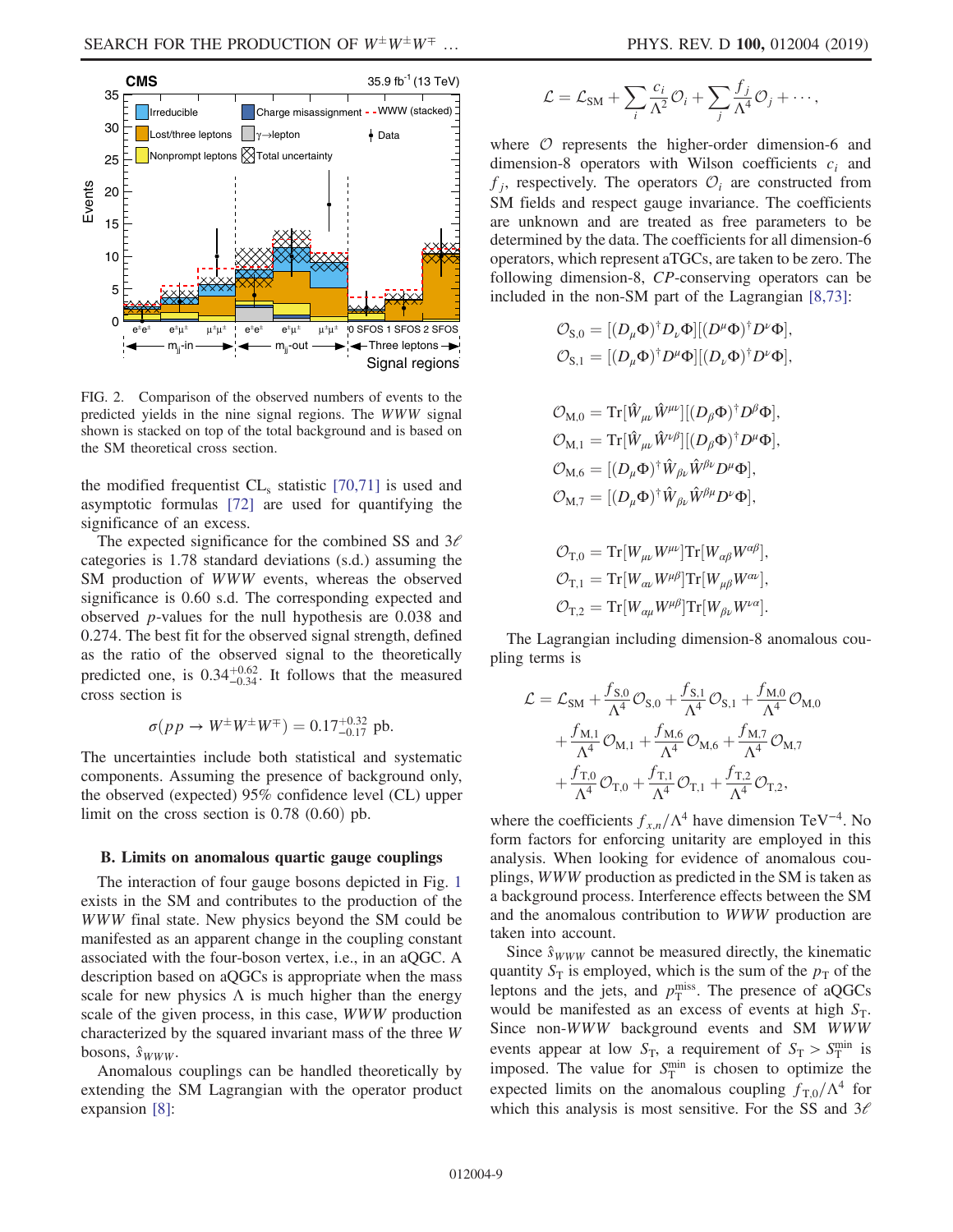FIG. 2. Comparison of the observed numbers of events to the predicted yields in the nine signal regions. The $WWW$ signal shown is stacked on top of the total background and is based on the SM theoretical cross section.

the modified frequentist $\mathrm{CL_s}$ statistic [70,71] is used and asymptotic formulas [72] are used for quantifying the significance of an excess.

The expected significance for the combined SS and $3\ell$ categories is 1.78 standard deviations (s.d.) assuming the SM production of $WWW$ events, whereas the observed significance is 0.60 s.d. The corresponding expected and observed $p$-values for the null hypothesis are 0.038 and 0.274. The best fit for the observed signal strength, defined as the ratio of the observed signal to the theoretically predicted one, is $0.34^{+0.62}_{-0.34}$. It follows that the measured cross section is

$$\sigma(pp \to W^{\pm}W^{\pm}W^{\mp}) = 0.17^{+0.32}_{-0.17}\ \text{pb}.$$

The uncertainties include both statistical and systematic components. Assuming the presence of background only, the observed (expected) 95% confidence level (CL) upper limit on the cross section is 0.78 (0.60) pb.

### B. Limits on anomalous quartic gauge couplings

The interaction of four gauge bosons depicted in Fig. 1 exists in the SM and contributes to the production of the $WWW$ final state. New physics beyond the SM could be manifested as an apparent change in the coupling constant associated with the four-boson vertex, i.e., in an aQGC. A description based on aQGCs is appropriate when the mass scale for new physics $\Lambda$ is much higher than the energy scale of the given process, in this case, $WWW$ production characterized by the squared invariant mass of the three $W$ bosons, $\hat{s}_{WWW}$.

Anomalous couplings can be handled theoretically by extending the SM Lagrangian with the operator product expansion [8]:

$$\mathcal{L} = \mathcal{L}_{\mathrm{SM}} + \sum_i \frac{c_i}{\Lambda^2}\mathcal{O}_i + \sum_j \frac{f_j}{\Lambda^4}\mathcal{O}_j + \cdots,$$

where $\mathcal{O}$ represents the higher-order dimension-6 and dimension-8 operators with Wilson coefficients $c_i$ and $f_j$, respectively. The operators $\mathcal{O}_i$ are constructed from SM fields and respect gauge invariance. The coefficients are unknown and are treated as free parameters to be determined by the data. The coefficients for all dimension-6 operators, which represent aTGCs, are taken to be zero. The following dimension-8, $CP$-conserving operators can be included in the non-SM part of the Lagrangian [8,73]:

$$\mathcal{O}_{\mathrm{S},0} = [(D_\mu\Phi)^\dagger D_\nu\Phi][(D^\mu\Phi)^\dagger D^\nu\Phi],$$
$$\mathcal{O}_{\mathrm{S},1} = [(D_\mu\Phi)^\dagger D^\mu\Phi][(D_\nu\Phi)^\dagger D^\nu\Phi],$$

$$\mathcal{O}_{\mathrm{M},0} = \mathrm{Tr}[\hat{W}_{\mu\nu}\hat{W}^{\mu\nu}][(D_\beta\Phi)^\dagger D^\beta\Phi],$$
$$\mathcal{O}_{\mathrm{M},1} = \mathrm{Tr}[\hat{W}_{\mu\nu}\hat{W}^{\nu\beta}][(D_\beta\Phi)^\dagger D^\mu\Phi],$$
$$\mathcal{O}_{\mathrm{M},6} = [(D_\mu\Phi)^\dagger \hat{W}_{\beta\nu}\hat{W}^{\beta\nu}D^\mu\Phi],$$
$$\mathcal{O}_{\mathrm{M},7} = [(D_\mu\Phi)^\dagger \hat{W}_{\beta\nu}\hat{W}^{\beta\mu}D^\nu\Phi],$$

$$\mathcal{O}_{\mathrm{T},0} = \mathrm{Tr}[W_{\mu\nu}W^{\mu\nu}]\mathrm{Tr}[W_{\alpha\beta}W^{\alpha\beta}],$$
$$\mathcal{O}_{\mathrm{T},1} = \mathrm{Tr}[W_{\alpha\nu}W^{\mu\beta}]\mathrm{Tr}[W_{\mu\beta}W^{\alpha\nu}],$$
$$\mathcal{O}_{\mathrm{T},2} = \mathrm{Tr}[W_{\alpha\mu}W^{\mu\beta}]\mathrm{Tr}[W_{\beta\nu}W^{\nu\alpha}].$$

The Lagrangian including dimension-8 anomalous coupling terms is

$$\begin{aligned}\mathcal{L} = \mathcal{L}_{\mathrm{SM}} &+ \frac{f_{\mathrm{S},0}}{\Lambda^4}\mathcal{O}_{\mathrm{S},0} + \frac{f_{\mathrm{S},1}}{\Lambda^4}\mathcal{O}_{\mathrm{S},1} + \frac{f_{\mathrm{M},0}}{\Lambda^4}\mathcal{O}_{\mathrm{M},0}\\ &+ \frac{f_{\mathrm{M},1}}{\Lambda^4}\mathcal{O}_{\mathrm{M},1} + \frac{f_{\mathrm{M},6}}{\Lambda^4}\mathcal{O}_{\mathrm{M},6} + \frac{f_{\mathrm{M},7}}{\Lambda^4}\mathcal{O}_{\mathrm{M},7}\\ &+ \frac{f_{\mathrm{T},0}}{\Lambda^4}\mathcal{O}_{\mathrm{T},0} + \frac{f_{\mathrm{T},1}}{\Lambda^4}\mathcal{O}_{\mathrm{T},1} + \frac{f_{\mathrm{T},2}}{\Lambda^4}\mathcal{O}_{\mathrm{T},2},\end{aligned}$$

where the coefficients $f_{x,n}/\Lambda^4$ have dimension $\mathrm{TeV}^{-4}$. No form factors for enforcing unitarity are employed in this analysis. When looking for evidence of anomalous couplings, $WWW$ production as predicted in the SM is taken as a background process. Interference effects between the SM and the anomalous contribution to $WWW$ production are taken into account.

Since $\hat{s}_{WWW}$ cannot be measured directly, the kinematic quantity $S_{\mathrm{T}}$ is employed, which is the sum of the $p_{\mathrm{T}}$ of the leptons and the jets, and $p_{\mathrm{T}}^{\mathrm{miss}}$. The presence of aQGCs would be manifested as an excess of events at high $S_{\mathrm{T}}$. Since non-$WWW$ background events and SM $WWW$ events appear at low $S_{\mathrm{T}}$, a requirement of $S_{\mathrm{T}} > S_{\mathrm{T}}^{\mathrm{min}}$ is imposed. The value for $S_{\mathrm{T}}^{\mathrm{min}}$ is chosen to optimize the expected limits on the anomalous coupling $f_{\mathrm{T},0}/\Lambda^4$ for which this analysis is most sensitive. For the SS and $3\ell$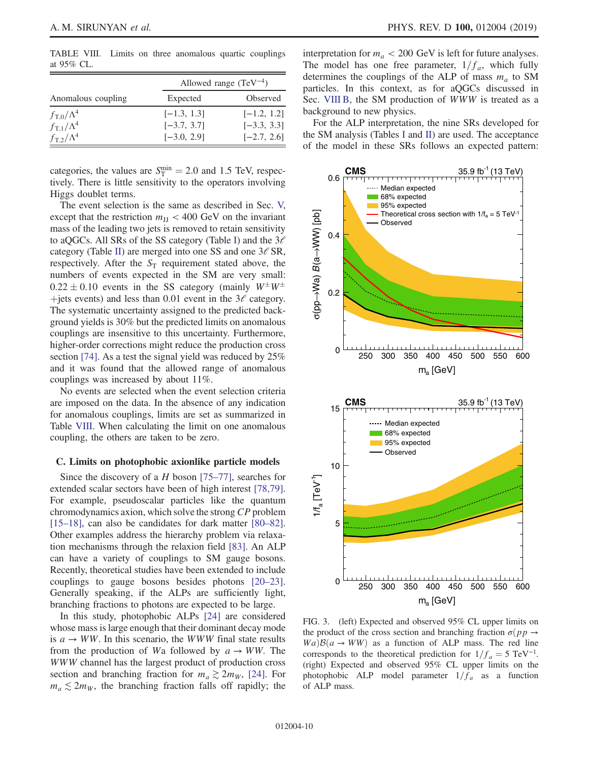TABLE VIII. Limits on three anomalous quartic couplings at 95% CL.

| Anomalous coupling | Allowed range ($\text{TeV}^{-4}$) | |
|---|---|---|
| | Expected | Observed |
| $f_{T,0}/\Lambda^4$ | [−1.3, 1.3] | [−1.2, 1.2] |
| $f_{T,1}/\Lambda^4$ | [−3.7, 3.7] | [−3.3, 3.3] |
| $f_{T,2}/\Lambda^4$ | [−3.0, 2.9] | [−2.7, 2.6] |

categories, the values are $S_T^{\text{min}} = 2.0$ and 1.5 TeV, respectively. There is little sensitivity to the operators involving Higgs doublet terms.

The event selection is the same as described in Sec. V, except that the restriction $m_{JJ} < 400$ GeV on the invariant mass of the leading two jets is removed to retain sensitivity to aQGCs. All SRs of the SS category (Table I) and the $3\ell$ category (Table II) are merged into one SS and one $3\ell$ SR, respectively. After the $S_T$ requirement stated above, the numbers of events expected in the SM are very small: $0.22 \pm 0.10$ events in the SS category (mainly $W^\pm W^\pm$ +jets events) and less than 0.01 event in the $3\ell$ category. The systematic uncertainty assigned to the predicted background yields is 30% but the predicted limits on anomalous couplings are insensitive to this uncertainty. Furthermore, higher-order corrections might reduce the production cross section [74]. As a test the signal yield was reduced by 25% and it was found that the allowed range of anomalous couplings was increased by about 11%.

No events are selected when the event selection criteria are imposed on the data. In the absence of any indication for anomalous couplings, limits are set as summarized in Table VIII. When calculating the limit on one anomalous coupling, the others are taken to be zero.

### C. Limits on photophobic axionlike particle models

Since the discovery of a $H$ boson [75–77], searches for extended scalar sectors have been of high interest [78,79]. For example, pseudoscalar particles like the quantum chromodynamics axion, which solve the strong $CP$ problem [15–18], can also be candidates for dark matter [80–82]. Other examples address the hierarchy problem via relaxation mechanisms through the relaxion field [83]. An ALP can have a variety of couplings to SM gauge bosons. Recently, theoretical studies have been extended to include couplings to gauge bosons besides photons [20–23]. Generally speaking, if the ALPs are sufficiently light, branching fractions to photons are expected to be large.

In this study, photophobic ALPs [24] are considered whose mass is large enough that their dominant decay mode is $a \to WW$. In this scenario, the $WWW$ final state results from the production of $Wa$ followed by $a \to WW$. The $WWW$ channel has the largest product of production cross section and branching fraction for $m_a \gtrsim 2m_W$, [24]. For $m_a \lesssim 2m_W$, the branching fraction falls off rapidly; the interpretation for $m_a < 200$ GeV is left for future analyses. The model has one free parameter, $1/f_a$, which fully determines the couplings of the ALP of mass $m_a$ to SM particles. In this context, as for aQGCs discussed in Sec. VIII B, the SM production of $WWW$ is treated as a background to new physics.

For the ALP interpretation, the nine SRs developed for the SM analysis (Tables I and II) are used. The acceptance of the model in these SRs follows an expected pattern:

FIG. 3. (left) Expected and observed 95% CL upper limits on the product of the cross section and branching fraction $\sigma(pp \to Wa)\mathcal{B}(a \to WW)$ as a function of ALP mass. The red line corresponds to the theoretical prediction for $1/f_a = 5\ \text{TeV}^{-1}$. (right) Expected and observed 95% CL upper limits on the photophobic ALP model parameter $1/f_a$ as a function of ALP mass.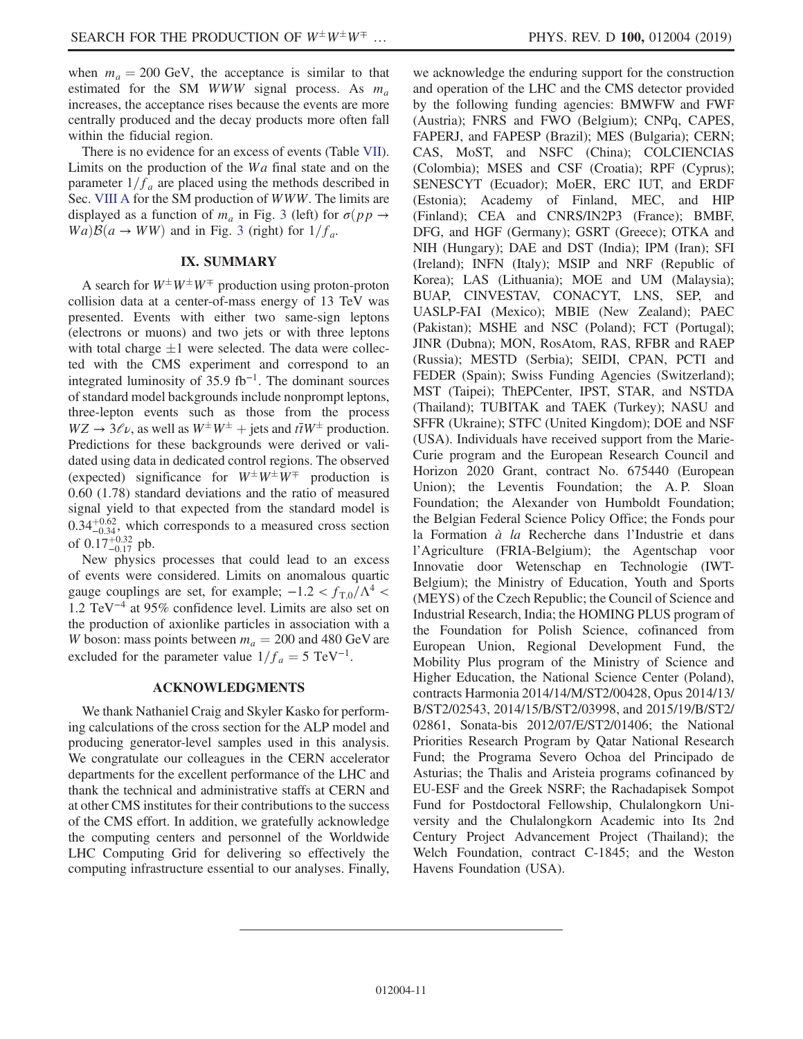when $m_a = 200$ GeV, the acceptance is similar to that estimated for the SM $WWW$ signal process. As $m_a$ increases, the acceptance rises because the events are more centrally produced and the decay products more often fall within the fiducial region.

There is no evidence for an excess of events (Table VII). Limits on the production of the $Wa$ final state and on the parameter $1/f_a$ are placed using the methods described in Sec. VIII A for the SM production of $WWW$. The limits are displayed as a function of $m_a$ in Fig. 3 (left) for $\sigma(pp \to Wa)\mathcal{B}(a \to WW)$ and in Fig. 3 (right) for $1/f_a$.

## IX. SUMMARY

A search for $W^{\pm}W^{\pm}W^{\mp}$ production using proton-proton collision data at a center-of-mass energy of 13 TeV was presented. Events with either two same-sign leptons (electrons or muons) and two jets or with three leptons with total charge $\pm 1$ were selected. The data were collected with the CMS experiment and correspond to an integrated luminosity of 35.9 $\mathrm{fb}^{-1}$. The dominant sources of standard model backgrounds include nonprompt leptons, three-lepton events such as those from the process $WZ \to 3\ell\nu$, as well as $W^{\pm}W^{\pm}$ + jets and $t\bar{t}W^{\pm}$ production. Predictions for these backgrounds were derived or validated using data in dedicated control regions. The observed (expected) significance for $W^{\pm}W^{\pm}W^{\mp}$ production is 0.60 (1.78) standard deviations and the ratio of measured signal yield to that expected from the standard model is $0.34^{+0.62}_{-0.34}$, which corresponds to a measured cross section of $0.17^{+0.32}_{-0.17}$ pb.

New physics processes that could lead to an excess of events were considered. Limits on anomalous quartic gauge couplings are set, for example; $-1.2 < f_{T,0}/\Lambda^4 < 1.2\ \mathrm{TeV}^{-4}$ at 95% confidence level. Limits are also set on the production of axionlike particles in association with a $W$ boson: mass points between $m_a = 200$ and 480 GeV are excluded for the parameter value $1/f_a = 5\ \mathrm{TeV}^{-1}$.

## ACKNOWLEDGMENTS

We thank Nathaniel Craig and Skyler Kasko for performing calculations of the cross section for the ALP model and producing generator-level samples used in this analysis. We congratulate our colleagues in the CERN accelerator departments for the excellent performance of the LHC and thank the technical and administrative staffs at CERN and at other CMS institutes for their contributions to the success of the CMS effort. In addition, we gratefully acknowledge the computing centers and personnel of the Worldwide LHC Computing Grid for delivering so effectively the computing infrastructure essential to our analyses. Finally, we acknowledge the enduring support for the construction and operation of the LHC and the CMS detector provided by the following funding agencies: BMWFW and FWF (Austria); FNRS and FWO (Belgium); CNPq, CAPES, FAPERJ, and FAPESP (Brazil); MES (Bulgaria); CERN; CAS, MoST, and NSFC (China); COLCIENCIAS (Colombia); MSES and CSF (Croatia); RPF (Cyprus); SENESCYT (Ecuador); MoER, ERC IUT, and ERDF (Estonia); Academy of Finland, MEC, and HIP (Finland); CEA and CNRS/IN2P3 (France); BMBF, DFG, and HGF (Germany); GSRT (Greece); OTKA and NIH (Hungary); DAE and DST (India); IPM (Iran); SFI (Ireland); INFN (Italy); MSIP and NRF (Republic of Korea); LAS (Lithuania); MOE and UM (Malaysia); BUAP, CINVESTAV, CONACYT, LNS, SEP, and UASLP-FAI (Mexico); MBIE (New Zealand); PAEC (Pakistan); MSHE and NSC (Poland); FCT (Portugal); JINR (Dubna); MON, RosAtom, RAS, RFBR and RAEP (Russia); MESTD (Serbia); SEIDI, CPAN, PCTI and FEDER (Spain); Swiss Funding Agencies (Switzerland); MST (Taipei); ThEPCenter, IPST, STAR, and NSTDA (Thailand); TUBITAK and TAEK (Turkey); NASU and SFFR (Ukraine); STFC (United Kingdom); DOE and NSF (USA). Individuals have received support from the Marie-Curie program and the European Research Council and Horizon 2020 Grant, contract No. 675440 (European Union); the Leventis Foundation; the A. P. Sloan Foundation; the Alexander von Humboldt Foundation; the Belgian Federal Science Policy Office; the Fonds pour la Formation *à la* Recherche dans l'Industrie et dans l'Agriculture (FRIA-Belgium); the Agentschap voor Innovatie door Wetenschap en Technologie (IWT-Belgium); the Ministry of Education, Youth and Sports (MEYS) of the Czech Republic; the Council of Science and Industrial Research, India; the HOMING PLUS program of the Foundation for Polish Science, cofinanced from European Union, Regional Development Fund, the Mobility Plus program of the Ministry of Science and Higher Education, the National Science Center (Poland), contracts Harmonia 2014/14/M/ST2/00428, Opus 2014/13/B/ST2/02543, 2014/15/B/ST2/03998, and 2015/19/B/ST2/02861, Sonata-bis 2012/07/E/ST2/01406; the National Priorities Research Program by Qatar National Research Fund; the Programa Severo Ochoa del Principado de Asturias; the Thalis and Aristeia programs cofinanced by EU-ESF and the Greek NSRF; the Rachadapisek Sompot Fund for Postdoctoral Fellowship, Chulalongkorn University and the Chulalongkorn Academic into Its 2nd Century Project Advancement Project (Thailand); the Welch Foundation, contract C-1845; and the Weston Havens Foundation (USA).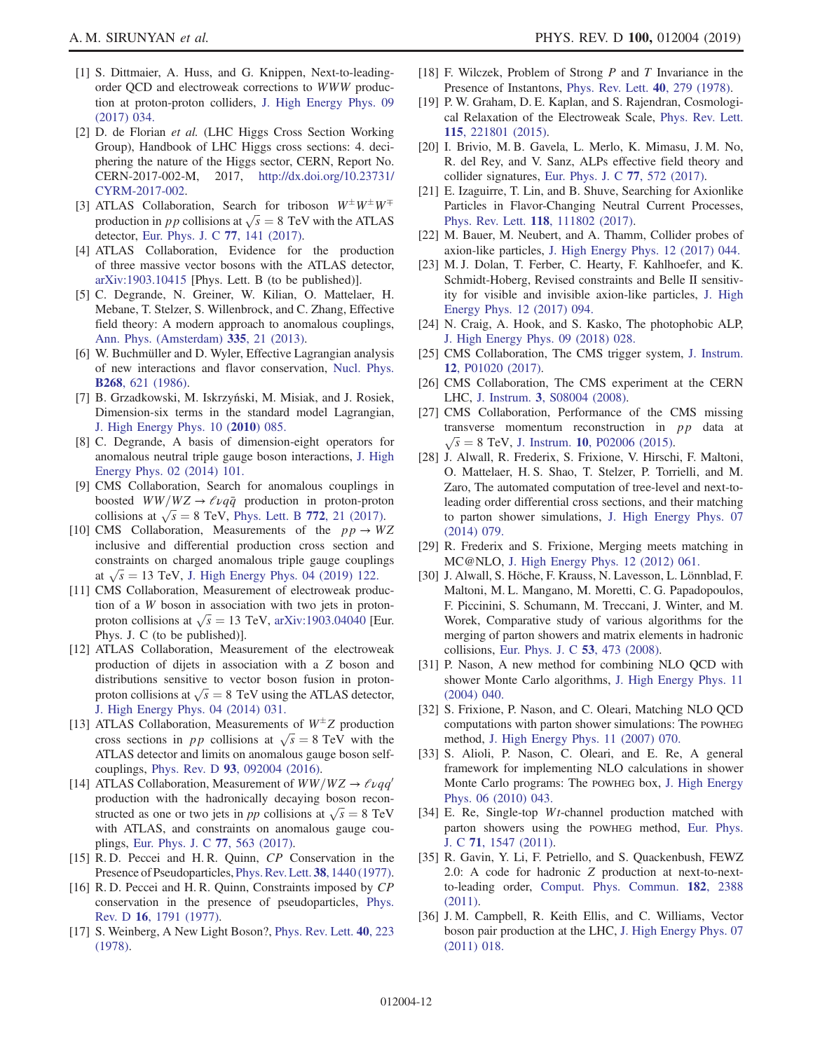[1] S. Dittmaier, A. Huss, and G. Knippen, Next-to-leading-order QCD and electroweak corrections to $WWW$ production at proton-proton colliders, J. High Energy Phys. 09 (2017) 034.

[2] D. de Florian *et al.* (LHC Higgs Cross Section Working Group), Handbook of LHC Higgs cross sections: 4. deciphering the nature of the Higgs sector, CERN, Report No. CERN-2017-002-M, 2017, http://dx.doi.org/10.23731/CYRM-2017-002.

[3] ATLAS Collaboration, Search for triboson $W^{\pm}W^{\pm}W^{\mp}$ production in $pp$ collisions at $\sqrt{s} = 8$ TeV with the ATLAS detector, Eur. Phys. J. C **77**, 141 (2017).

[4] ATLAS Collaboration, Evidence for the production of three massive vector bosons with the ATLAS detector, arXiv:1903.10415 [Phys. Lett. B (to be published)].

[5] C. Degrande, N. Greiner, W. Kilian, O. Mattelaer, H. Mebane, T. Stelzer, S. Willenbrock, and C. Zhang, Effective field theory: A modern approach to anomalous couplings, Ann. Phys. (Amsterdam) **335**, 21 (2013).

[6] W. Buchmüller and D. Wyler, Effective Lagrangian analysis of new interactions and flavor conservation, Nucl. Phys. **B268**, 621 (1986).

[7] B. Grzadkowski, M. Iskrzyński, M. Misiak, and J. Rosiek, Dimension-six terms in the standard model Lagrangian, J. High Energy Phys. 10 (**2010**) 085.

[8] C. Degrande, A basis of dimension-eight operators for anomalous neutral triple gauge boson interactions, J. High Energy Phys. 02 (2014) 101.

[9] CMS Collaboration, Search for anomalous couplings in boosted $WW/WZ \to \ell\nu q\bar{q}$ production in proton-proton collisions at $\sqrt{s} = 8$ TeV, Phys. Lett. B **772**, 21 (2017).

[10] CMS Collaboration, Measurements of the $pp \to WZ$ inclusive and differential production cross section and constraints on charged anomalous triple gauge couplings at $\sqrt{s} = 13$ TeV, J. High Energy Phys. 04 (2019) 122.

[11] CMS Collaboration, Measurement of electroweak production of a $W$ boson in association with two jets in proton-proton collisions at $\sqrt{s} = 13$ TeV, arXiv:1903.04040 [Eur. Phys. J. C (to be published)].

[12] ATLAS Collaboration, Measurement of the electroweak production of dijets in association with a $Z$ boson and distributions sensitive to vector boson fusion in proton-proton collisions at $\sqrt{s} = 8$ TeV using the ATLAS detector, J. High Energy Phys. 04 (2014) 031.

[13] ATLAS Collaboration, Measurements of $W^{\pm}Z$ production cross sections in $pp$ collisions at $\sqrt{s} = 8$ TeV with the ATLAS detector and limits on anomalous gauge boson self-couplings, Phys. Rev. D **93**, 092004 (2016).

[14] ATLAS Collaboration, Measurement of $WW/WZ \to \ell\nu qq'$ production with the hadronically decaying boson reconstructed as one or two jets in $pp$ collisions at $\sqrt{s} = 8$ TeV with ATLAS, and constraints on anomalous gauge couplings, Eur. Phys. J. C **77**, 563 (2017).

[15] R. D. Peccei and H. R. Quinn, *CP* Conservation in the Presence of Pseudoparticles, Phys. Rev. Lett. **38**, 1440 (1977).

[16] R. D. Peccei and H. R. Quinn, Constraints imposed by *CP* conservation in the presence of pseudoparticles, Phys. Rev. D **16**, 1791 (1977).

[17] S. Weinberg, A New Light Boson?, Phys. Rev. Lett. **40**, 223 (1978).

[18] F. Wilczek, Problem of Strong $P$ and $T$ Invariance in the Presence of Instantons, Phys. Rev. Lett. **40**, 279 (1978).

[19] P. W. Graham, D. E. Kaplan, and S. Rajendran, Cosmological Relaxation of the Electroweak Scale, Phys. Rev. Lett. **115**, 221801 (2015).

[20] I. Brivio, M. B. Gavela, L. Merlo, K. Mimasu, J. M. No, R. del Rey, and V. Sanz, ALPs effective field theory and collider signatures, Eur. Phys. J. C **77**, 572 (2017).

[21] E. Izaguirre, T. Lin, and B. Shuve, Searching for Axionlike Particles in Flavor-Changing Neutral Current Processes, Phys. Rev. Lett. **118**, 111802 (2017).

[22] M. Bauer, M. Neubert, and A. Thamm, Collider probes of axion-like particles, J. High Energy Phys. 12 (2017) 044.

[23] M. J. Dolan, T. Ferber, C. Hearty, F. Kahlhoefer, and K. Schmidt-Hoberg, Revised constraints and Belle II sensitivity for visible and invisible axion-like particles, J. High Energy Phys. 12 (2017) 094.

[24] N. Craig, A. Hook, and S. Kasko, The photophobic ALP, J. High Energy Phys. 09 (2018) 028.

[25] CMS Collaboration, The CMS trigger system, J. Instrum. **12**, P01020 (2017).

[26] CMS Collaboration, The CMS experiment at the CERN LHC, J. Instrum. **3**, S08004 (2008).

[27] CMS Collaboration, Performance of the CMS missing transverse momentum reconstruction in $pp$ data at $\sqrt{s} = 8$ TeV, J. Instrum. **10**, P02006 (2015).

[28] J. Alwall, R. Frederix, S. Frixione, V. Hirschi, F. Maltoni, O. Mattelaer, H. S. Shao, T. Stelzer, P. Torrielli, and M. Zaro, The automated computation of tree-level and next-to-leading order differential cross sections, and their matching to parton shower simulations, J. High Energy Phys. 07 (2014) 079.

[29] R. Frederix and S. Frixione, Merging meets matching in MC@NLO, J. High Energy Phys. 12 (2012) 061.

[30] J. Alwall, S. Höche, F. Krauss, N. Lavesson, L. Lönnblad, F. Maltoni, M. L. Mangano, M. Moretti, C. G. Papadopoulos, F. Piccinini, S. Schumann, M. Treccani, J. Winter, and M. Worek, Comparative study of various algorithms for the merging of parton showers and matrix elements in hadronic collisions, Eur. Phys. J. C **53**, 473 (2008).

[31] P. Nason, A new method for combining NLO QCD with shower Monte Carlo algorithms, J. High Energy Phys. 11 (2004) 040.

[32] S. Frixione, P. Nason, and C. Oleari, Matching NLO QCD computations with parton shower simulations: The POWHEG method, J. High Energy Phys. 11 (2007) 070.

[33] S. Alioli, P. Nason, C. Oleari, and E. Re, A general framework for implementing NLO calculations in shower Monte Carlo programs: The POWHEG box, J. High Energy Phys. 06 (2010) 043.

[34] E. Re, Single-top $Wt$-channel production matched with parton showers using the POWHEG method, Eur. Phys. J. C **71**, 1547 (2011).

[35] R. Gavin, Y. Li, F. Petriello, and S. Quackenbush, FEWZ 2.0: A code for hadronic $Z$ production at next-to-next-to-leading order, Comput. Phys. Commun. **182**, 2388 (2011).

[36] J. M. Campbell, R. Keith Ellis, and C. Williams, Vector boson pair production at the LHC, J. High Energy Phys. 07 (2011) 018.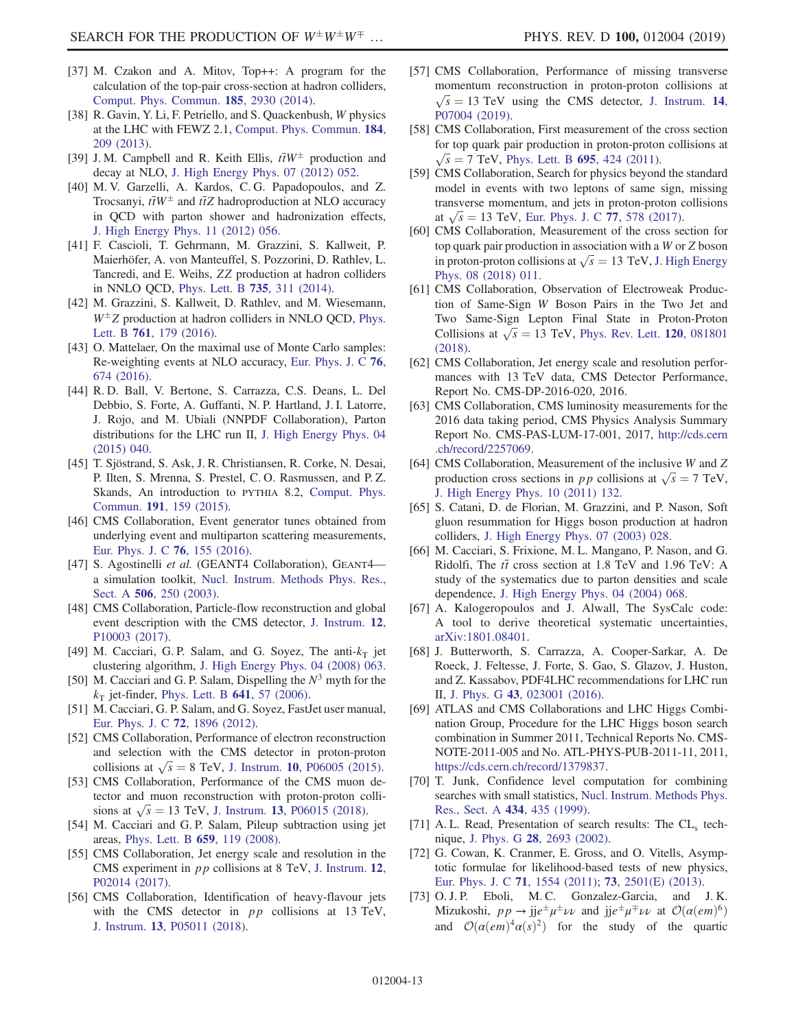[37] M. Czakon and A. Mitov, Top++: A program for the calculation of the top-pair cross-section at hadron colliders, Comput. Phys. Commun. **185**, 2930 (2014).

[38] R. Gavin, Y. Li, F. Petriello, and S. Quackenbush, $W$ physics at the LHC with FEWZ 2.1, Comput. Phys. Commun. **184**, 209 (2013).

[39] J. M. Campbell and R. Keith Ellis, $t\bar{t}W^{\pm}$ production and decay at NLO, J. High Energy Phys. 07 (2012) 052.

[40] M. V. Garzelli, A. Kardos, C. G. Papadopoulos, and Z. Trocsanyi, $t\bar{t}W^{\pm}$ and $t\bar{t}Z$ hadroproduction at NLO accuracy in QCD with parton shower and hadronization effects, J. High Energy Phys. 11 (2012) 056.

[41] F. Cascioli, T. Gehrmann, M. Grazzini, S. Kallweit, P. Maierhöfer, A. von Manteuffel, S. Pozzorini, D. Rathlev, L. Tancredi, and E. Weihs, $ZZ$ production at hadron colliders in NNLO QCD, Phys. Lett. B **735**, 311 (2014).

[42] M. Grazzini, S. Kallweit, D. Rathlev, and M. Wiesemann, $W^{\pm}Z$ production at hadron colliders in NNLO QCD, Phys. Lett. B **761**, 179 (2016).

[43] O. Mattelaer, On the maximal use of Monte Carlo samples: Re-weighting events at NLO accuracy, Eur. Phys. J. C **76**, 674 (2016).

[44] R. D. Ball, V. Bertone, S. Carrazza, C.S. Deans, L. Del Debbio, S. Forte, A. Guffanti, N. P. Hartland, J. I. Latorre, J. Rojo, and M. Ubiali (NNPDF Collaboration), Parton distributions for the LHC run II, J. High Energy Phys. 04 (2015) 040.

[45] T. Sjöstrand, S. Ask, J. R. Christiansen, R. Corke, N. Desai, P. Ilten, S. Mrenna, S. Prestel, C. O. Rasmussen, and P. Z. Skands, An introduction to PYTHIA 8.2, Comput. Phys. Commun. **191**, 159 (2015).

[46] CMS Collaboration, Event generator tunes obtained from underlying event and multiparton scattering measurements, Eur. Phys. J. C **76**, 155 (2016).

[47] S. Agostinelli *et al.* (GEANT4 Collaboration), GEANT4—a simulation toolkit, Nucl. Instrum. Methods Phys. Res., Sect. A **506**, 250 (2003).

[48] CMS Collaboration, Particle-flow reconstruction and global event description with the CMS detector, J. Instrum. **12**, P10003 (2017).

[49] M. Cacciari, G. P. Salam, and G. Soyez, The anti-$k_{\mathrm{T}}$ jet clustering algorithm, J. High Energy Phys. 04 (2008) 063.

[50] M. Cacciari and G. P. Salam, Dispelling the $N^3$ myth for the $k_{\mathrm{T}}$ jet-finder, Phys. Lett. B **641**, 57 (2006).

[51] M. Cacciari, G. P. Salam, and G. Soyez, FastJet user manual, Eur. Phys. J. C **72**, 1896 (2012).

[52] CMS Collaboration, Performance of electron reconstruction and selection with the CMS detector in proton-proton collisions at $\sqrt{s} = 8$ TeV, J. Instrum. **10**, P06005 (2015).

[53] CMS Collaboration, Performance of the CMS muon detector and muon reconstruction with proton-proton collisions at $\sqrt{s} = 13$ TeV, J. Instrum. **13**, P06015 (2018).

[54] M. Cacciari and G. P. Salam, Pileup subtraction using jet areas, Phys. Lett. B **659**, 119 (2008).

[55] CMS Collaboration, Jet energy scale and resolution in the CMS experiment in $pp$ collisions at 8 TeV, J. Instrum. **12**, P02014 (2017).

[56] CMS Collaboration, Identification of heavy-flavour jets with the CMS detector in $pp$ collisions at 13 TeV, J. Instrum. **13**, P05011 (2018).

[57] CMS Collaboration, Performance of missing transverse momentum reconstruction in proton-proton collisions at $\sqrt{s} = 13$ TeV using the CMS detector, J. Instrum. **14**, P07004 (2019).

[58] CMS Collaboration, First measurement of the cross section for top quark pair production in proton-proton collisions at $\sqrt{s} = 7$ TeV, Phys. Lett. B **695**, 424 (2011).

[59] CMS Collaboration, Search for physics beyond the standard model in events with two leptons of same sign, missing transverse momentum, and jets in proton-proton collisions at $\sqrt{s} = 13$ TeV, Eur. Phys. J. C **77**, 578 (2017).

[60] CMS Collaboration, Measurement of the cross section for top quark pair production in association with a $W$ or $Z$ boson in proton-proton collisions at $\sqrt{s} = 13$ TeV, J. High Energy Phys. 08 (2018) 011.

[61] CMS Collaboration, Observation of Electroweak Production of Same-Sign $W$ Boson Pairs in the Two Jet and Two Same-Sign Lepton Final State in Proton-Proton Collisions at $\sqrt{s} = 13$ TeV, Phys. Rev. Lett. **120**, 081801 (2018).

[62] CMS Collaboration, Jet energy scale and resolution performances with 13 TeV data, CMS Detector Performance, Report No. CMS-DP-2016-020, 2016.

[63] CMS Collaboration, CMS luminosity measurements for the 2016 data taking period, CMS Physics Analysis Summary Report No. CMS-PAS-LUM-17-001, 2017, http://cds.cern.ch/record/2257069.

[64] CMS Collaboration, Measurement of the inclusive $W$ and $Z$ production cross sections in $pp$ collisions at $\sqrt{s} = 7$ TeV, J. High Energy Phys. 10 (2011) 132.

[65] S. Catani, D. de Florian, M. Grazzini, and P. Nason, Soft gluon resummation for Higgs boson production at hadron colliders, J. High Energy Phys. 07 (2003) 028.

[66] M. Cacciari, S. Frixione, M. L. Mangano, P. Nason, and G. Ridolfi, The $t\bar{t}$ cross section at 1.8 TeV and 1.96 TeV: A study of the systematics due to parton densities and scale dependence, J. High Energy Phys. 04 (2004) 068.

[67] A. Kalogeropoulos and J. Alwall, The SysCalc code: A tool to derive theoretical systematic uncertainties, arXiv:1801.08401.

[68] J. Butterworth, S. Carrazza, A. Cooper-Sarkar, A. De Roeck, J. Feltesse, J. Forte, S. Gao, S. Glazov, J. Huston, and Z. Kassabov, PDF4LHC recommendations for LHC run II, J. Phys. G **43**, 023001 (2016).

[69] ATLAS and CMS Collaborations and LHC Higgs Combination Group, Procedure for the LHC Higgs boson search combination in Summer 2011, Technical Reports No. CMS-NOTE-2011-005 and No. ATL-PHYS-PUB-2011-11, 2011, https://cds.cern.ch/record/1379837.

[70] T. Junk, Confidence level computation for combining searches with small statistics, Nucl. Instrum. Methods Phys. Res., Sect. A **434**, 435 (1999).

[71] A. L. Read, Presentation of search results: The $\mathrm{CL_s}$ technique, J. Phys. G **28**, 2693 (2002).

[72] G. Cowan, K. Cranmer, E. Gross, and O. Vitells, Asymptotic formulae for likelihood-based tests of new physics, Eur. Phys. J. C **71**, 1554 (2011); **73**, 2501(E) (2013).

[73] O. J. P. Eboli, M. C. Gonzalez-Garcia, and J. K. Mizukoshi, $pp \to jje^{\pm}\mu^{\pm}\nu\nu$ and $jje^{\pm}\mu^{\mp}\nu\nu$ at $\mathcal{O}(\alpha(em)^6)$ and $\mathcal{O}(\alpha(em)^4\alpha(s)^2)$ for the study of the quartic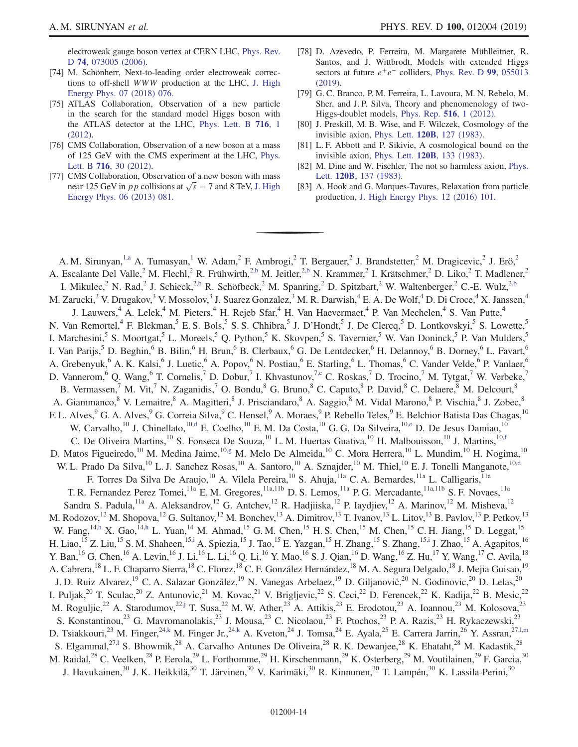electroweak gauge boson vertex at CERN LHC, Phys. Rev. D **74**, 073005 (2006).

[74] M. Schönherr, Next-to-leading order electroweak corrections to off-shell *WWW* production at the LHC, J. High Energy Phys. 07 (2018) 076.

[75] ATLAS Collaboration, Observation of a new particle in the search for the standard model Higgs boson with the ATLAS detector at the LHC, Phys. Lett. B **716**, 1 (2012).

[76] CMS Collaboration, Observation of a new boson at a mass of 125 GeV with the CMS experiment at the LHC, Phys. Lett. B **716**, 30 (2012).

[77] CMS Collaboration, Observation of a new boson with mass near 125 GeV in $pp$ collisions at $\sqrt{s} = 7$ and 8 TeV, J. High Energy Phys. 06 (2013) 081.

[78] D. Azevedo, P. Ferreira, M. Margarete Mühlleitner, R. Santos, and J. Wittbrodt, Models with extended Higgs sectors at future $e^+e^-$ colliders, Phys. Rev. D **99**, 055013 (2019).

[79] G. C. Branco, P. M. Ferreira, L. Lavoura, M. N. Rebelo, M. Sher, and J. P. Silva, Theory and phenomenology of two-Higgs-doublet models, Phys. Rep. **516**, 1 (2012).

[80] J. Preskill, M. B. Wise, and F. Wilczek, Cosmology of the invisible axion, Phys. Lett. **120B**, 127 (1983).

[81] L. F. Abbott and P. Sikivie, A cosmological bound on the invisible axion, Phys. Lett. **120B**, 133 (1983).

[82] M. Dine and W. Fischler, The not so harmless axion, Phys. Lett. **120B**, 137 (1983).

[83] A. Hook and G. Marques-Tavares, Relaxation from particle production, J. High Energy Phys. 12 (2016) 101.

---

A. M. Sirunyan,[1,a] A. Tumasyan,[1] W. Adam,[2] F. Ambrogi,[2] T. Bergauer,[2] J. Brandstetter,[2] M. Dragicevic,[2] J. Erö,[2] A. Escalante Del Valle,[2] M. Flechl,[2] R. Frühwirth,[2,b] M. Jeitler,[2,b] N. Krammer,[2] I. Krätschmer,[2] D. Liko,[2] T. Madlener,[2] I. Mikulec,[2] N. Rad,[2] J. Schieck,[2,b] R. Schöfbeck,[2] M. Spanring,[2] D. Spitzbart,[2] W. Waltenberger,[2] C.-E. Wulz,[2,b] M. Zarucki,[2] V. Drugakov,[3] V. Mossolov,[3] J. Suarez Gonzalez,[3] M. R. Darwish,[4] E. A. De Wolf,[4] D. Di Croce,[4] X. Janssen,[4] J. Lauwers,[4] A. Lelek,[4] M. Pieters,[4] H. Rejeb Sfar,[4] H. Van Haevermaet,[4] P. Van Mechelen,[4] S. Van Putte,[4] N. Van Remortel,[4] F. Blekman,[5] E. S. Bols,[5] S. S. Chhibra,[5] J. D'Hondt,[5] J. De Clercq,[5] D. Lontkovskyi,[5] S. Lowette,[5] I. Marchesini,[5] S. Moortgat,[5] L. Moreels,[5] Q. Python,[5] K. Skovpen,[5] S. Tavernier,[5] W. Van Doninck,[5] P. Van Mulders,[5] I. Van Parijs,[5] D. Beghin,[6] B. Bilin,[6] H. Brun,[6] B. Clerbaux,[6] G. De Lentdecker,[6] H. Delannoy,[6] B. Dorney,[6] L. Favart,[6] A. Grebenyuk,[6] A. K. Kalsi,[6] J. Luetic,[6] A. Popov,[6] N. Postiau,[6] E. Starling,[6] L. Thomas,[6] C. Vander Velde,[6] P. Vanlaer,[6] D. Vannerom,[6] Q. Wang,[6] T. Cornelis,[7] D. Dobur,[7] I. Khvastunov,[7,c] C. Roskas,[7] D. Trocino,[7] M. Tytgat,[7] W. Verbeke,[7] B. Vermassen,[7] M. Vit,[7] N. Zaganidis,[7] O. Bondu,[8] G. Bruno,[8] C. Caputo,[8] P. David,[8] C. Delaere,[8] M. Delcourt,[8] A. Giammanco,[8] V. Lemaitre,[8] A. Magitteri,[8] J. Prisciandaro,[8] A. Saggio,[8] M. Vidal Marono,[8] P. Vischia,[8] J. Zobec,[8] F. L. Alves,[9] G. A. Alves,[9] G. Correia Silva,[9] C. Hensel,[9] A. Moraes,[9] P. Rebello Teles,[9] E. Belchior Batista Das Chagas,[10] W. Carvalho,[10] J. Chinellato,[10,d] E. Coelho,[10] E. M. Da Costa,[10] G. G. Da Silveira,[10,e] D. De Jesus Damiao,[10] C. De Oliveira Martins,[10] S. Fonseca De Souza,[10] L. M. Huertas Guativa,[10] H. Malbouisson,[10] J. Martins,[10,f] D. Matos Figueiredo,[10] M. Medina Jaime,[10,g] M. Melo De Almeida,[10] C. Mora Herrera,[10] L. Mundim,[10] H. Nogima,[10] W. L. Prado Da Silva,[10] L. J. Sanchez Rosas,[10] A. Santoro,[10] A. Sznajder,[10] M. Thiel,[10] E. J. Tonelli Manganote,[10,d] F. Torres Da Silva De Araujo,[10] A. Vilela Pereira,[10] S. Ahuja,[11a] C. A. Bernardes,[11a] L. Calligaris,[11a] T. R. Fernandez Perez Tomei,[11a] E. M. Gregores,[11a,11b] D. S. Lemos,[11a] P. G. Mercadante,[11a,11b] S. F. Novaes,[11a] Sandra S. Padula,[11a] A. Aleksandrov,[12] G. Antchev,[12] R. Hadjiiska,[12] P. Iaydjiev,[12] A. Marinov,[12] M. Misheva,[12] M. Rodozov,[12] M. Shopova,[12] G. Sultanov,[12] M. Bonchev,[13] A. Dimitrov,[13] T. Ivanov,[13] L. Litov,[13] B. Pavlov,[13] P. Petkov,[13] W. Fang,[14,h] X. Gao,[14,h] L. Yuan,[14] M. Ahmad,[15] G. M. Chen,[15] H. S. Chen,[15] M. Chen,[15] C. H. Jiang,[15] D. Leggat,[15] H. Liao,[15] Z. Liu,[15] S. M. Shaheen,[15,i] A. Spiezia,[15] J. Tao,[15] E. Yazgan,[15] H. Zhang,[15] S. Zhang,[15,i] J. Zhao,[15] A. Agapitos,[16] Y. Ban,[16] G. Chen,[16] A. Levin,[16] J. Li,[16] L. Li,[16] Q. Li,[16] Y. Mao,[16] S. J. Qian,[16] D. Wang,[16] Z. Hu,[17] Y. Wang,[17] C. Avila,[18] A. Cabrera,[18] L. F. Chaparro Sierra,[18] C. Florez,[18] C. F. González Hernández,[18] M. A. Segura Delgado,[18] J. Mejia Guisao,[19] J. D. Ruiz Alvarez,[19] C. A. Salazar González,[19] N. Vanegas Arbelaez,[19] D. Giljanović,[20] N. Godinovic,[20] D. Lelas,[20] I. Puljak,[20] T. Sculac,[20] Z. Antunovic,[21] M. Kovac,[21] V. Brigljevic,[22] S. Ceci,[22] D. Ferencek,[22] K. Kadija,[22] B. Mesic,[22] M. Roguljic,[22] A. Starodumov,[22,j] T. Susa,[22] M. W. Ather,[23] A. Attikis,[23] E. Erodotou,[23] A. Ioannou,[23] M. Kolosova,[23] S. Konstantinou,[23] G. Mavromanolakis,[23] J. Mousa,[23] C. Nicolaou,[23] F. Ptochos,[23] P. A. Razis,[23] H. Rykaczewski,[23] D. Tsiakkouri,[23] M. Finger,[24,k] M. Finger Jr.,[24,k] A. Kveton,[24] J. Tomsa,[24] E. Ayala,[25] E. Carrera Jarrin,[26] Y. Assran,[27,l,m] S. Elgammal,[27,l] S. Bhowmik,[28] A. Carvalho Antunes De Oliveira,[28] R. K. Dewanjee,[28] K. Ehataht,[28] M. Kadastik,[28] M. Raidal,[28] C. Veelken,[28] P. Eerola,[29] L. Forthomme,[29] H. Kirschenmann,[29] K. Osterberg,[29] M. Voutilainen,[29] F. Garcia,[30] J. Havukainen,[30] J. K. Heikkilä,[30] T. Järvinen,[30] V. Karimäki,[30] R. Kinnunen,[30] T. Lampén,[30] K. Lassila-Perini,[30]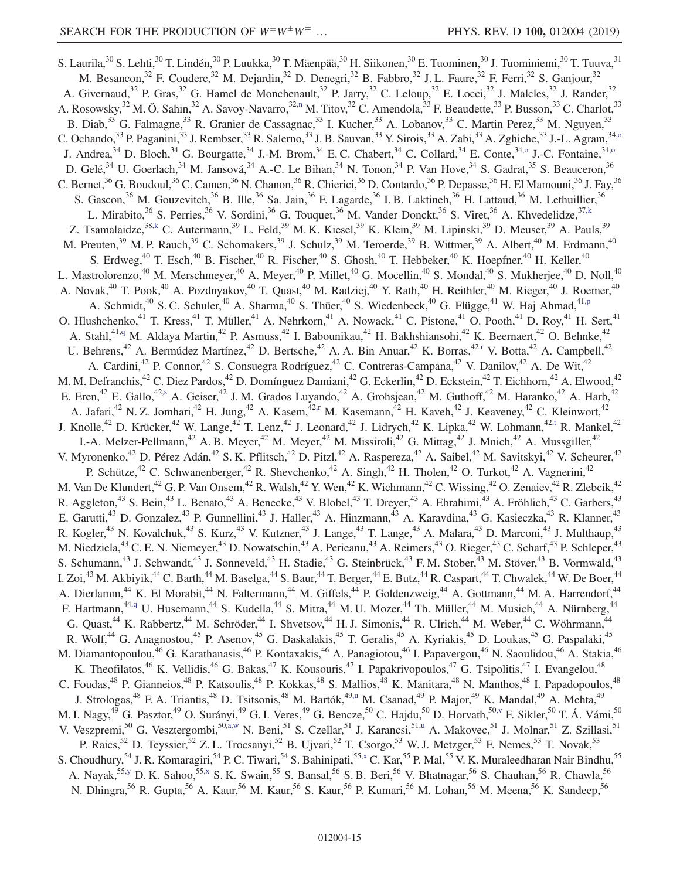S. Laurila,[30] S. Lehti,[30] T. Lindén,[30] P. Luukka,[30] T. Mäenpää,[30] H. Siikonen,[30] E. Tuominen,[30] J. Tuominiemi,[30] T. Tuuva,[31] M. Besancon,[32] F. Couderc,[32] M. Dejardin,[32] D. Denegri,[32] B. Fabbro,[32] J. L. Faure,[32] F. Ferri,[32] S. Ganjour,[32] A. Givernaud,[32] P. Gras,[32] G. Hamel de Monchenault,[32] P. Jarry,[32] C. Leloup,[32] E. Locci,[32] J. Malcles,[32] J. Rander,[32] A. Rosowsky,[32] M. Ö. Sahin,[32] A. Savoy-Navarro,[32,n] M. Titov,[32] C. Amendola,[33] F. Beaudette,[33] P. Busson,[33] C. Charlot,[33] B. Diab,[33] G. Falmagne,[33] R. Granier de Cassagnac,[33] I. Kucher,[33] A. Lobanov,[33] C. Martin Perez,[33] M. Nguyen,[33] C. Ochando,[33] P. Paganini,[33] J. Rembser,[33] R. Salerno,[33] J. B. Sauvan,[33] Y. Sirois,[33] A. Zabi,[33] A. Zghiche,[33] J.-L. Agram,[34,o] J. Andrea,[34] D. Bloch,[34] G. Bourgatte,[34] J.-M. Brom,[34] E. C. Chabert,[34] C. Collard,[34] E. Conte,[34,o] J.-C. Fontaine,[34,o] D. Gelé,[34] U. Goerlach,[34] M. Jansová,[34] A.-C. Le Bihan,[34] N. Tonon,[34] P. Van Hove,[34] S. Gadrat,[35] S. Beauceron,[36] C. Bernet,[36] G. Boudoul,[36] C. Camen,[36] N. Chanon,[36] R. Chierici,[36] D. Contardo,[36] P. Depasse,[36] H. El Mamouni,[36] J. Fay,[36] S. Gascon,[36] M. Gouzevitch,[36] B. Ille,[36] Sa. Jain,[36] F. Lagarde,[36] I. B. Laktineh,[36] H. Lattaud,[36] M. Lethuillier,[36] L. Mirabito,[36] S. Perries,[36] V. Sordini,[36] G. Touquet,[36] M. Vander Donckt,[36] S. Viret,[36] A. Khvedelidze,[37,k] Z. Tsamalaidze,[38,k] C. Autermann,[39] L. Feld,[39] M. K. Kiesel,[39] K. Klein,[39] M. Lipinski,[39] D. Meuser,[39] A. Pauls,[39] M. Preuten,[39] M. P. Rauch,[39] C. Schomakers,[39] J. Schulz,[39] M. Teroerde,[39] B. Wittmer,[39] A. Albert,[40] M. Erdmann,[40] S. Erdweg,[40] T. Esch,[40] B. Fischer,[40] R. Fischer,[40] S. Ghosh,[40] T. Hebbeker,[40] K. Hoepfner,[40] H. Keller,[40] L. Mastrolorenzo,[40] M. Merschmeyer,[40] A. Meyer,[40] P. Millet,[40] G. Mocellin,[40] S. Mondal,[40] S. Mukherjee,[40] D. Noll,[40] A. Novak,[40] T. Pook,[40] A. Pozdnyakov,[40] T. Quast,[40] M. Radziej,[40] Y. Rath,[40] H. Reithler,[40] M. Rieger,[40] J. Roemer,[40] A. Schmidt,[40] S. C. Schuler,[40] A. Sharma,[40] S. Thüer,[40] S. Wiedenbeck,[40] G. Flügge,[41] W. Haj Ahmad,[41,p] O. Hlushchenko,[41] T. Kress,[41] T. Müller,[41] A. Nehrkorn,[41] A. Nowack,[41] C. Pistone,[41] O. Pooth,[41] D. Roy,[41] H. Sert,[41] A. Stahl,[41,q] M. Aldaya Martin,[42] P. Asmuss,[42] I. Babounikau,[42] H. Bakhshiansohi,[42] K. Beernaert,[42] O. Behnke,[42] U. Behrens,[42] A. Bermúdez Martínez,[42] D. Bertsche,[42] A. A. Bin Anuar,[42] K. Borras,[42,r] V. Botta,[42] A. Campbell,[42] A. Cardini,[42] P. Connor,[42] S. Consuegra Rodríguez,[42] C. Contreras-Campana,[42] V. Danilov,[42] A. De Wit,[42] M. M. Defranchis,[42] C. Diez Pardos,[42] D. Domínguez Damiani,[42] G. Eckerlin,[42] D. Eckstein,[42] T. Eichhorn,[42] A. Elwood,[42] E. Eren,[42] E. Gallo,[42,s] A. Geiser,[42] J. M. Grados Luyando,[42] A. Grohsjean,[42] M. Guthoff,[42] M. Haranko,[42] A. Harb,[42] A. Jafari,[42] N. Z. Jomhari,[42] H. Jung,[42] A. Kasem,[42,r] M. Kasemann,[42] H. Kaveh,[42] J. Keaveney,[42] C. Kleinwort,[42] J. Knolle,[42] D. Krücker,[42] W. Lange,[42] T. Lenz,[42] J. Leonard,[42] J. Lidrych,[42] K. Lipka,[42] W. Lohmann,[42,t] R. Mankel,[42] I.-A. Melzer-Pellmann,[42] A. B. Meyer,[42] M. Meyer,[42] M. Missiroli,[42] G. Mittag,[42] J. Mnich,[42] A. Mussgiller,[42] V. Myronenko,[42] D. Pérez Adán,[42] S. K. Pflitsch,[42] D. Pitzl,[42] A. Raspereza,[42] A. Saibel,[42] M. Savitskyi,[42] V. Scheurer,[42] P. Schütze,[42] C. Schwanenberger,[42] R. Shevchenko,[42] A. Singh,[42] H. Tholen,[42] O. Turkot,[42] A. Vagnerini,[42] M. Van De Klundert,[42] G. P. Van Onsem,[42] R. Walsh,[42] Y. Wen,[42] K. Wichmann,[42] C. Wissing,[42] O. Zenaiev,[42] R. Zlebcik,[42] R. Aggleton,[43] S. Bein,[43] L. Benato,[43] A. Benecke,[43] V. Blobel,[43] T. Dreyer,[43] A. Ebrahimi,[43] A. Fröhlich,[43] C. Garbers,[43] E. Garutti,[43] D. Gonzalez,[43] P. Gunnellini,[43] J. Haller,[43] A. Hinzmann,[43] A. Karavdina,[43] G. Kasieczka,[43] R. Klanner,[43] R. Kogler,[43] N. Kovalchuk,[43] S. Kurz,[43] V. Kutzner,[43] J. Lange,[43] T. Lange,[43] A. Malara,[43] D. Marconi,[43] J. Multhaup,[43] M. Niedziela,[43] C. E. N. Niemeyer,[43] D. Nowatschin,[43] A. Perieanu,[43] A. Reimers,[43] O. Rieger,[43] C. Scharf,[43] P. Schleper,[43] S. Schumann,[43] J. Schwandt,[43] J. Sonneveld,[43] H. Stadie,[43] G. Steinbrück,[43] F. M. Stober,[43] M. Stöver,[43] B. Vormwald,[43] I. Zoi,[43] M. Akbiyik,[44] C. Barth,[44] M. Baselga,[44] S. Baur,[44] T. Berger,[44] E. Butz,[44] R. Caspart,[44] T. Chwalek,[44] W. De Boer,[44] A. Dierlamm,[44] K. El Morabit,[44] N. Faltermann,[44] M. Giffels,[44] P. Goldenzweig,[44] A. Gottmann,[44] M. A. Harrendorf,[44] F. Hartmann,[44,q] U. Husemann,[44] S. Kudella,[44] S. Mitra,[44] M. U. Mozer,[44] Th. Müller,[44] M. Musich,[44] A. Nürnberg,[44] G. Quast,[44] K. Rabbertz,[44] M. Schröder,[44] I. Shvetsov,[44] H. J. Simonis,[44] R. Ulrich,[44] M. Weber,[44] C. Wöhrmann,[44] R. Wolf,[44] G. Anagnostou,[45] P. Asenov,[45] G. Daskalakis,[45] T. Geralis,[45] A. Kyriakis,[45] D. Loukas,[45] G. Paspalaki,[45] M. Diamantopoulou,[46] G. Karathanasis,[46] P. Kontaxakis,[46] A. Panagiotou,[46] I. Papavergou,[46] N. Saoulidou,[46] A. Stakia,[46] K. Theofilatos,[46] K. Vellidis,[46] G. Bakas,[47] K. Kousouris,[47] I. Papakrivopoulos,[47] G. Tsipolitis,[47] I. Evangelou,[48] C. Foudas,[48] P. Gianneios,[48] P. Katsoulis,[48] P. Kokkas,[48] S. Mallios,[48] K. Manitara,[48] N. Manthos,[48] I. Papadopoulos,[48] J. Strologas,[48] F. A. Triantis,[48] D. Tsitsonis,[48] M. Bartók,[49,u] M. Csanad,[49] P. Major,[49] K. Mandal,[49] A. Mehta,[49] M. I. Nagy,[49] G. Pasztor,[49] O. Surányi,[49] G. I. Veres,[49] G. Bencze,[50] C. Hajdu,[50] D. Horvath,[50,v] F. Sikler,[50] T. Á. Vámi,[50] V. Veszpremi,[50] G. Vesztergombi,[50,a,w] N. Beni,[51] S. Czellar,[51] J. Karancsi,[51,u] A. Makovec,[51] J. Molnar,[51] Z. Szillasi,[51] P. Raics,[52] D. Teyssier,[52] Z. L. Trocsanyi,[52] B. Ujvari,[52] T. Csorgo,[53] W. J. Metzger,[53] F. Nemes,[53] T. Novak,[53] S. Choudhury,[54] J. R. Komaragiri,[54] P. C. Tiwari,[54] S. Bahinipati,[55,x] C. Kar,[55] P. Mal,[55] V. K. Muraleedharan Nair Bindhu,[55] A. Nayak,[55,y] D. K. Sahoo,[55,x] S. K. Swain,[55] S. Bansal,[56] S. B. Beri,[56] V. Bhatnagar,[56] S. Chauhan,[56] R. Chawla,[56] N. Dhingra,[56] R. Gupta,[56] A. Kaur,[56] M. Kaur,[56] S. Kaur,[56] P. Kumari,[56] M. Lohan,[56] M. Meena,[56] K. Sandeep,[56]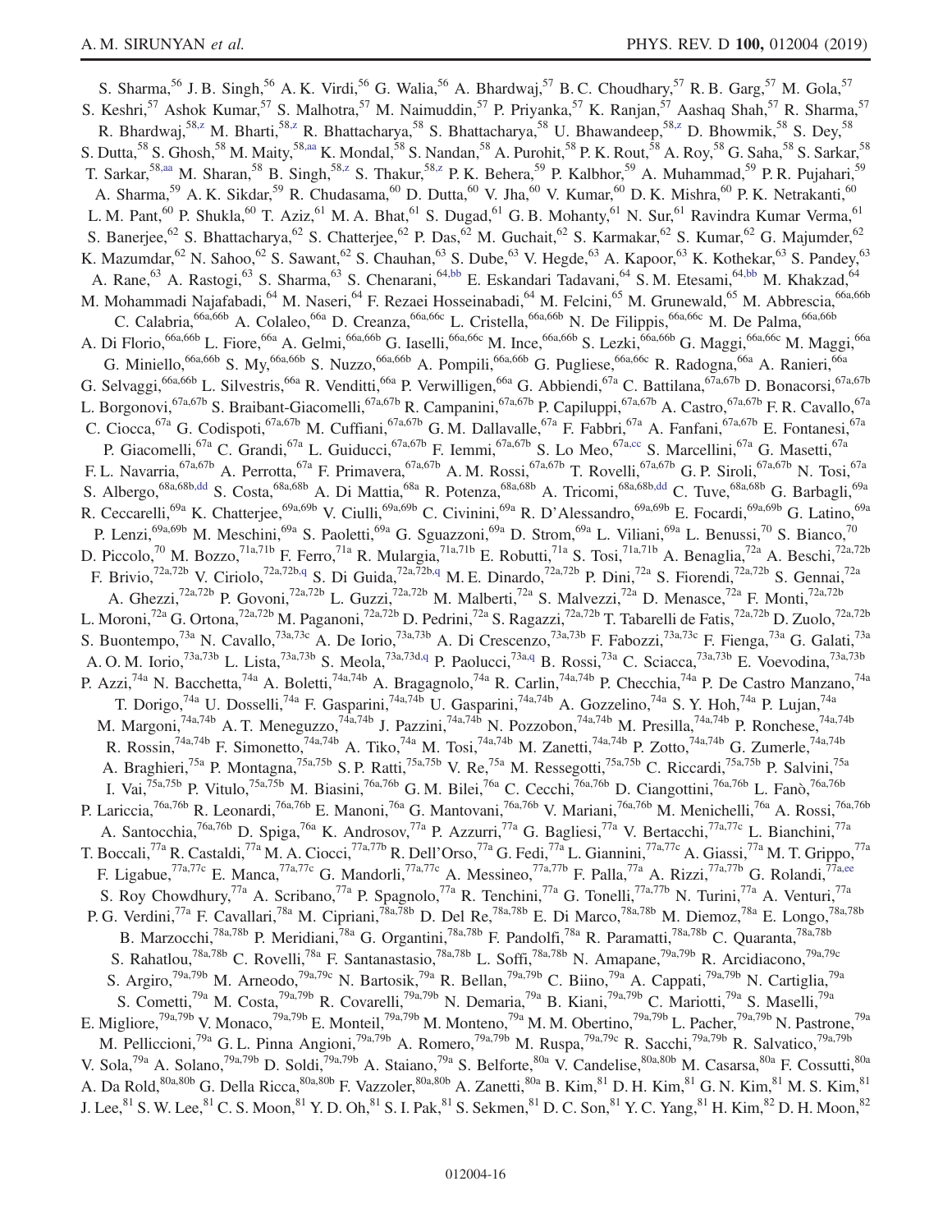S. Sharma,[56] J. B. Singh,[56] A. K. Virdi,[56] G. Walia,[56] A. Bhardwaj,[57] B. C. Choudhary,[57] R. B. Garg,[57] M. Gola,[57] S. Keshri,[57] Ashok Kumar,[57] S. Malhotra,[57] M. Naimuddin,[57] P. Priyanka,[57] K. Ranjan,[57] Aashaq Shah,[57] R. Sharma,[57] R. Bhardwaj,[58,z] M. Bharti,[58,z] R. Bhattacharya,[58] S. Bhattacharya,[58] U. Bhawandeep,[58,z] D. Bhowmik,[58] S. Dey,[58] S. Dutta,[58] S. Ghosh,[58] M. Maity,[58,aa] K. Mondal,[58] S. Nandan,[58] A. Purohit,[58] P. K. Rout,[58] A. Roy,[58] G. Saha,[58] S. Sarkar,[58] T. Sarkar,[58,aa] M. Sharan,[58] B. Singh,[58,z] S. Thakur,[58,z] P. K. Behera,[59] P. Kalbhor,[59] A. Muhammad,[59] P. R. Pujahari,[59] A. Sharma,[59] A. K. Sikdar,[59] R. Chudasama,[60] D. Dutta,[60] V. Jha,[60] V. Kumar,[60] D. K. Mishra,[60] P. K. Netrakanti,[60] L. M. Pant,[60] P. Shukla,[60] T. Aziz,[61] M. A. Bhat,[61] S. Dugad,[61] G. B. Mohanty,[61] N. Sur,[61] Ravindra Kumar Verma,[61] S. Banerjee,[62] S. Bhattacharya,[62] S. Chatterjee,[62] P. Das,[62] M. Guchait,[62] S. Karmakar,[62] S. Kumar,[62] G. Majumder,[62] K. Mazumdar,[62] N. Sahoo,[62] S. Sawant,[62] S. Chauhan,[63] S. Dube,[63] V. Hegde,[63] A. Kapoor,[63] K. Kothekar,[63] S. Pandey,[63] A. Rane,[63] A. Rastogi,[63] S. Sharma,[63] S. Chenarani,[64,bb] E. Eskandari Tadavani,[64] S. M. Etesami,[64,bb] M. Khakzad,[64] M. Mohammadi Najafabadi,[64] M. Naseri,[64] F. Rezaei Hosseinabadi,[64] M. Felcini,[65] M. Grunewald,[65] M. Abbrescia,[66a,66b] C. Calabria,[66a,66b] A. Colaleo,[66a] D. Creanza,[66a,66c] L. Cristella,[66a,66b] N. De Filippis,[66a,66c] M. De Palma,[66a,66b] A. Di Florio,[66a,66b] L. Fiore,[66a] A. Gelmi,[66a,66b] G. Iaselli,[66a,66c] M. Ince,[66a,66b] S. Lezki,[66a,66b] G. Maggi,[66a,66c] M. Maggi,[66a] G. Miniello,[66a,66b] S. My,[66a,66b] S. Nuzzo,[66a,66b] A. Pompili,[66a,66b] G. Pugliese,[66a,66c] R. Radogna,[66a] A. Ranieri,[66a] G. Selvaggi,[66a,66b] L. Silvestris,[66a] R. Venditti,[66a] P. Verwilligen,[66a] G. Abbiendi,[67a] C. Battilana,[67a,67b] D. Bonacorsi,[67a,67b] L. Borgonovi,[67a,67b] S. Braibant-Giacomelli,[67a,67b] R. Campanini,[67a,67b] P. Capiluppi,[67a,67b] A. Castro,[67a,67b] F. R. Cavallo,[67a] C. Ciocca,[67a] G. Codispoti,[67a,67b] M. Cuffiani,[67a,67b] G. M. Dallavalle,[67a] F. Fabbri,[67a] A. Fanfani,[67a,67b] E. Fontanesi,[67a] P. Giacomelli,[67a] C. Grandi,[67a] L. Guiducci,[67a,67b] F. Iemmi,[67a,67b] S. Lo Meo,[67a,cc] S. Marcellini,[67a] G. Masetti,[67a] F. L. Navarria,[67a,67b] A. Perrotta,[67a] F. Primavera,[67a,67b] A. M. Rossi,[67a,67b] T. Rovelli,[67a,67b] G. P. Siroli,[67a,67b] N. Tosi,[67a] S. Albergo,[68a,68b,dd] S. Costa,[68a,68b] A. Di Mattia,[68a] R. Potenza,[68a,68b] A. Tricomi,[68a,68b,dd] C. Tuve,[68a,68b] G. Barbagli,[69a] R. Ceccarelli,[69a] K. Chatterjee,[69a,69b] V. Ciulli,[69a,69b] C. Civinini,[69a] R. D'Alessandro,[69a,69b] E. Focardi,[69a,69b] G. Latino,[69a] P. Lenzi,[69a,69b] M. Meschini,[69a] S. Paoletti,[69a] G. Sguazzoni,[69a] D. Strom,[69a] L. Viliani,[69a] L. Benussi,[70] S. Bianco,[70] D. Piccolo,[70] M. Bozzo,[71a,71b] F. Ferro,[71a] R. Mulargia,[71a,71b] E. Robutti,[71a] S. Tosi,[71a,71b] A. Benaglia,[72a] A. Beschi,[72a,72b] F. Brivio,[72a,72b] V. Ciriolo,[72a,72b,q] S. Di Guida,[72a,72b,q] M. E. Dinardo,[72a,72b] P. Dini,[72a] S. Fiorendi,[72a,72b] S. Gennai,[72a] A. Ghezzi,[72a,72b] P. Govoni,[72a,72b] L. Guzzi,[72a,72b] M. Malberti,[72a] S. Malvezzi,[72a] D. Menasce,[72a] F. Monti,[72a,72b] L. Moroni,[72a] G. Ortona,[72a,72b] M. Paganoni,[72a,72b] D. Pedrini,[72a] S. Ragazzi,[72a,72b] T. Tabarelli de Fatis,[72a,72b] D. Zuolo,[72a,72b] S. Buontempo,[73a] N. Cavallo,[73a,73c] A. De Iorio,[73a,73b] A. Di Crescenzo,[73a,73b] F. Fabozzi,[73a,73c] F. Fienga,[73a] G. Galati,[73a] A. O. M. Iorio,[73a,73b] L. Lista,[73a,73b] S. Meola,[73a,73d,q] P. Paolucci,[73a,q] B. Rossi,[73a] C. Sciacca,[73a,73b] E. Voevodina,[73a,73b] P. Azzi,[74a] N. Bacchetta,[74a] A. Boletti,[74a,74b] A. Bragagnolo,[74a] R. Carlin,[74a,74b] P. Checchia,[74a] P. De Castro Manzano,[74a] T. Dorigo,[74a] U. Dosselli,[74a] F. Gasparini,[74a,74b] U. Gasparini,[74a,74b] A. Gozzelino,[74a] S. Y. Hoh,[74a] P. Lujan,[74a] M. Margoni,[74a,74b] A. T. Meneguzzo,[74a,74b] J. Pazzini,[74a,74b] N. Pozzobon,[74a,74b] M. Presilla,[74a,74b] P. Ronchese,[74a,74b] R. Rossin,[74a,74b] F. Simonetto,[74a,74b] A. Tiko,[74a] M. Tosi,[74a,74b] M. Zanetti,[74a,74b] P. Zotto,[74a,74b] G. Zumerle,[74a,74b] A. Braghieri,[75a] P. Montagna,[75a,75b] S. P. Ratti,[75a,75b] V. Re,[75a] M. Ressegotti,[75a,75b] C. Riccardi,[75a,75b] P. Salvini,[75a] I. Vai,[75a,75b] P. Vitulo,[75a,75b] M. Biasini,[76a,76b] G. M. Bilei,[76a] C. Cecchi,[76a,76b] D. Ciangottini,[76a,76b] L. Fanò,[76a,76b] P. Lariccia,[76a,76b] R. Leonardi,[76a,76b] E. Manoni,[76a] G. Mantovani,[76a,76b] V. Mariani,[76a,76b] M. Menichelli,[76a] A. Rossi,[76a,76b] A. Santocchia,[76a,76b] D. Spiga,[76a] K. Androsov,[77a] P. Azzurri,[77a] G. Bagliesi,[77a] V. Bertacchi,[77a,77c] L. Bianchini,[77a] T. Boccali,[77a] R. Castaldi,[77a] M. A. Ciocci,[77a,77b] R. Dell'Orso,[77a] G. Fedi,[77a] L. Giannini,[77a,77c] A. Giassi,[77a] M. T. Grippo,[77a] F. Ligabue,[77a,77c] E. Manca,[77a,77c] G. Mandorli,[77a,77c] A. Messineo,[77a,77b] F. Palla,[77a] A. Rizzi,[77a,77b] G. Rolandi,[77a,ee] S. Roy Chowdhury,[77a] A. Scribano,[77a] P. Spagnolo,[77a] R. Tenchini,[77a] G. Tonelli,[77a,77b] N. Turini,[77a] A. Venturi,[77a] P. G. Verdini,[77a] F. Cavallari,[78a] M. Cipriani,[78a,78b] D. Del Re,[78a,78b] E. Di Marco,[78a,78b] M. Diemoz,[78a] E. Longo,[78a,78b] B. Marzocchi,[78a,78b] P. Meridiani,[78a] G. Organtini,[78a,78b] F. Pandolfi,[78a] R. Paramatti,[78a,78b] C. Quaranta,[78a,78b] S. Rahatlou,[78a,78b] C. Rovelli,[78a] F. Santanastasio,[78a,78b] L. Soffi,[78a,78b] N. Amapane,[79a,79b] R. Arcidiacono,[79a,79c] S. Argiro,[79a,79b] M. Arneodo,[79a,79c] N. Bartosik,[79a] R. Bellan,[79a,79b] C. Biino,[79a] A. Cappati,[79a,79b] N. Cartiglia,[79a] S. Cometti,[79a] M. Costa,[79a,79b] R. Covarelli,[79a,79b] N. Demaria,[79a] B. Kiani,[79a,79b] C. Mariotti,[79a] S. Maselli,[79a] E. Migliore,[79a,79b] V. Monaco,[79a,79b] E. Monteil,[79a,79b] M. Monteno,[79a] M. M. Obertino,[79a,79b] L. Pacher,[79a,79b] N. Pastrone,[79a] M. Pelliccioni,[79a] G. L. Pinna Angioni,[79a,79b] A. Romero,[79a,79b] M. Ruspa,[79a,79c] R. Sacchi,[79a,79b] R. Salvatico,[79a,79b] V. Sola,[79a] A. Solano,[79a,79b] D. Soldi,[79a,79b] A. Staiano,[79a] S. Belforte,[80a] V. Candelise,[80a,80b] M. Casarsa,[80a] F. Cossutti,[80a] A. Da Rold,[80a,80b] G. Della Ricca,[80a,80b] F. Vazzoler,[80a,80b] A. Zanetti,[80a] B. Kim,[81] D. H. Kim,[81] G. N. Kim,[81] M. S. Kim,[81] J. Lee,[81] S. W. Lee,[81] C. S. Moon,[81] Y. D. Oh,[81] S. I. Pak,[81] S. Sekmen,[81] D. C. Son,[81] Y. C. Yang,[81] H. Kim,[82] D. H. Moon,[82]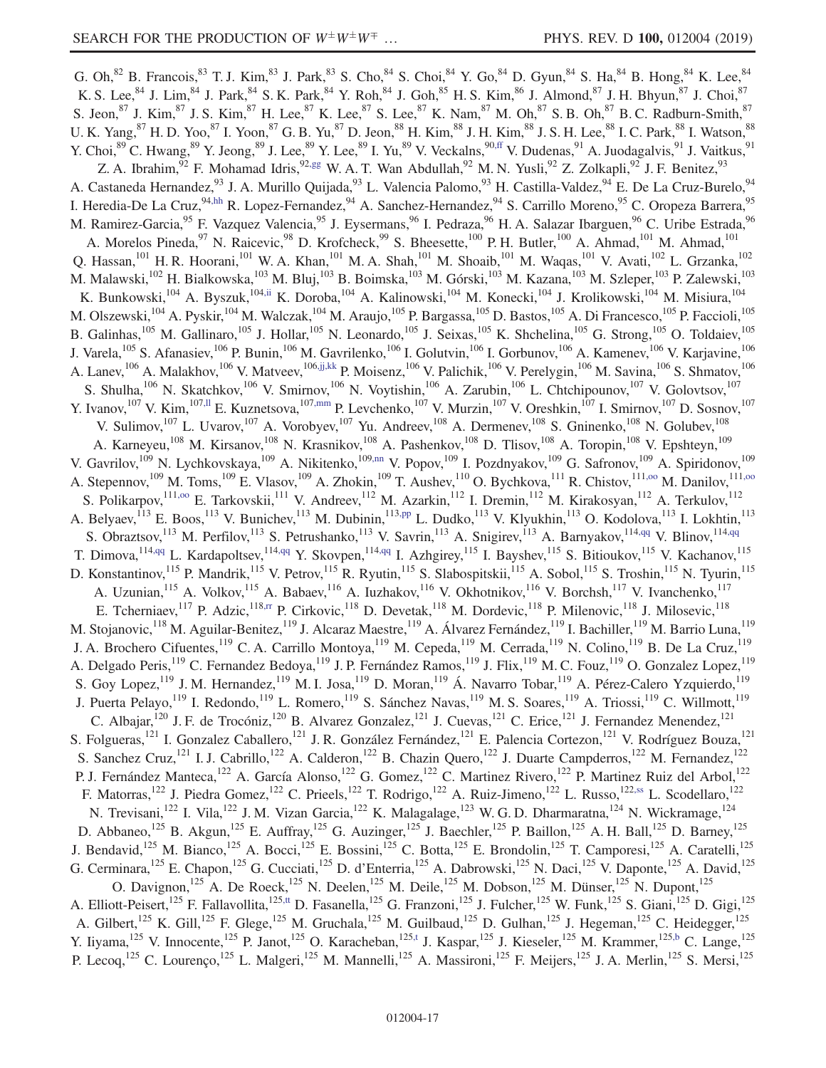G. Oh,[82] B. Francois,[83] T. J. Kim,[83] J. Park,[83] S. Cho,[84] S. Choi,[84] Y. Go,[84] D. Gyun,[84] S. Ha,[84] B. Hong,[84] K. Lee,[84] K. S. Lee,[84] J. Lim,[84] J. Park,[84] S. K. Park,[84] Y. Roh,[84] J. Goh,[85] H. S. Kim,[86] J. Almond,[87] J. H. Bhyun,[87] J. Choi,[87] S. Jeon,[87] J. Kim,[87] J. S. Kim,[87] H. Lee,[87] K. Lee,[87] S. Lee,[87] K. Nam,[87] M. Oh,[87] S. B. Oh,[87] B. C. Radburn-Smith,[87] U. K. Yang,[87] H. D. Yoo,[87] I. Yoon,[87] G. B. Yu,[87] D. Jeon,[88] H. Kim,[88] J. H. Kim,[88] J. S. H. Lee,[88] I. C. Park,[88] I. Watson,[88] Y. Choi,[89] C. Hwang,[89] Y. Jeong,[89] J. Lee,[89] Y. Lee,[89] I. Yu,[89] V. Veckalns,[90,ff] V. Dudenas,[91] A. Juodagalvis,[91] J. Vaitkus,[91] Z. A. Ibrahim,[92] F. Mohamad Idris,[92,gg] W. A. T. Wan Abdullah,[92] M. N. Yusli,[92] Z. Zolkapli,[92] J. F. Benitez,[93] A. Castaneda Hernandez,[93] J. A. Murillo Quijada,[93] L. Valencia Palomo,[93] H. Castilla-Valdez,[94] E. De La Cruz-Burelo,[94] I. Heredia-De La Cruz,[94,hh] R. Lopez-Fernandez,[94] A. Sanchez-Hernandez,[94] S. Carrillo Moreno,[95] C. Oropeza Barrera,[95] M. Ramirez-Garcia,[95] F. Vazquez Valencia,[95] J. Eysermans,[96] I. Pedraza,[96] H. A. Salazar Ibarguen,[96] C. Uribe Estrada,[96] A. Morelos Pineda,[97] N. Raicevic,[98] D. Krofcheck,[99] S. Bheesette,[100] P. H. Butler,[100] A. Ahmad,[101] M. Ahmad,[101] Q. Hassan,[101] H. R. Hoorani,[101] W. A. Khan,[101] M. A. Shah,[101] M. Shoaib,[101] M. Waqas,[101] V. Avati,[102] L. Grzanka,[102] M. Malawski,[102] H. Bialkowska,[103] M. Bluj,[103] B. Boimska,[103] M. Górski,[103] M. Kazana,[103] M. Szleper,[103] P. Zalewski,[103] K. Bunkowski,[104] A. Byszuk,[104,ii] K. Doroba,[104] A. Kalinowski,[104] M. Konecki,[104] J. Krolikowski,[104] M. Misiura,[104] M. Olszewski,[104] A. Pyskir,[104] M. Walczak,[104] M. Araujo,[105] P. Bargassa,[105] D. Bastos,[105] A. Di Francesco,[105] P. Faccioli,[105] B. Galinhas,[105] M. Gallinaro,[105] J. Hollar,[105] N. Leonardo,[105] J. Seixas,[105] K. Shchelina,[105] G. Strong,[105] O. Toldaiev,[105] J. Varela,[105] S. Afanasiev,[106] P. Bunin,[106] M. Gavrilenko,[106] I. Golutvin,[106] I. Gorbunov,[106] A. Kamenev,[106] V. Karjavine,[106] A. Lanev,[106] A. Malakhov,[106] V. Matveev,[106,jj,kk] P. Moisenz,[106] V. Palichik,[106] V. Perelygin,[106] M. Savina,[106] S. Shmatov,[106] S. Shulha,[106] N. Skatchkov,[106] V. Smirnov,[106] N. Voytishin,[106] A. Zarubin,[106] L. Chtchipounov,[107] V. Golovtsov,[107] Y. Ivanov,[107] V. Kim,[107,ll] E. Kuznetsova,[107,mm] P. Levchenko,[107] V. Murzin,[107] V. Oreshkin,[107] I. Smirnov,[107] D. Sosnov,[107] V. Sulimov,[107] L. Uvarov,[107] A. Vorobyev,[107] Yu. Andreev,[108] A. Dermenev,[108] S. Gninenko,[108] N. Golubev,[108] A. Karneyeu,[108] M. Kirsanov,[108] N. Krasnikov,[108] A. Pashenkov,[108] D. Tlisov,[108] A. Toropin,[108] V. Epshteyn,[109] V. Gavrilov,[109] N. Lychkovskaya,[109] A. Nikitenko,[109,nn] V. Popov,[109] I. Pozdnyakov,[109] G. Safronov,[109] A. Spiridonov,[109] A. Stepennov,[109] M. Toms,[109] E. Vlasov,[109] A. Zhokin,[109] T. Aushev,[110] O. Bychkova,[111] R. Chistov,[111,oo] M. Danilov,[111,oo] S. Polikarpov,[111,oo] E. Tarkovskii,[111] V. Andreev,[112] M. Azarkin,[112] I. Dremin,[112] M. Kirakosyan,[112] A. Terkulov,[112] A. Belyaev,[113] E. Boos,[113] V. Bunichev,[113] M. Dubinin,[113,pp] L. Dudko,[113] V. Klyukhin,[113] O. Kodolova,[113] I. Lokhtin,[113] S. Obraztsov,[113] M. Perfilov,[113] S. Petrushanko,[113] V. Savrin,[113] A. Snigirev,[113] A. Barnyakov,[114,qq] V. Blinov,[114,qq] T. Dimova,[114,qq] L. Kardapoltsev,[114,qq] Y. Skovpen,[114,qq] I. Azhgirey,[115] I. Bayshev,[115] S. Bitioukov,[115] V. Kachanov,[115] D. Konstantinov,[115] P. Mandrik,[115] V. Petrov,[115] R. Ryutin,[115] S. Slabospitskii,[115] A. Sobol,[115] S. Troshin,[115] N. Tyurin,[115] A. Uzunian,[115] A. Volkov,[115] A. Babaev,[116] A. Iuzhakov,[116] V. Okhotnikov,[116] V. Borchsh,[117] V. Ivanchenko,[117] E. Tcherniaev,[117] P. Adzic,[118,rr] P. Cirkovic,[118] D. Devetak,[118] M. Dordevic,[118] P. Milenovic,[118] J. Milosevic,[118] M. Stojanovic,[118] M. Aguilar-Benitez,[119] J. Alcaraz Maestre,[119] A. Álvarez Fernández,[119] I. Bachiller,[119] M. Barrio Luna,[119] J. A. Brochero Cifuentes,[119] C. A. Carrillo Montoya,[119] M. Cepeda,[119] M. Cerrada,[119] N. Colino,[119] B. De La Cruz,[119] A. Delgado Peris,[119] C. Fernandez Bedoya,[119] J. P. Fernández Ramos,[119] J. Flix,[119] M. C. Fouz,[119] O. Gonzalez Lopez,[119] S. Goy Lopez,[119] J. M. Hernandez,[119] M. I. Josa,[119] D. Moran,[119] Á. Navarro Tobar,[119] A. Pérez-Calero Yzquierdo,[119] J. Puerta Pelayo,[119] I. Redondo,[119] L. Romero,[119] S. Sánchez Navas,[119] M. S. Soares,[119] A. Triossi,[119] C. Willmott,[119] C. Albajar,[120] J. F. de Trocóniz,[120] B. Alvarez Gonzalez,[121] J. Cuevas,[121] C. Erice,[121] J. Fernandez Menendez,[121] S. Folgueras,[121] I. Gonzalez Caballero,[121] J. R. González Fernández,[121] E. Palencia Cortezon,[121] V. Rodríguez Bouza,[121] S. Sanchez Cruz,[121] I. J. Cabrillo,[122] A. Calderon,[122] B. Chazin Quero,[122] J. Duarte Campderros,[122] M. Fernandez,[122] P. J. Fernández Manteca,[122] A. García Alonso,[122] G. Gomez,[122] C. Martinez Rivero,[122] P. Martinez Ruiz del Arbol,[122] F. Matorras,[122] J. Piedra Gomez,[122] C. Prieels,[122] T. Rodrigo,[122] A. Ruiz-Jimeno,[122] L. Russo,[122,ss] L. Scodellaro,[122] N. Trevisani,[122] I. Vila,[122] J. M. Vizan Garcia,[122] K. Malagalage,[123] W. G. D. Dharmaratna,[124] N. Wickramage,[124] D. Abbaneo,[125] B. Akgun,[125] E. Auffray,[125] G. Auzinger,[125] J. Baechler,[125] P. Baillon,[125] A. H. Ball,[125] D. Barney,[125] J. Bendavid,[125] M. Bianco,[125] A. Bocci,[125] E. Bossini,[125] C. Botta,[125] E. Brondolin,[125] T. Camporesi,[125] A. Caratelli,[125] G. Cerminara,[125] E. Chapon,[125] G. Cucciati,[125] D. d'Enterria,[125] A. Dabrowski,[125] N. Daci,[125] V. Daponte,[125] A. David,[125] O. Davignon,[125] A. De Roeck,[125] N. Deelen,[125] M. Deile,[125] M. Dobson,[125] M. Dünser,[125] N. Dupont,[125] A. Elliott-Peisert,[125] F. Fallavollita,[125,tt] D. Fasanella,[125] G. Franzoni,[125] J. Fulcher,[125] W. Funk,[125] S. Giani,[125] D. Gigi,[125] A. Gilbert,[125] K. Gill,[125] F. Glege,[125] M. Gruchala,[125] M. Guilbaud,[125] D. Gulhan,[125] J. Hegeman,[125] C. Heidegger,[125] Y. Iiyama,[125] V. Innocente,[125] P. Janot,[125] O. Karacheban,[125,t] J. Kaspar,[125] J. Kieseler,[125] M. Krammer,[125,b] C. Lange,[125] P. Lecoq,[125] C. Lourenço,[125] L. Malgeri,[125] M. Mannelli,[125] A. Massironi,[125] F. Meijers,[125] J. A. Merlin,[125] S. Mersi,[125]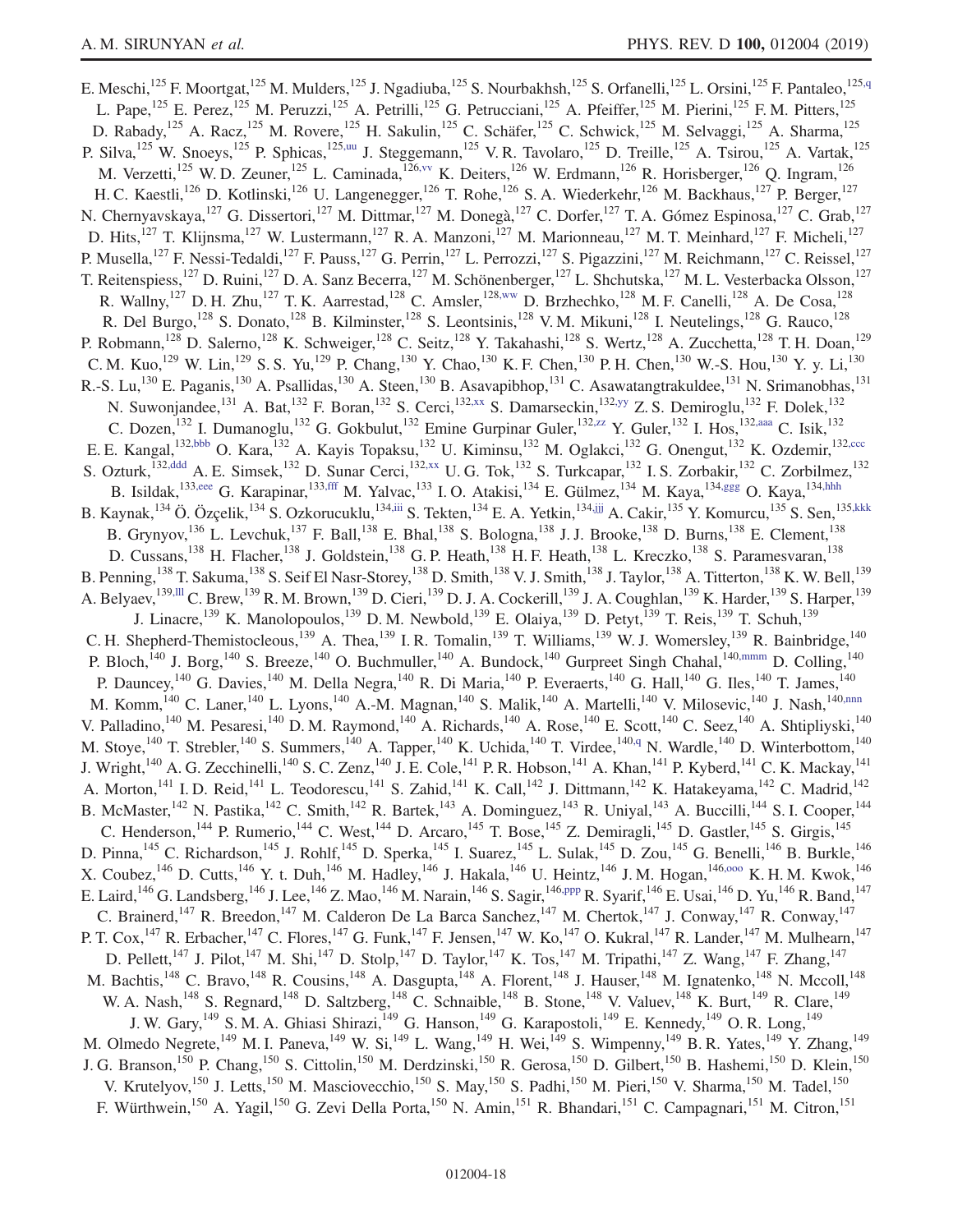E. Meschi,[125] F. Moortgat,[125] M. Mulders,[125] J. Ngadiuba,[125] S. Nourbakhsh,[125] S. Orfanelli,[125] L. Orsini,[125] F. Pantaleo,[125,q] L. Pape,[125] E. Perez,[125] M. Peruzzi,[125] A. Petrilli,[125] G. Petrucciani,[125] A. Pfeiffer,[125] M. Pierini,[125] F. M. Pitters,[125] D. Rabady,[125] A. Racz,[125] M. Rovere,[125] H. Sakulin,[125] C. Schäfer,[125] C. Schwick,[125] M. Selvaggi,[125] A. Sharma,[125] P. Silva,[125] W. Snoeys,[125] P. Sphicas,[125,uu] J. Steggemann,[125] V. R. Tavolaro,[125] D. Treille,[125] A. Tsirou,[125] A. Vartak,[125] M. Verzetti,[125] W. D. Zeuner,[125] L. Caminada,[126,vv] K. Deiters,[126] W. Erdmann,[126] R. Horisberger,[126] Q. Ingram,[126] H. C. Kaestli,[126] D. Kotlinski,[126] U. Langenegger,[126] T. Rohe,[126] S. A. Wiederkehr,[126] M. Backhaus,[127] P. Berger,[127] N. Chernyavskaya,[127] G. Dissertori,[127] M. Dittmar,[127] M. Donegà,[127] C. Dorfer,[127] T. A. Gómez Espinosa,[127] C. Grab,[127] D. Hits,[127] T. Klijnsma,[127] W. Lustermann,[127] R. A. Manzoni,[127] M. Marionneau,[127] M. T. Meinhard,[127] F. Micheli,[127] P. Musella,[127] F. Nessi-Tedaldi,[127] F. Pauss,[127] G. Perrin,[127] L. Perrozzi,[127] S. Pigazzini,[127] M. Reichmann,[127] C. Reissel,[127] T. Reitenspiess,[127] D. Ruini,[127] D. A. Sanz Becerra,[127] M. Schönenberger,[127] L. Shchutska,[127] M. L. Vesterbacka Olsson,[127] R. Wallny,[127] D. H. Zhu,[127] T. K. Aarrestad,[128] C. Amsler,[128,ww] D. Brzhechko,[128] M. F. Canelli,[128] A. De Cosa,[128] R. Del Burgo,[128] S. Donato,[128] B. Kilminster,[128] S. Leontsinis,[128] V. M. Mikuni,[128] I. Neutelings,[128] G. Rauco,[128] P. Robmann,[128] D. Salerno,[128] K. Schweiger,[128] C. Seitz,[128] Y. Takahashi,[128] S. Wertz,[128] A. Zucchetta,[128] T. H. Doan,[129] C. M. Kuo,[129] W. Lin,[129] S. S. Yu,[129] P. Chang,[130] Y. Chao,[130] K. F. Chen,[130] P. H. Chen,[130] W.-S. Hou,[130] Y. y. Li,[130] R.-S. Lu,[130] E. Paganis,[130] A. Psallidas,[130] A. Steen,[130] B. Asavapibhop,[131] C. Asawatangtrakuldee,[131] N. Srimanobhas,[131] N. Suwonjandee,[131] A. Bat,[132] F. Boran,[132] S. Cerci,[132,xx] S. Damarseckin,[132,yy] Z. S. Demiroglu,[132] F. Dolek,[132] C. Dozen,[132] I. Dumanoglu,[132] G. Gokbulut,[132] Emine Gurpinar Guler,[132,zz] Y. Guler,[132] I. Hos,[132,aaa] C. Isik,[132] E. E. Kangal,[132,bbb] O. Kara,[132] A. Kayis Topaksu,[132] U. Kiminsu,[132] M. Oglakci,[132] G. Onengut,[132] K. Ozdemir,[132,ccc] S. Ozturk,[132,ddd] A. E. Simsek,[132] D. Sunar Cerci,[132,xx] U. G. Tok,[132] S. Turkcapar,[132] I. S. Zorbakir,[132] C. Zorbilmez,[132] B. Isildak,[133,eee] G. Karapinar,[133,fff] M. Yalvac,[133] I. O. Atakisi,[134] E. Gülmez,[134] M. Kaya,[134,ggg] O. Kaya,[134,hhh] B. Kaynak,[134] Ö. Özçelik,[134] S. Ozkorucuklu,[134,iii] S. Tekten,[134] E. A. Yetkin,[134,jjj] A. Cakir,[135] Y. Komurcu,[135] S. Sen,[135,kkk] B. Grynyov,[136] L. Levchuk,[137] F. Ball,[138] E. Bhal,[138] S. Bologna,[138] J. J. Brooke,[138] D. Burns,[138] E. Clement,[138] D. Cussans,[138] H. Flacher,[138] J. Goldstein,[138] G. P. Heath,[138] H. F. Heath,[138] L. Kreczko,[138] S. Paramesvaran,[138] B. Penning,[138] T. Sakuma,[138] S. Seif El Nasr-Storey,[138] D. Smith,[138] V. J. Smith,[138] J. Taylor,[138] A. Titterton,[138] K. W. Bell,[139] A. Belyaev,[139,lll] C. Brew,[139] R. M. Brown,[139] D. Cieri,[139] D. J. A. Cockerill,[139] J. A. Coughlan,[139] K. Harder,[139] S. Harper,[139] J. Linacre,[139] K. Manolopoulos,[139] D. M. Newbold,[139] E. Olaiya,[139] D. Petyt,[139] T. Reis,[139] T. Schuh,[139] C. H. Shepherd-Themistocleous,[139] A. Thea,[139] I. R. Tomalin,[139] T. Williams,[139] W. J. Womersley,[139] R. Bainbridge,[140] P. Bloch,[140] J. Borg,[140] S. Breeze,[140] O. Buchmuller,[140] A. Bundock,[140] Gurpreet Singh Chahal,[140,mmm] D. Colling,[140] P. Dauncey,[140] G. Davies,[140] M. Della Negra,[140] R. Di Maria,[140] P. Everaerts,[140] G. Hall,[140] G. Iles,[140] T. James,[140] M. Komm,[140] C. Laner,[140] L. Lyons,[140] A.-M. Magnan,[140] S. Malik,[140] A. Martelli,[140] V. Milosevic,[140] J. Nash,[140,nnn] V. Palladino,[140] M. Pesaresi,[140] D. M. Raymond,[140] A. Richards,[140] A. Rose,[140] E. Scott,[140] C. Seez,[140] A. Shtipliyski,[140] M. Stoye,[140] T. Strebler,[140] S. Summers,[140] A. Tapper,[140] K. Uchida,[140] T. Virdee,[140,q] N. Wardle,[140] D. Winterbottom,[140] J. Wright,[140] A. G. Zecchinelli,[140] S. C. Zenz,[140] J. E. Cole,[141] P. R. Hobson,[141] A. Khan,[141] P. Kyberd,[141] C. K. Mackay,[141] A. Morton,[141] I. D. Reid,[141] L. Teodorescu,[141] S. Zahid,[141] K. Call,[142] J. Dittmann,[142] K. Hatakeyama,[142] C. Madrid,[142] B. McMaster,[142] N. Pastika,[142] C. Smith,[142] R. Bartek,[143] A. Dominguez,[143] R. Uniyal,[143] A. Buccilli,[144] S. I. Cooper,[144] C. Henderson,[144] P. Rumerio,[144] C. West,[144] D. Arcaro,[145] T. Bose,[145] Z. Demiragli,[145] D. Gastler,[145] S. Girgis,[145] D. Pinna,[145] C. Richardson,[145] J. Rohlf,[145] D. Sperka,[145] I. Suarez,[145] L. Sulak,[145] D. Zou,[145] G. Benelli,[146] B. Burkle,[146] X. Coubez,[146] D. Cutts,[146] Y. t. Duh,[146] M. Hadley,[146] J. Hakala,[146] U. Heintz,[146] J. M. Hogan,[146,ooo] K. H. M. Kwok,[146] E. Laird,[146] G. Landsberg,[146] J. Lee,[146] Z. Mao,[146] M. Narain,[146] S. Sagir,[146,ppp] R. Syarif,[146] E. Usai,[146] D. Yu,[146] R. Band,[147] C. Brainerd,[147] R. Breedon,[147] M. Calderon De La Barca Sanchez,[147] M. Chertok,[147] J. Conway,[147] R. Conway,[147] P. T. Cox,[147] R. Erbacher,[147] C. Flores,[147] G. Funk,[147] F. Jensen,[147] W. Ko,[147] O. Kukral,[147] R. Lander,[147] M. Mulhearn,[147] D. Pellett,[147] J. Pilot,[147] M. Shi,[147] D. Stolp,[147] D. Taylor,[147] K. Tos,[147] M. Tripathi,[147] Z. Wang,[147] F. Zhang,[147] M. Bachtis,[148] C. Bravo,[148] R. Cousins,[148] A. Dasgupta,[148] A. Florent,[148] J. Hauser,[148] M. Ignatenko,[148] N. Mccoll,[148] W. A. Nash,[148] S. Regnard,[148] D. Saltzberg,[148] C. Schnaible,[148] B. Stone,[148] V. Valuev,[148] K. Burt,[149] R. Clare,[149] J. W. Gary,[149] S. M. A. Ghiasi Shirazi,[149] G. Hanson,[149] G. Karapostoli,[149] E. Kennedy,[149] O. R. Long,[149] M. Olmedo Negrete,[149] M. I. Paneva,[149] W. Si,[149] L. Wang,[149] H. Wei,[149] S. Wimpenny,[149] B. R. Yates,[149] Y. Zhang,[149] J. G. Branson,[150] P. Chang,[150] S. Cittolin,[150] M. Derdzinski,[150] R. Gerosa,[150] D. Gilbert,[150] B. Hashemi,[150] D. Klein,[150] V. Krutelyov,[150] J. Letts,[150] M. Masciovecchio,[150] S. May,[150] S. Padhi,[150] M. Pieri,[150] V. Sharma,[150] M. Tadel,[150] F. Würthwein,[150] A. Yagil,[150] G. Zevi Della Porta,[150] N. Amin,[151] R. Bhandari,[151] C. Campagnari,[151] M. Citron,[151]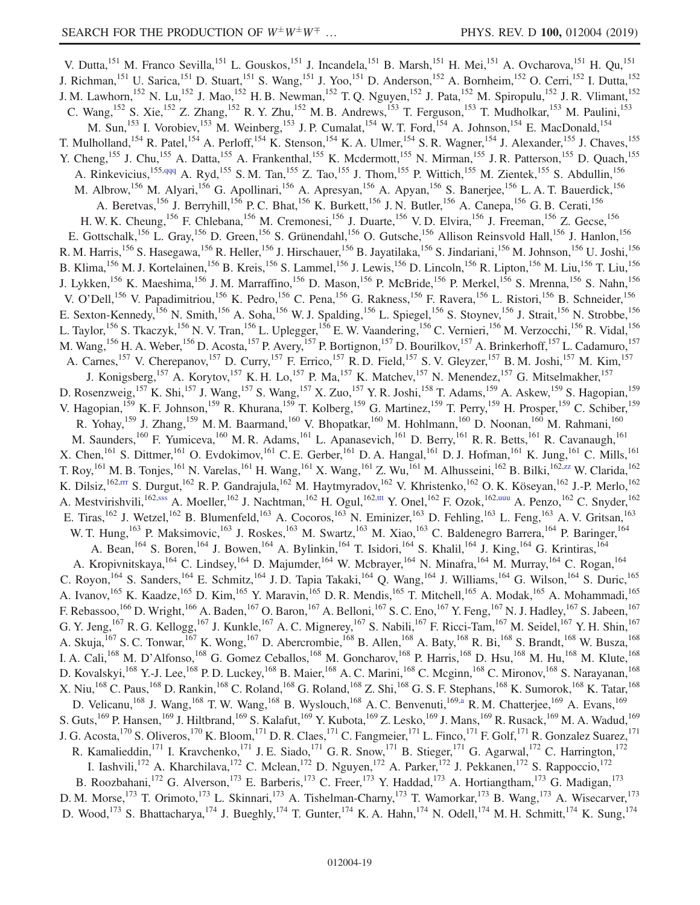V. Dutta,[151] M. Franco Sevilla,[151] L. Gouskos,[151] J. Incandela,[151] B. Marsh,[151] H. Mei,[151] A. Ovcharova,[151] H. Qu,[151] J. Richman,[151] U. Sarica,[151] D. Stuart,[151] S. Wang,[151] J. Yoo,[151] D. Anderson,[152] A. Bornheim,[152] O. Cerri,[152] I. Dutta,[152] J. M. Lawhorn,[152] N. Lu,[152] J. Mao,[152] H. B. Newman,[152] T. Q. Nguyen,[152] J. Pata,[152] M. Spiropulu,[152] J. R. Vlimant,[152] C. Wang,[152] S. Xie,[152] Z. Zhang,[152] R. Y. Zhu,[152] M. B. Andrews,[153] T. Ferguson,[153] T. Mudholkar,[153] M. Paulini,[153] M. Sun,[153] I. Vorobiev,[153] M. Weinberg,[153] J. P. Cumalat,[154] W. T. Ford,[154] A. Johnson,[154] E. MacDonald,[154] T. Mulholland,[154] R. Patel,[154] A. Perloff,[154] K. Stenson,[154] K. A. Ulmer,[154] S. R. Wagner,[154] J. Alexander,[155] J. Chaves,[155] Y. Cheng,[155] J. Chu,[155] A. Datta,[155] A. Frankenthal,[155] K. Mcdermott,[155] N. Mirman,[155] J. R. Patterson,[155] D. Quach,[155] A. Rinkevicius,[155,qqq] A. Ryd,[155] S. M. Tan,[155] Z. Tao,[155] J. Thom,[155] P. Wittich,[155] M. Zientek,[155] S. Abdullin,[156] M. Albrow,[156] M. Alyari,[156] G. Apollinari,[156] A. Apresyan,[156] A. Apyan,[156] S. Banerjee,[156] L. A. T. Bauerdick,[156] A. Beretvas,[156] J. Berryhill,[156] P. C. Bhat,[156] K. Burkett,[156] J. N. Butler,[156] A. Canepa,[156] G. B. Cerati,[156] H. W. K. Cheung,[156] F. Chlebana,[156] M. Cremonesi,[156] J. Duarte,[156] V. D. Elvira,[156] J. Freeman,[156] Z. Gecse,[156] E. Gottschalk,[156] L. Gray,[156] D. Green,[156] S. Grünendahl,[156] O. Gutsche,[156] Allison Reinsvold Hall,[156] J. Hanlon,[156] R. M. Harris,[156] S. Hasegawa,[156] R. Heller,[156] J. Hirschauer,[156] B. Jayatilaka,[156] S. Jindariani,[156] M. Johnson,[156] U. Joshi,[156] B. Klima,[156] M. J. Kortelainen,[156] B. Kreis,[156] S. Lammel,[156] J. Lewis,[156] D. Lincoln,[156] R. Lipton,[156] M. Liu,[156] T. Liu,[156] J. Lykken,[156] K. Maeshima,[156] J. M. Marraffino,[156] D. Mason,[156] P. McBride,[156] P. Merkel,[156] S. Mrenna,[156] S. Nahn,[156] V. O'Dell,[156] V. Papadimitriou,[156] K. Pedro,[156] C. Pena,[156] G. Rakness,[156] F. Ravera,[156] L. Ristori,[156] B. Schneider,[156] E. Sexton-Kennedy,[156] N. Smith,[156] A. Soha,[156] W. J. Spalding,[156] L. Spiegel,[156] S. Stoynev,[156] J. Strait,[156] N. Strobbe,[156] L. Taylor,[156] S. Tkaczyk,[156] N. V. Tran,[156] L. Uplegger,[156] E. W. Vaandering,[156] C. Vernieri,[156] M. Verzocchi,[156] R. Vidal,[156] M. Wang,[156] H. A. Weber,[156] D. Acosta,[157] P. Avery,[157] P. Bortignon,[157] D. Bourilkov,[157] A. Brinkerhoff,[157] L. Cadamuro,[157] A. Carnes,[157] V. Cherepanov,[157] D. Curry,[157] F. Errico,[157] R. D. Field,[157] S. V. Gleyzer,[157] B. M. Joshi,[157] M. Kim,[157] J. Konigsberg,[157] A. Korytov,[157] K. H. Lo,[157] P. Ma,[157] K. Matchev,[157] N. Menendez,[157] G. Mitselmakher,[157] D. Rosenzweig,[157] K. Shi,[157] J. Wang,[157] S. Wang,[157] X. Zuo,[157] Y. R. Joshi,[158] T. Adams,[159] A. Askew,[159] S. Hagopian,[159] V. Hagopian,[159] K. F. Johnson,[159] R. Khurana,[159] T. Kolberg,[159] G. Martinez,[159] T. Perry,[159] H. Prosper,[159] C. Schiber,[159] R. Yohay,[159] J. Zhang,[159] M. M. Baarmand,[160] V. Bhopatkar,[160] M. Hohlmann,[160] D. Noonan,[160] M. Rahmani,[160] M. Saunders,[160] F. Yumiceva,[160] M. R. Adams,[161] L. Apanasevich,[161] D. Berry,[161] R. R. Betts,[161] R. Cavanaugh,[161] X. Chen,[161] S. Dittmer,[161] O. Evdokimov,[161] C. E. Gerber,[161] D. A. Hangal,[161] D. J. Hofman,[161] K. Jung,[161] C. Mills,[161] T. Roy,[161] M. B. Tonjes,[161] N. Varelas,[161] H. Wang,[161] X. Wang,[161] Z. Wu,[161] M. Alhusseini,[162] B. Bilki,[162,zz] W. Clarida,[162] K. Dilsiz,[162,rrr] S. Durgut,[162] R. P. Gandrajula,[162] M. Haytmyradov,[162] V. Khristenko,[162] O. K. Köseyan,[162] J.-P. Merlo,[162] A. Mestvirishvili,[162,sss] A. Moeller,[162] J. Nachtman,[162] H. Ogul,[162,ttt] Y. Onel,[162] F. Ozok,[162,uuu] A. Penzo,[162] C. Snyder,[162] E. Tiras,[162] J. Wetzel,[162] B. Blumenfeld,[163] A. Cocoros,[163] N. Eminizer,[163] D. Fehling,[163] L. Feng,[163] A. V. Gritsan,[163] W. T. Hung,[163] P. Maksimovic,[163] J. Roskes,[163] M. Swartz,[163] M. Xiao,[163] C. Baldenegro Barrera,[164] P. Baringer,[164] A. Bean,[164] S. Boren,[164] J. Bowen,[164] A. Bylinkin,[164] T. Isidori,[164] S. Khalil,[164] J. King,[164] G. Krintiras,[164] A. Kropivnitskaya,[164] C. Lindsey,[164] D. Majumder,[164] W. Mcbrayer,[164] N. Minafra,[164] M. Murray,[164] C. Rogan,[164] C. Royon,[164] S. Sanders,[164] E. Schmitz,[164] J. D. Tapia Takaki,[164] Q. Wang,[164] J. Williams,[164] G. Wilson,[164] S. Duric,[165] A. Ivanov,[165] K. Kaadze,[165] D. Kim,[165] Y. Maravin,[165] D. R. Mendis,[165] T. Mitchell,[165] A. Modak,[165] A. Mohammadi,[165] F. Rebassoo,[166] D. Wright,[166] A. Baden,[167] O. Baron,[167] A. Belloni,[167] S. C. Eno,[167] Y. Feng,[167] N. J. Hadley,[167] S. Jabeen,[167] G. Y. Jeng,[167] R. G. Kellogg,[167] J. Kunkle,[167] A. C. Mignerey,[167] S. Nabili,[167] F. Ricci-Tam,[167] M. Seidel,[167] Y. H. Shin,[167] A. Skuja,[167] S. C. Tonwar,[167] K. Wong,[167] D. Abercrombie,[168] B. Allen,[168] A. Baty,[168] R. Bi,[168] S. Brandt,[168] W. Busza,[168] I. A. Cali,[168] M. D'Alfonso,[168] G. Gomez Ceballos,[168] M. Goncharov,[168] P. Harris,[168] D. Hsu,[168] M. Hu,[168] M. Klute,[168] D. Kovalskyi,[168] Y.-J. Lee,[168] P. D. Luckey,[168] B. Maier,[168] A. C. Marini,[168] C. Mcginn,[168] C. Mironov,[168] S. Narayanan,[168] X. Niu,[168] C. Paus,[168] D. Rankin,[168] C. Roland,[168] G. Roland,[168] Z. Shi,[168] G. S. F. Stephans,[168] K. Sumorok,[168] K. Tatar,[168] D. Velicanu,[168] J. Wang,[168] T. W. Wang,[168] B. Wyslouch,[168] A. C. Benvenuti,[169,a] R. M. Chatterjee,[169] A. Evans,[169] S. Guts,[169] P. Hansen,[169] J. Hiltbrand,[169] S. Kalafut,[169] Y. Kubota,[169] Z. Lesko,[169] J. Mans,[169] R. Rusack,[169] M. A. Wadud,[169] J. G. Acosta,[170] S. Oliveros,[170] K. Bloom,[171] D. R. Claes,[171] C. Fangmeier,[171] L. Finco,[171] F. Golf,[171] R. Gonzalez Suarez,[171] R. Kamalieddin,[171] I. Kravchenko,[171] J. E. Siado,[171] G. R. Snow,[171] B. Stieger,[171] G. Agarwal,[172] C. Harrington,[172] I. Iashvili,[172] A. Kharchilava,[172] C. Mclean,[172] D. Nguyen,[172] A. Parker,[172] J. Pekkanen,[172] S. Rappoccio,[172] B. Roozbahani,[172] G. Alverson,[173] E. Barberis,[173] C. Freer,[173] Y. Haddad,[173] A. Hortiangtham,[173] G. Madigan,[173] D. M. Morse,[173] T. Orimoto,[173] L. Skinnari,[173] A. Tishelman-Charny,[173] T. Wamorkar,[173] B. Wang,[173] A. Wisecarver,[173] D. Wood,[173] S. Bhattacharya,[174] J. Bueghly,[174] T. Gunter,[174] K. A. Hahn,[174] N. Odell,[174] M. H. Schmitt,[174] K. Sung,[174]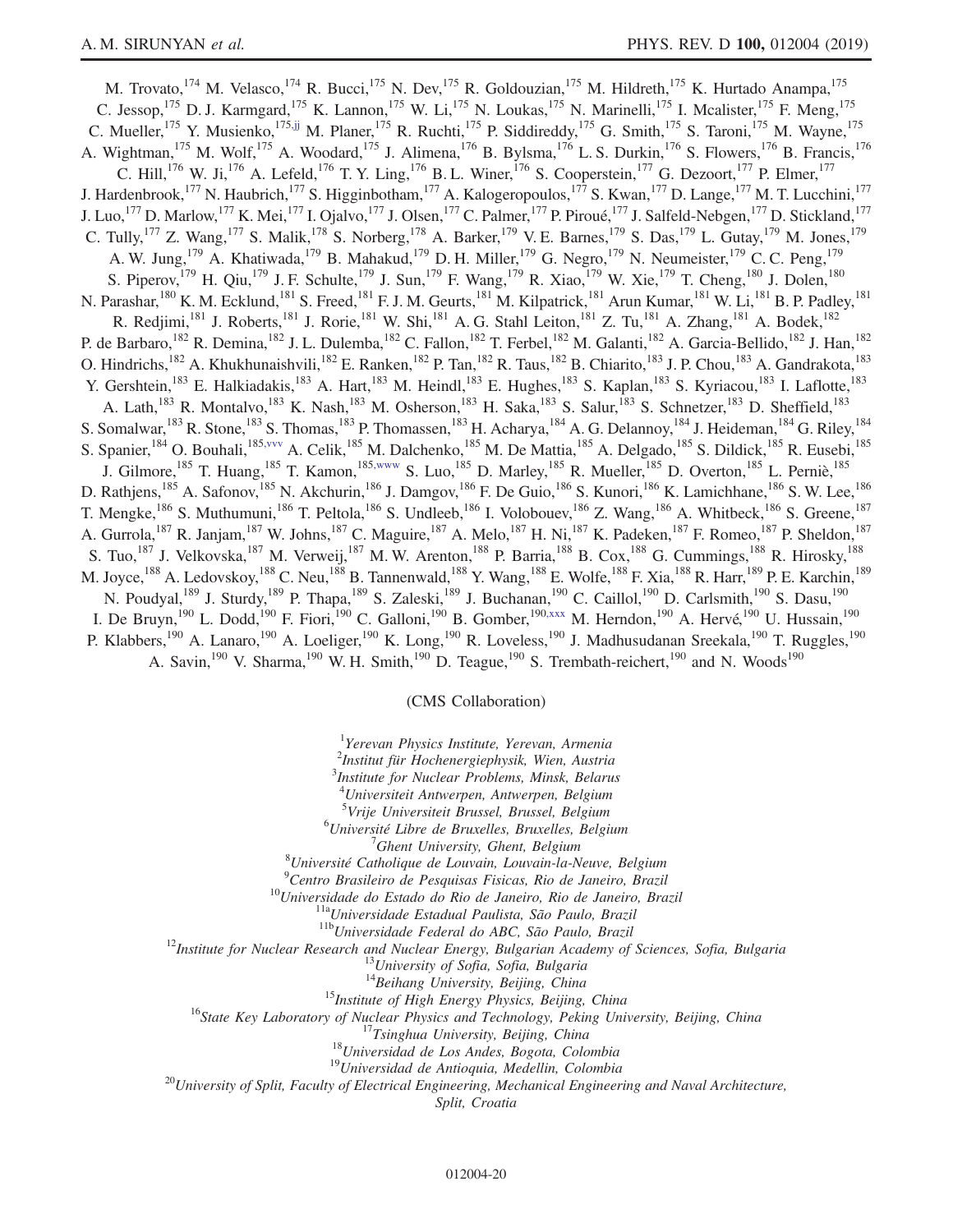M. Trovato,[174] M. Velasco,[174] R. Bucci,[175] N. Dev,[175] R. Goldouzian,[175] M. Hildreth,[175] K. Hurtado Anampa,[175] C. Jessop,[175] D. J. Karmgard,[175] K. Lannon,[175] W. Li,[175] N. Loukas,[175] N. Marinelli,[175] I. Mcalister,[175] F. Meng,[175] C. Mueller,[175] Y. Musienko,[175,jj] M. Planer,[175] R. Ruchti,[175] P. Siddireddy,[175] G. Smith,[175] S. Taroni,[175] M. Wayne,[175] A. Wightman,[175] M. Wolf,[175] A. Woodard,[175] J. Alimena,[176] B. Bylsma,[176] L. S. Durkin,[176] S. Flowers,[176] B. Francis,[176] C. Hill,[176] W. Ji,[176] A. Lefeld,[176] T. Y. Ling,[176] B. L. Winer,[176] S. Cooperstein,[177] G. Dezoort,[177] P. Elmer,[177] J. Hardenbrook,[177] N. Haubrich,[177] S. Higginbotham,[177] A. Kalogeropoulos,[177] S. Kwan,[177] D. Lange,[177] M. T. Lucchini,[177] J. Luo,[177] D. Marlow,[177] K. Mei,[177] I. Ojalvo,[177] J. Olsen,[177] C. Palmer,[177] P. Piroué,[177] J. Salfeld-Nebgen,[177] D. Stickland,[177] C. Tully,[177] Z. Wang,[177] S. Malik,[178] S. Norberg,[178] A. Barker,[179] V. E. Barnes,[179] S. Das,[179] L. Gutay,[179] M. Jones,[179] A. W. Jung,[179] A. Khatiwada,[179] B. Mahakud,[179] D. H. Miller,[179] G. Negro,[179] N. Neumeister,[179] C. C. Peng,[179] S. Piperov,[179] H. Qiu,[179] J. F. Schulte,[179] J. Sun,[179] F. Wang,[179] R. Xiao,[179] W. Xie,[179] T. Cheng,[180] J. Dolen,[180] N. Parashar,[180] K. M. Ecklund,[181] S. Freed,[181] F. J. M. Geurts,[181] M. Kilpatrick,[181] Arun Kumar,[181] W. Li,[181] B. P. Padley,[181] R. Redjimi,[181] J. Roberts,[181] J. Rorie,[181] W. Shi,[181] A. G. Stahl Leiton,[181] Z. Tu,[181] A. Zhang,[181] A. Bodek,[182] P. de Barbaro,[182] R. Demina,[182] J. L. Dulemba,[182] C. Fallon,[182] T. Ferbel,[182] M. Galanti,[182] A. Garcia-Bellido,[182] J. Han,[182] O. Hindrichs,[182] A. Khukhunaishvili,[182] E. Ranken,[182] P. Tan,[182] R. Taus,[182] B. Chiarito,[183] J. P. Chou,[183] A. Gandrakota,[183] Y. Gershtein,[183] E. Halkiadakis,[183] A. Hart,[183] M. Heindl,[183] E. Hughes,[183] S. Kaplan,[183] S. Kyriacou,[183] I. Laflotte,[183] A. Lath,[183] R. Montalvo,[183] K. Nash,[183] M. Osherson,[183] H. Saka,[183] S. Salur,[183] S. Schnetzer,[183] D. Sheffield,[183] S. Somalwar,[183] R. Stone,[183] S. Thomas,[183] P. Thomassen,[183] H. Acharya,[184] A. G. Delannoy,[184] J. Heideman,[184] G. Riley,[184] S. Spanier,[184] O. Bouhali,[185,vvv] A. Celik,[185] M. Dalchenko,[185] M. De Mattia,[185] A. Delgado,[185] S. Dildick,[185] R. Eusebi,[185] J. Gilmore,[185] T. Huang,[185] T. Kamon,[185,www] S. Luo,[185] D. Marley,[185] R. Mueller,[185] D. Overton,[185] L. Perniè,[185] D. Rathjens,[185] A. Safonov,[185] N. Akchurin,[186] J. Damgov,[186] F. De Guio,[186] S. Kunori,[186] K. Lamichhane,[186] S. W. Lee,[186] T. Mengke,[186] S. Muthumuni,[186] T. Peltola,[186] S. Undleeb,[186] I. Volobouev,[186] Z. Wang,[186] A. Whitbeck,[186] S. Greene,[187] A. Gurrola,[187] R. Janjam,[187] W. Johns,[187] C. Maguire,[187] A. Melo,[187] H. Ni,[187] K. Padeken,[187] F. Romeo,[187] P. Sheldon,[187] S. Tuo,[187] J. Velkovska,[187] M. Verweij,[187] M. W. Arenton,[188] P. Barria,[188] B. Cox,[188] G. Cummings,[188] R. Hirosky,[188] M. Joyce,[188] A. Ledovskoy,[188] C. Neu,[188] B. Tannenwald,[188] Y. Wang,[188] E. Wolfe,[188] F. Xia,[188] R. Harr,[189] P. E. Karchin,[189] N. Poudyal,[189] J. Sturdy,[189] P. Thapa,[189] S. Zaleski,[189] J. Buchanan,[190] C. Caillol,[190] D. Carlsmith,[190] S. Dasu,[190] I. De Bruyn,[190] L. Dodd,[190] F. Fiori,[190] C. Galloni,[190] B. Gomber,[190,xxx] M. Herndon,[190] A. Hervé,[190] U. Hussain,[190] P. Klabbers,[190] A. Lanaro,[190] A. Loeliger,[190] K. Long,[190] R. Loveless,[190] J. Madhusudanan Sreekala,[190] T. Ruggles,[190] A. Savin,[190] V. Sharma,[190] W. H. Smith,[190] D. Teague,[190] S. Trembath-reichert,[190] and N. Woods[190]

(CMS Collaboration)

[1] *Yerevan Physics Institute, Yerevan, Armenia*
[2] *Institut für Hochenergiephysik, Wien, Austria*
[3] *Institute for Nuclear Problems, Minsk, Belarus*
[4] *Universiteit Antwerpen, Antwerpen, Belgium*
[5] *Vrije Universiteit Brussel, Brussel, Belgium*
[6] *Université Libre de Bruxelles, Bruxelles, Belgium*
[7] *Ghent University, Ghent, Belgium*
[8] *Université Catholique de Louvain, Louvain-la-Neuve, Belgium*
[9] *Centro Brasileiro de Pesquisas Fisicas, Rio de Janeiro, Brazil*
[10] *Universidade do Estado do Rio de Janeiro, Rio de Janeiro, Brazil*
[11a] *Universidade Estadual Paulista, São Paulo, Brazil*
[11b] *Universidade Federal do ABC, São Paulo, Brazil*
[12] *Institute for Nuclear Research and Nuclear Energy, Bulgarian Academy of Sciences, Sofia, Bulgaria*
[13] *University of Sofia, Sofia, Bulgaria*
[14] *Beihang University, Beijing, China*
[15] *Institute of High Energy Physics, Beijing, China*
[16] *State Key Laboratory of Nuclear Physics and Technology, Peking University, Beijing, China*
[17] *Tsinghua University, Beijing, China*
[18] *Universidad de Los Andes, Bogota, Colombia*
[19] *Universidad de Antioquia, Medellin, Colombia*
[20] *University of Split, Faculty of Electrical Engineering, Mechanical Engineering and Naval Architecture, Split, Croatia*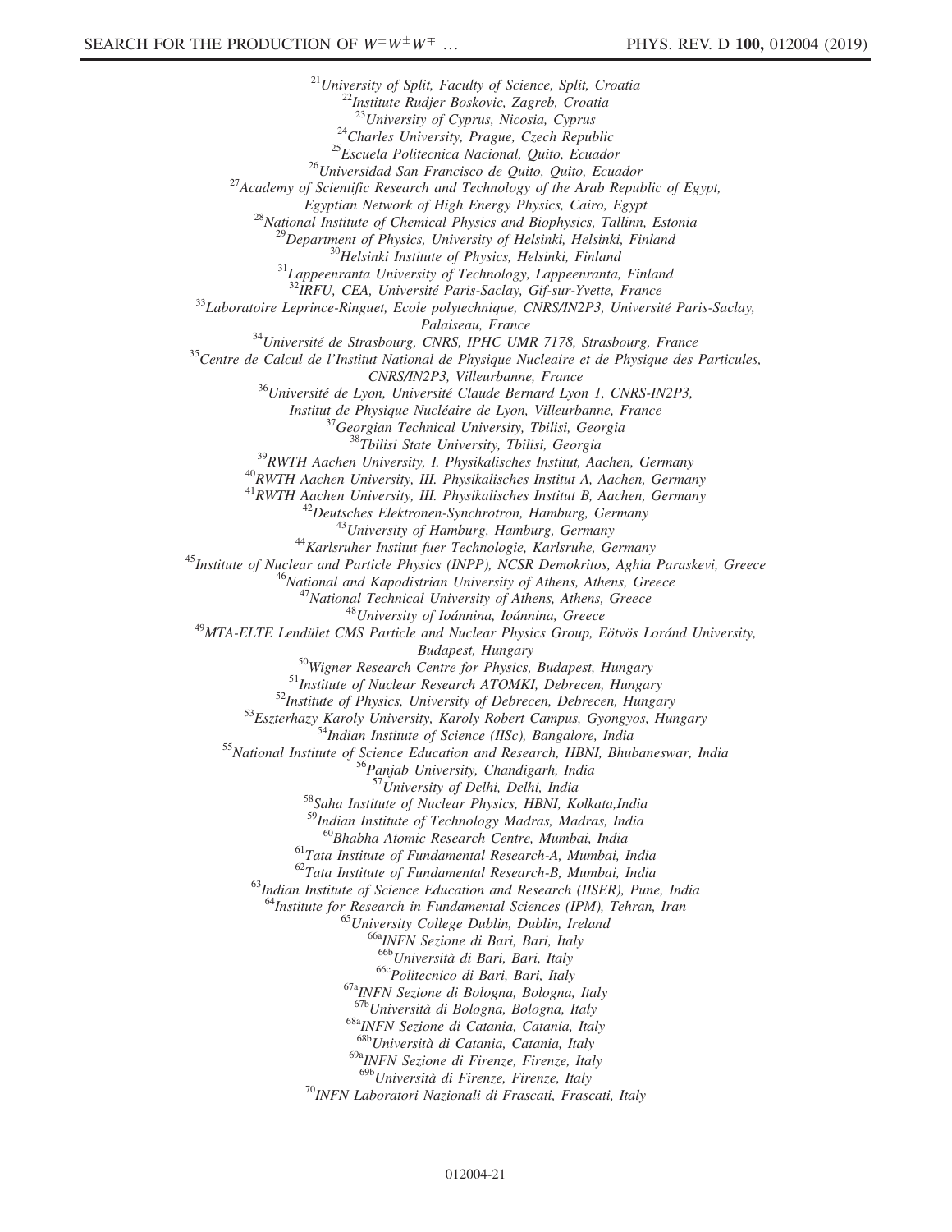[21]*University of Split, Faculty of Science, Split, Croatia*  
[22]*Institute Rudjer Boskovic, Zagreb, Croatia*  
[23]*University of Cyprus, Nicosia, Cyprus*  
[24]*Charles University, Prague, Czech Republic*  
[25]*Escuela Politecnica Nacional, Quito, Ecuador*  
[26]*Universidad San Francisco de Quito, Quito, Ecuador*  
[27]*Academy of Scientific Research and Technology of the Arab Republic of Egypt, Egyptian Network of High Energy Physics, Cairo, Egypt*  
[28]*National Institute of Chemical Physics and Biophysics, Tallinn, Estonia*  
[29]*Department of Physics, University of Helsinki, Helsinki, Finland*  
[30]*Helsinki Institute of Physics, Helsinki, Finland*  
[31]*Lappeenranta University of Technology, Lappeenranta, Finland*  
[32]*IRFU, CEA, Université Paris-Saclay, Gif-sur-Yvette, France*  
[33]*Laboratoire Leprince-Ringuet, Ecole polytechnique, CNRS/IN2P3, Université Paris-Saclay, Palaiseau, France*  
[34]*Université de Strasbourg, CNRS, IPHC UMR 7178, Strasbourg, France*  
[35]*Centre de Calcul de l'Institut National de Physique Nucleaire et de Physique des Particules, CNRS/IN2P3, Villeurbanne, France*  
[36]*Université de Lyon, Université Claude Bernard Lyon 1, CNRS-IN2P3, Institut de Physique Nucléaire de Lyon, Villeurbanne, France*  
[37]*Georgian Technical University, Tbilisi, Georgia*  
[38]*Tbilisi State University, Tbilisi, Georgia*  
[39]*RWTH Aachen University, I. Physikalisches Institut, Aachen, Germany*  
[40]*RWTH Aachen University, III. Physikalisches Institut A, Aachen, Germany*  
[41]*RWTH Aachen University, III. Physikalisches Institut B, Aachen, Germany*  
[42]*Deutsches Elektronen-Synchrotron, Hamburg, Germany*  
[43]*University of Hamburg, Hamburg, Germany*  
[44]*Karlsruher Institut fuer Technologie, Karlsruhe, Germany*  
[45]*Institute of Nuclear and Particle Physics (INPP), NCSR Demokritos, Aghia Paraskevi, Greece*  
[46]*National and Kapodistrian University of Athens, Athens, Greece*  
[47]*National Technical University of Athens, Athens, Greece*  
[48]*University of Ioánnina, Ioánnina, Greece*  
[49]*MTA-ELTE Lendület CMS Particle and Nuclear Physics Group, Eötvös Loránd University, Budapest, Hungary*  
[50]*Wigner Research Centre for Physics, Budapest, Hungary*  
[51]*Institute of Nuclear Research ATOMKI, Debrecen, Hungary*  
[52]*Institute of Physics, University of Debrecen, Debrecen, Hungary*  
[53]*Eszterhazy Karoly University, Karoly Robert Campus, Gyongyos, Hungary*  
[54]*Indian Institute of Science (IISc), Bangalore, India*  
[55]*National Institute of Science Education and Research, HBNI, Bhubaneswar, India*  
[56]*Panjab University, Chandigarh, India*  
[57]*University of Delhi, Delhi, India*  
[58]*Saha Institute of Nuclear Physics, HBNI, Kolkata,India*  
[59]*Indian Institute of Technology Madras, Madras, India*  
[60]*Bhabha Atomic Research Centre, Mumbai, India*  
[61]*Tata Institute of Fundamental Research-A, Mumbai, India*  
[62]*Tata Institute of Fundamental Research-B, Mumbai, India*  
[63]*Indian Institute of Science Education and Research (IISER), Pune, India*  
[64]*Institute for Research in Fundamental Sciences (IPM), Tehran, Iran*  
[65]*University College Dublin, Dublin, Ireland*  
[66a]*INFN Sezione di Bari, Bari, Italy*  
[66b]*Università di Bari, Bari, Italy*  
[66c]*Politecnico di Bari, Bari, Italy*  
[67a]*INFN Sezione di Bologna, Bologna, Italy*  
[67b]*Università di Bologna, Bologna, Italy*  
[68a]*INFN Sezione di Catania, Catania, Italy*  
[68b]*Università di Catania, Catania, Italy*  
[69a]*INFN Sezione di Firenze, Firenze, Italy*  
[69b]*Università di Firenze, Firenze, Italy*  
[70]*INFN Laboratori Nazionali di Frascati, Frascati, Italy*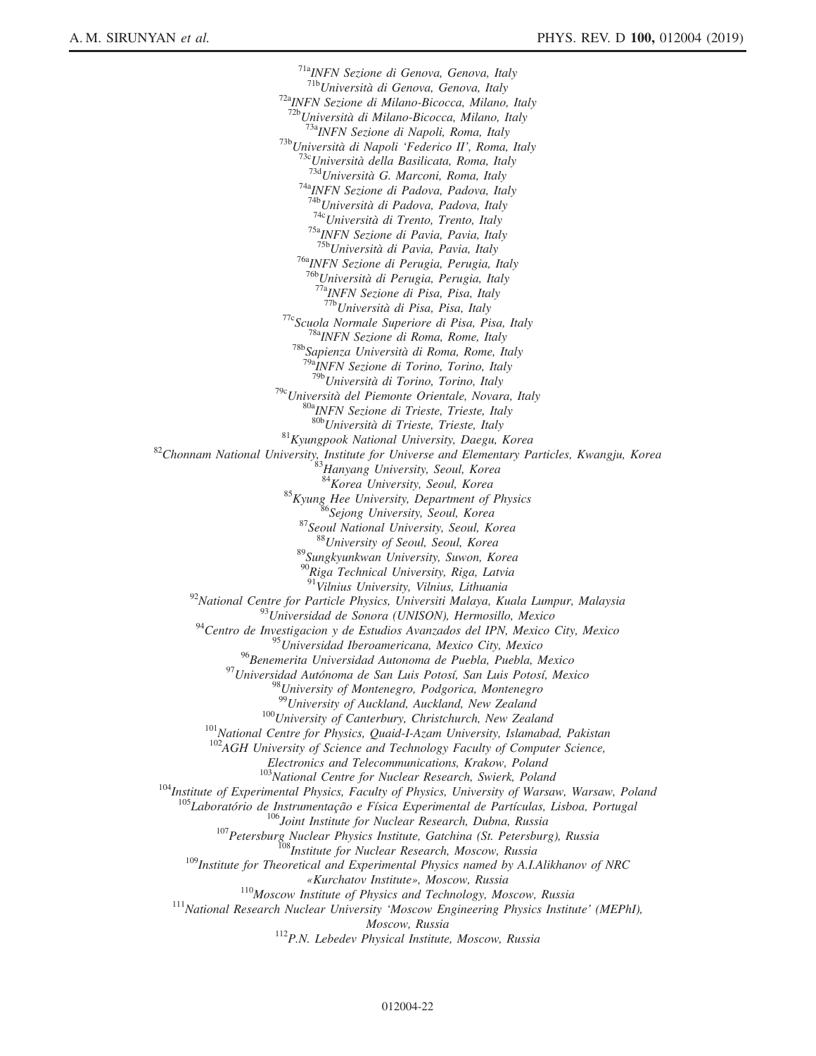[71a]*INFN Sezione di Genova, Genova, Italy*
[71b]*Università di Genova, Genova, Italy*
[72a]*INFN Sezione di Milano-Bicocca, Milano, Italy*
[72b]*Università di Milano-Bicocca, Milano, Italy*
[73a]*INFN Sezione di Napoli, Roma, Italy*
[73b]*Università di Napoli 'Federico II', Roma, Italy*
[73c]*Università della Basilicata, Roma, Italy*
[73d]*Università G. Marconi, Roma, Italy*
[74a]*INFN Sezione di Padova, Padova, Italy*
[74b]*Università di Padova, Padova, Italy*
[74c]*Università di Trento, Trento, Italy*
[75a]*INFN Sezione di Pavia, Pavia, Italy*
[75b]*Università di Pavia, Pavia, Italy*
[76a]*INFN Sezione di Perugia, Perugia, Italy*
[76b]*Università di Perugia, Perugia, Italy*
[77a]*INFN Sezione di Pisa, Pisa, Italy*
[77b]*Università di Pisa, Pisa, Italy*
[77c]*Scuola Normale Superiore di Pisa, Pisa, Italy*
[78a]*INFN Sezione di Roma, Rome, Italy*
[78b]*Sapienza Università di Roma, Rome, Italy*
[79a]*INFN Sezione di Torino, Torino, Italy*
[79b]*Università di Torino, Torino, Italy*
[79c]*Università del Piemonte Orientale, Novara, Italy*
[80a]*INFN Sezione di Trieste, Trieste, Italy*
[80b]*Università di Trieste, Trieste, Italy*
[81]*Kyungpook National University, Daegu, Korea*
[82]*Chonnam National University, Institute for Universe and Elementary Particles, Kwangju, Korea*
[83]*Hanyang University, Seoul, Korea*
[84]*Korea University, Seoul, Korea*
[85]*Kyung Hee University, Department of Physics*
[86]*Sejong University, Seoul, Korea*
[87]*Seoul National University, Seoul, Korea*
[88]*University of Seoul, Seoul, Korea*
[89]*Sungkyunkwan University, Suwon, Korea*
[90]*Riga Technical University, Riga, Latvia*
[91]*Vilnius University, Vilnius, Lithuania*
[92]*National Centre for Particle Physics, Universiti Malaya, Kuala Lumpur, Malaysia*
[93]*Universidad de Sonora (UNISON), Hermosillo, Mexico*
[94]*Centro de Investigacion y de Estudios Avanzados del IPN, Mexico City, Mexico*
[95]*Universidad Iberoamericana, Mexico City, Mexico*
[96]*Benemerita Universidad Autonoma de Puebla, Puebla, Mexico*
[97]*Universidad Autónoma de San Luis Potosí, San Luis Potosí, Mexico*
[98]*University of Montenegro, Podgorica, Montenegro*
[99]*University of Auckland, Auckland, New Zealand*
[100]*University of Canterbury, Christchurch, New Zealand*
[101]*National Centre for Physics, Quaid-I-Azam University, Islamabad, Pakistan*
[102]*AGH University of Science and Technology Faculty of Computer Science, Electronics and Telecommunications, Krakow, Poland*
[103]*National Centre for Nuclear Research, Swierk, Poland*
[104]*Institute of Experimental Physics, Faculty of Physics, University of Warsaw, Warsaw, Poland*
[105]*Laboratório de Instrumentação e Física Experimental de Partículas, Lisboa, Portugal*
[106]*Joint Institute for Nuclear Research, Dubna, Russia*
[107]*Petersburg Nuclear Physics Institute, Gatchina (St. Petersburg), Russia*
[108]*Institute for Nuclear Research, Moscow, Russia*
[109]*Institute for Theoretical and Experimental Physics named by A.I.Alikhanov of NRC «Kurchatov Institute», Moscow, Russia*
[110]*Moscow Institute of Physics and Technology, Moscow, Russia*
[111]*National Research Nuclear University 'Moscow Engineering Physics Institute' (MEPhI), Moscow, Russia*
[112]*P.N. Lebedev Physical Institute, Moscow, Russia*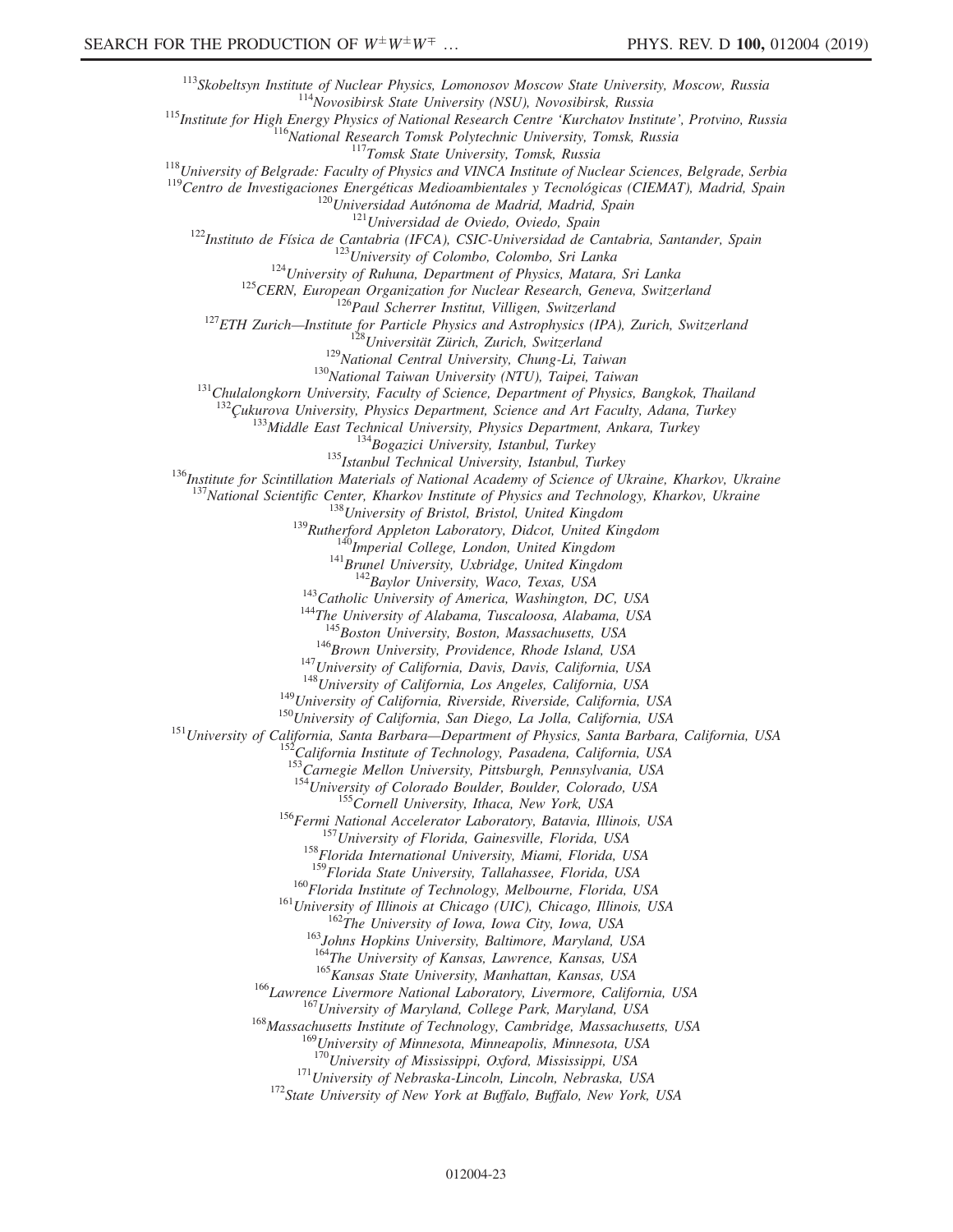[113]Skobeltsyn Institute of Nuclear Physics, Lomonosov Moscow State University, Moscow, Russia

[114]Novosibirsk State University (NSU), Novosibirsk, Russia

[115]Institute for High Energy Physics of National Research Centre 'Kurchatov Institute', Protvino, Russia

[116]National Research Tomsk Polytechnic University, Tomsk, Russia

[117]Tomsk State University, Tomsk, Russia

[118]University of Belgrade: Faculty of Physics and VINCA Institute of Nuclear Sciences, Belgrade, Serbia

[119]Centro de Investigaciones Energéticas Medioambientales y Tecnológicas (CIEMAT), Madrid, Spain

[120]Universidad Autónoma de Madrid, Madrid, Spain

[121]Universidad de Oviedo, Oviedo, Spain

[122]Instituto de Física de Cantabria (IFCA), CSIC-Universidad de Cantabria, Santander, Spain

[123]University of Colombo, Colombo, Sri Lanka

[124]University of Ruhuna, Department of Physics, Matara, Sri Lanka

[125]CERN, European Organization for Nuclear Research, Geneva, Switzerland

[126]Paul Scherrer Institut, Villigen, Switzerland

[127]ETH Zurich—Institute for Particle Physics and Astrophysics (IPA), Zurich, Switzerland

[128]Universität Zürich, Zurich, Switzerland

[129]National Central University, Chung-Li, Taiwan

[130]National Taiwan University (NTU), Taipei, Taiwan

[131]Chulalongkorn University, Faculty of Science, Department of Physics, Bangkok, Thailand

[132]Çukurova University, Physics Department, Science and Art Faculty, Adana, Turkey

[133]Middle East Technical University, Physics Department, Ankara, Turkey

[134]Bogazici University, Istanbul, Turkey

[135]Istanbul Technical University, Istanbul, Turkey

[136]Institute for Scintillation Materials of National Academy of Science of Ukraine, Kharkov, Ukraine

[137]National Scientific Center, Kharkov Institute of Physics and Technology, Kharkov, Ukraine

[138]University of Bristol, Bristol, United Kingdom

[139]Rutherford Appleton Laboratory, Didcot, United Kingdom

[140]Imperial College, London, United Kingdom

[141]Brunel University, Uxbridge, United Kingdom

[142]Baylor University, Waco, Texas, USA

[143]Catholic University of America, Washington, DC, USA

[144]The University of Alabama, Tuscaloosa, Alabama, USA

[145]Boston University, Boston, Massachusetts, USA

[146]Brown University, Providence, Rhode Island, USA

[147]University of California, Davis, Davis, California, USA

[148]University of California, Los Angeles, California, USA

[149]University of California, Riverside, Riverside, California, USA

[150]University of California, San Diego, La Jolla, California, USA

[151]University of California, Santa Barbara—Department of Physics, Santa Barbara, California, USA

[152]California Institute of Technology, Pasadena, California, USA

[153]Carnegie Mellon University, Pittsburgh, Pennsylvania, USA

[154]University of Colorado Boulder, Boulder, Colorado, USA

[155]Cornell University, Ithaca, New York, USA

[156]Fermi National Accelerator Laboratory, Batavia, Illinois, USA

[157]University of Florida, Gainesville, Florida, USA

[158]Florida International University, Miami, Florida, USA

[159]Florida State University, Tallahassee, Florida, USA

[160]Florida Institute of Technology, Melbourne, Florida, USA

[161]University of Illinois at Chicago (UIC), Chicago, Illinois, USA

[162]The University of Iowa, Iowa City, Iowa, USA

[163]Johns Hopkins University, Baltimore, Maryland, USA

[164]The University of Kansas, Lawrence, Kansas, USA

[165]Kansas State University, Manhattan, Kansas, USA

[166]Lawrence Livermore National Laboratory, Livermore, California, USA

[167]University of Maryland, College Park, Maryland, USA

[168]Massachusetts Institute of Technology, Cambridge, Massachusetts, USA

[169]University of Minnesota, Minneapolis, Minnesota, USA

[170]University of Mississippi, Oxford, Mississippi, USA

[171]University of Nebraska-Lincoln, Lincoln, Nebraska, USA

[172]State University of New York at Buffalo, Buffalo, New York, USA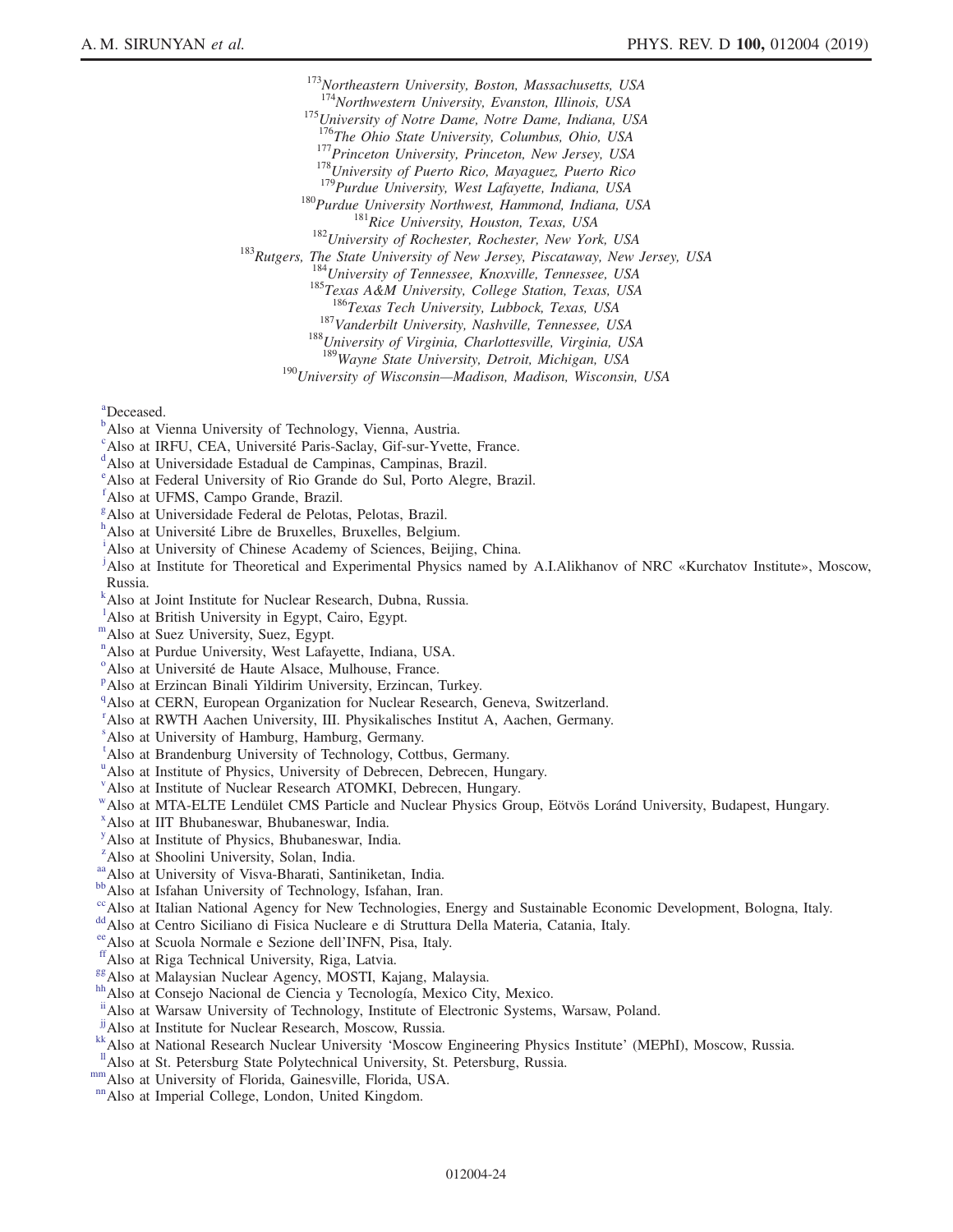[173]*Northeastern University, Boston, Massachusetts, USA*
[174]*Northwestern University, Evanston, Illinois, USA*
[175]*University of Notre Dame, Notre Dame, Indiana, USA*
[176]*The Ohio State University, Columbus, Ohio, USA*
[177]*Princeton University, Princeton, New Jersey, USA*
[178]*University of Puerto Rico, Mayaguez, Puerto Rico*
[179]*Purdue University, West Lafayette, Indiana, USA*
[180]*Purdue University Northwest, Hammond, Indiana, USA*
[181]*Rice University, Houston, Texas, USA*
[182]*University of Rochester, Rochester, New York, USA*
[183]*Rutgers, The State University of New Jersey, Piscataway, New Jersey, USA*
[184]*University of Tennessee, Knoxville, Tennessee, USA*
[185]*Texas A&M University, College Station, Texas, USA*
[186]*Texas Tech University, Lubbock, Texas, USA*
[187]*Vanderbilt University, Nashville, Tennessee, USA*
[188]*University of Virginia, Charlottesville, Virginia, USA*
[189]*Wayne State University, Detroit, Michigan, USA*
[190]*University of Wisconsin—Madison, Madison, Wisconsin, USA*

[a]Deceased.
[b]Also at Vienna University of Technology, Vienna, Austria.
[c]Also at IRFU, CEA, Université Paris-Saclay, Gif-sur-Yvette, France.
[d]Also at Universidade Estadual de Campinas, Campinas, Brazil.
[e]Also at Federal University of Rio Grande do Sul, Porto Alegre, Brazil.
[f]Also at UFMS, Campo Grande, Brazil.
[g]Also at Universidade Federal de Pelotas, Pelotas, Brazil.
[h]Also at Université Libre de Bruxelles, Bruxelles, Belgium.
[i]Also at University of Chinese Academy of Sciences, Beijing, China.
[j]Also at Institute for Theoretical and Experimental Physics named by A.I.Alikhanov of NRC «Kurchatov Institute», Moscow, Russia.
[k]Also at Joint Institute for Nuclear Research, Dubna, Russia.
[l]Also at British University in Egypt, Cairo, Egypt.
[m]Also at Suez University, Suez, Egypt.
[n]Also at Purdue University, West Lafayette, Indiana, USA.
[o]Also at Université de Haute Alsace, Mulhouse, France.
[p]Also at Erzincan Binali Yildirim University, Erzincan, Turkey.
[q]Also at CERN, European Organization for Nuclear Research, Geneva, Switzerland.
[r]Also at RWTH Aachen University, III. Physikalisches Institut A, Aachen, Germany.
[s]Also at University of Hamburg, Hamburg, Germany.
[t]Also at Brandenburg University of Technology, Cottbus, Germany.
[u]Also at Institute of Physics, University of Debrecen, Debrecen, Hungary.
[v]Also at Institute of Nuclear Research ATOMKI, Debrecen, Hungary.
[w]Also at MTA-ELTE Lendület CMS Particle and Nuclear Physics Group, Eötvös Loránd University, Budapest, Hungary.
[x]Also at IIT Bhubaneswar, Bhubaneswar, India.
[y]Also at Institute of Physics, Bhubaneswar, India.
[z]Also at Shoolini University, Solan, India.
[aa]Also at University of Visva-Bharati, Santiniketan, India.
[bb]Also at Isfahan University of Technology, Isfahan, Iran.
[cc]Also at Italian National Agency for New Technologies, Energy and Sustainable Economic Development, Bologna, Italy.
[dd]Also at Centro Siciliano di Fisica Nucleare e di Struttura Della Materia, Catania, Italy.
[ee]Also at Scuola Normale e Sezione dell'INFN, Pisa, Italy.
[ff]Also at Riga Technical University, Riga, Latvia.
[gg]Also at Malaysian Nuclear Agency, MOSTI, Kajang, Malaysia.
[hh]Also at Consejo Nacional de Ciencia y Tecnología, Mexico City, Mexico.
[ii]Also at Warsaw University of Technology, Institute of Electronic Systems, Warsaw, Poland.
[jj]Also at Institute for Nuclear Research, Moscow, Russia.
[kk]Also at National Research Nuclear University 'Moscow Engineering Physics Institute' (MEPhI), Moscow, Russia.
[ll]Also at St. Petersburg State Polytechnical University, St. Petersburg, Russia.
[mm]Also at University of Florida, Gainesville, Florida, USA.
[nn]Also at Imperial College, London, United Kingdom.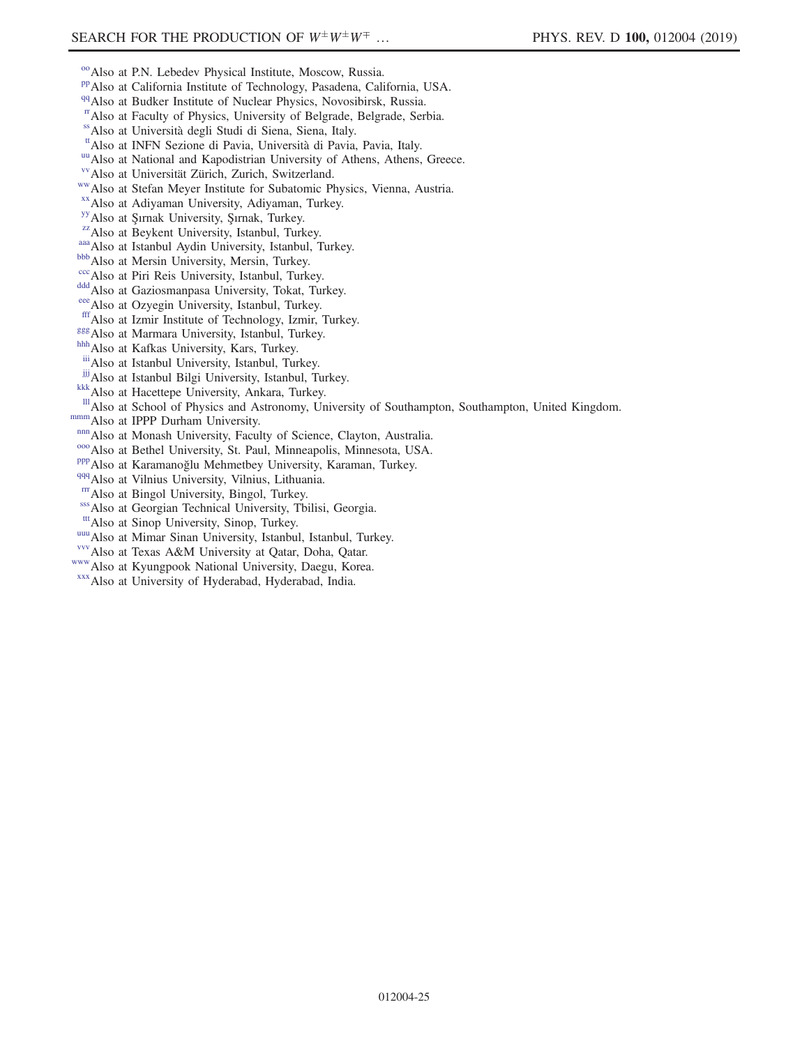[oo]Also at P.N. Lebedev Physical Institute, Moscow, Russia.
[pp]Also at California Institute of Technology, Pasadena, California, USA.
[qq]Also at Budker Institute of Nuclear Physics, Novosibirsk, Russia.
[rr]Also at Faculty of Physics, University of Belgrade, Belgrade, Serbia.
[ss]Also at Università degli Studi di Siena, Siena, Italy.
[tt]Also at INFN Sezione di Pavia, Università di Pavia, Pavia, Italy.
[uu]Also at National and Kapodistrian University of Athens, Athens, Greece.
[vv]Also at Universität Zürich, Zurich, Switzerland.
[ww]Also at Stefan Meyer Institute for Subatomic Physics, Vienna, Austria.
[xx]Also at Adiyaman University, Adiyaman, Turkey.
[yy]Also at Şırnak University, Şırnak, Turkey.
[zz]Also at Beykent University, Istanbul, Turkey.
[aaa]Also at Istanbul Aydin University, Istanbul, Turkey.
[bbb]Also at Mersin University, Mersin, Turkey.
[ccc]Also at Piri Reis University, Istanbul, Turkey.
[ddd]Also at Gaziosmanpasa University, Tokat, Turkey.
[eee]Also at Ozyegin University, Istanbul, Turkey.
[fff]Also at Izmir Institute of Technology, Izmir, Turkey.
[ggg]Also at Marmara University, Istanbul, Turkey.
[hhh]Also at Kafkas University, Kars, Turkey.
[iii]Also at Istanbul University, Istanbul, Turkey.
[jjj]Also at Istanbul Bilgi University, Istanbul, Turkey.
[kkk]Also at Hacettepe University, Ankara, Turkey.
[lll]Also at School of Physics and Astronomy, University of Southampton, Southampton, United Kingdom.
[mmm]Also at IPPP Durham University.
[nnn]Also at Monash University, Faculty of Science, Clayton, Australia.
[ooo]Also at Bethel University, St. Paul, Minneapolis, Minnesota, USA.
[ppp]Also at Karamanoğlu Mehmetbey University, Karaman, Turkey.
[qqq]Also at Vilnius University, Vilnius, Lithuania.
[rrr]Also at Bingol University, Bingol, Turkey.
[sss]Also at Georgian Technical University, Tbilisi, Georgia.
[ttt]Also at Sinop University, Sinop, Turkey.
[uuu]Also at Mimar Sinan University, Istanbul, Istanbul, Turkey.
[vvv]Also at Texas A&M University at Qatar, Doha, Qatar.
[www]Also at Kyungpook National University, Daegu, Korea.
[xxx]Also at University of Hyderabad, Hyderabad, India.